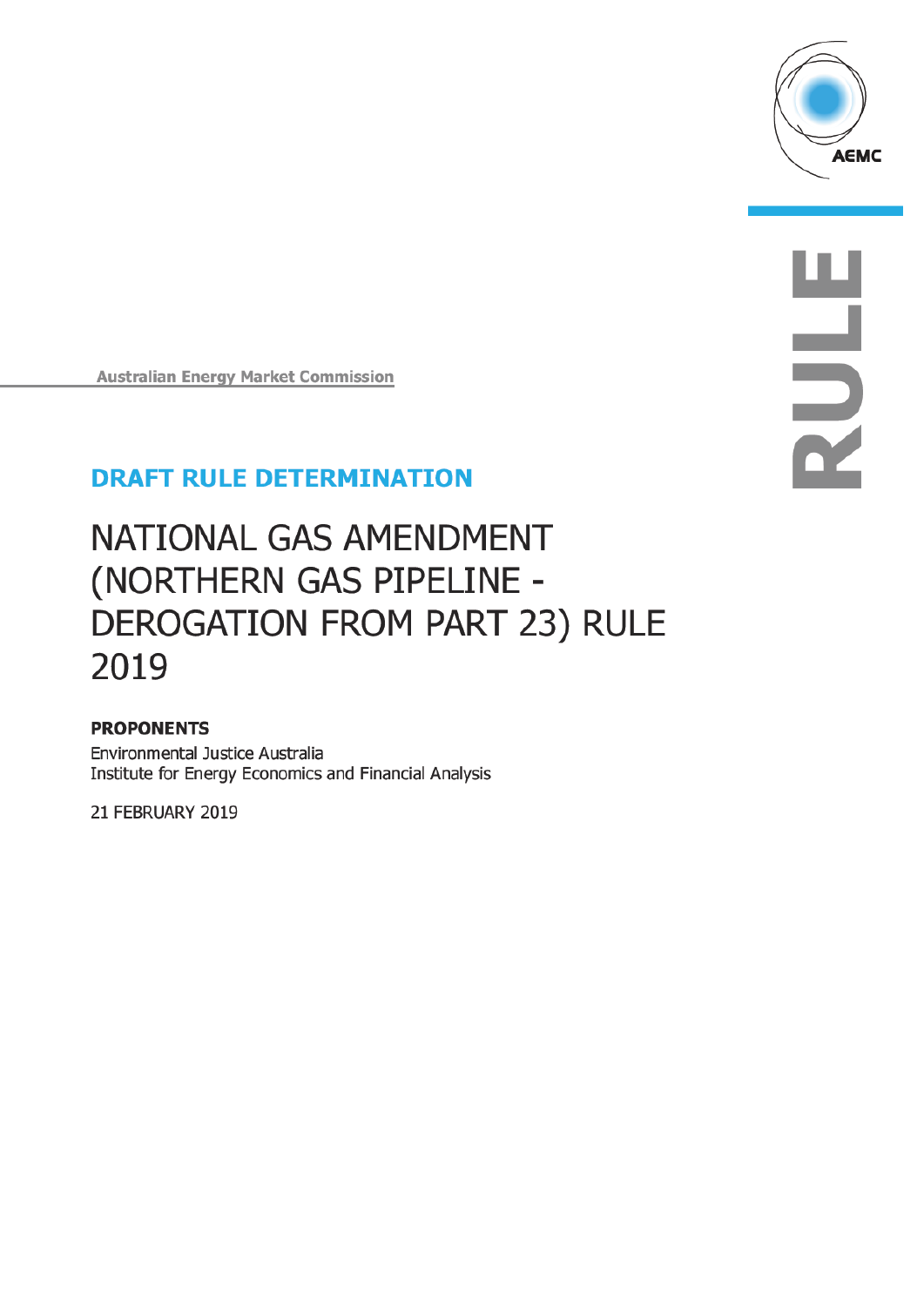Australian Energy Market Commission

## DRAFT RULE DETERMINATION

# NATIONAL GAS AMENDMENT (NORTHERN GAS PIPELINE - DEROGATION FROM PART 23) RULE 2019

**PROPONENTS**

Environmental Justice Australia
Institute for Energy Economics and Financial Analysis

21 FEBRUARY 2019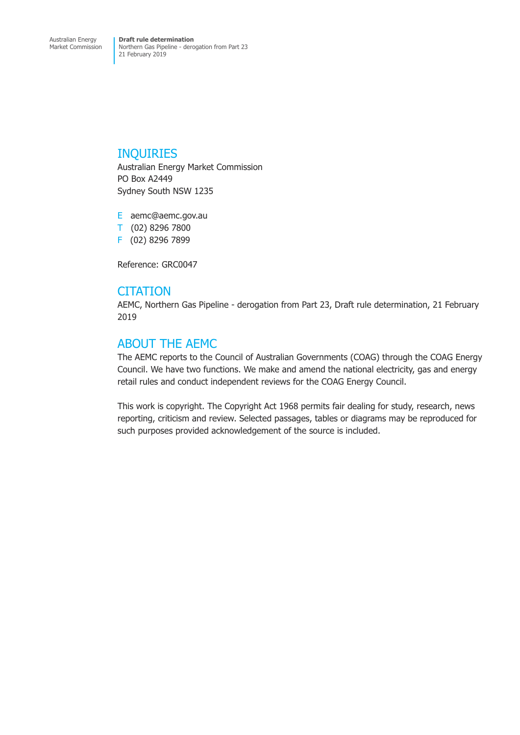## INQUIRIES

Australian Energy Market Commission
PO Box A2449
Sydney South NSW 1235

E aemc@aemc.gov.au
T (02) 8296 7800
F (02) 8296 7899

Reference: GRC0047

## CITATION

AEMC, Northern Gas Pipeline - derogation from Part 23, Draft rule determination, 21 February 2019

## ABOUT THE AEMC

The AEMC reports to the Council of Australian Governments (COAG) through the COAG Energy Council. We have two functions. We make and amend the national electricity, gas and energy retail rules and conduct independent reviews for the COAG Energy Council.

This work is copyright. The Copyright Act 1968 permits fair dealing for study, research, news reporting, criticism and review. Selected passages, tables or diagrams may be reproduced for such purposes provided acknowledgement of the source is included.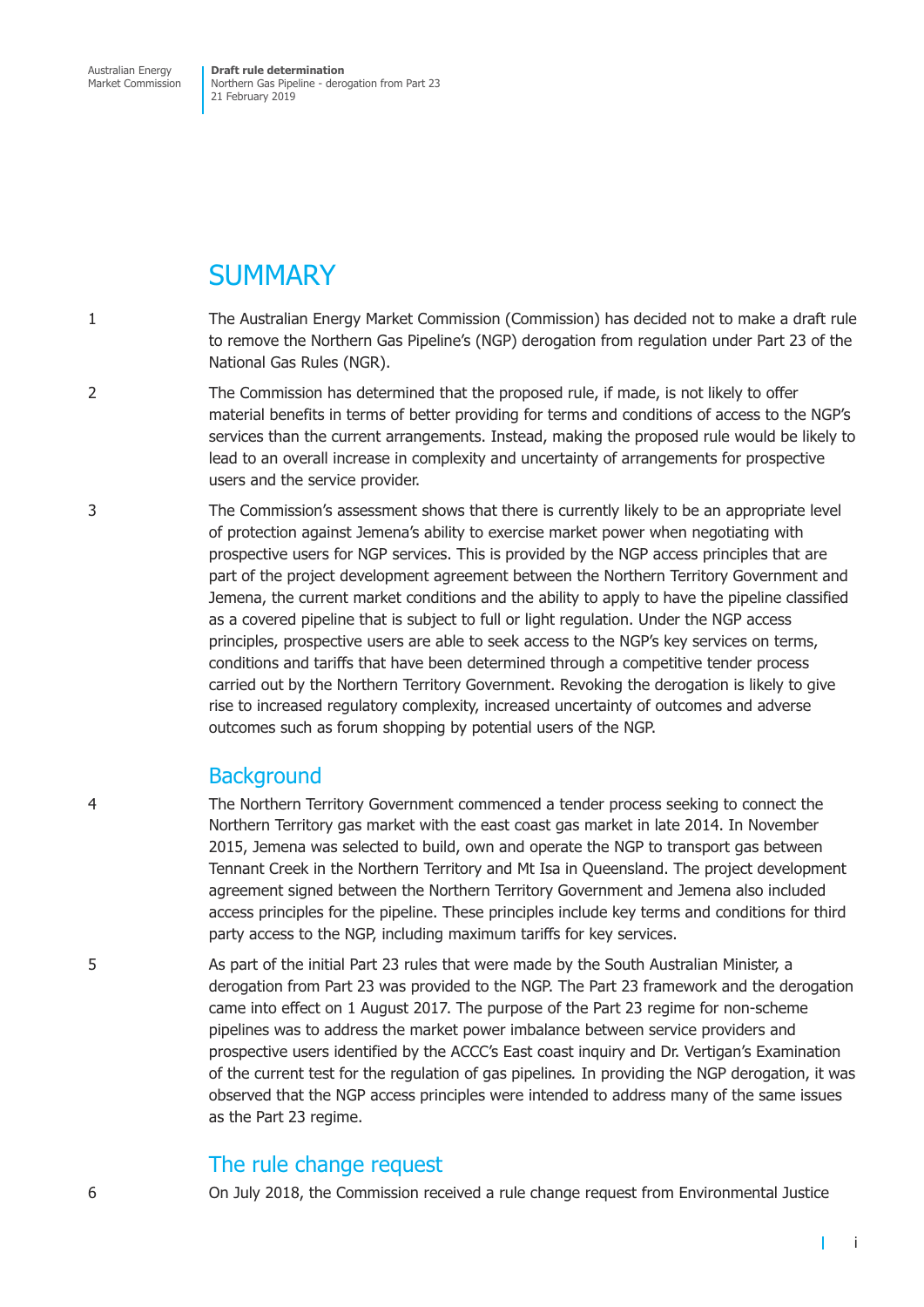# SUMMARY

1 The Australian Energy Market Commission (Commission) has decided not to make a draft rule to remove the Northern Gas Pipeline's (NGP) derogation from regulation under Part 23 of the National Gas Rules (NGR).

2 The Commission has determined that the proposed rule, if made, is not likely to offer material benefits in terms of better providing for terms and conditions of access to the NGP's services than the current arrangements. Instead, making the proposed rule would be likely to lead to an overall increase in complexity and uncertainty of arrangements for prospective users and the service provider.

3 The Commission's assessment shows that there is currently likely to be an appropriate level of protection against Jemena's ability to exercise market power when negotiating with prospective users for NGP services. This is provided by the NGP access principles that are part of the project development agreement between the Northern Territory Government and Jemena, the current market conditions and the ability to apply to have the pipeline classified as a covered pipeline that is subject to full or light regulation. Under the NGP access principles, prospective users are able to seek access to the NGP's key services on terms, conditions and tariffs that have been determined through a competitive tender process carried out by the Northern Territory Government. Revoking the derogation is likely to give rise to increased regulatory complexity, increased uncertainty of outcomes and adverse outcomes such as forum shopping by potential users of the NGP.

## Background

4 The Northern Territory Government commenced a tender process seeking to connect the Northern Territory gas market with the east coast gas market in late 2014. In November 2015, Jemena was selected to build, own and operate the NGP to transport gas between Tennant Creek in the Northern Territory and Mt Isa in Queensland. The project development agreement signed between the Northern Territory Government and Jemena also included access principles for the pipeline. These principles include key terms and conditions for third party access to the NGP, including maximum tariffs for key services.

5 As part of the initial Part 23 rules that were made by the South Australian Minister, a derogation from Part 23 was provided to the NGP. The Part 23 framework and the derogation came into effect on 1 August 2017. The purpose of the Part 23 regime for non-scheme pipelines was to address the market power imbalance between service providers and prospective users identified by the ACCC's East coast inquiry and Dr. Vertigan's Examination of the current test for the regulation of gas pipelines. In providing the NGP derogation, it was observed that the NGP access principles were intended to address many of the same issues as the Part 23 regime.

## The rule change request

6 On July 2018, the Commission received a rule change request from Environmental Justice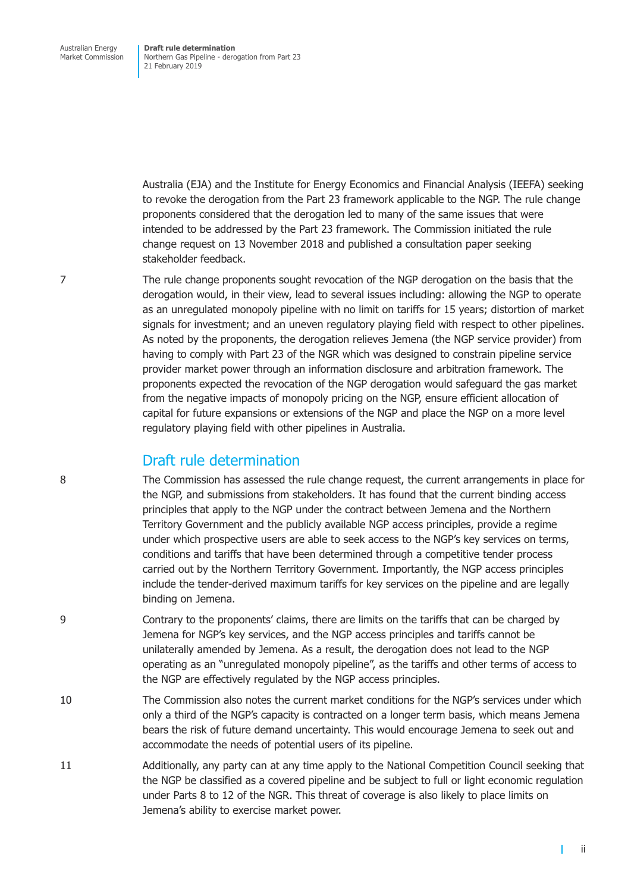Australia (EJA) and the Institute for Energy Economics and Financial Analysis (IEEFA) seeking to revoke the derogation from the Part 23 framework applicable to the NGP. The rule change proponents considered that the derogation led to many of the same issues that were intended to be addressed by the Part 23 framework. The Commission initiated the rule change request on 13 November 2018 and published a consultation paper seeking stakeholder feedback.

7 The rule change proponents sought revocation of the NGP derogation on the basis that the derogation would, in their view, lead to several issues including: allowing the NGP to operate as an unregulated monopoly pipeline with no limit on tariffs for 15 years; distortion of market signals for investment; and an uneven regulatory playing field with respect to other pipelines. As noted by the proponents, the derogation relieves Jemena (the NGP service provider) from having to comply with Part 23 of the NGR which was designed to constrain pipeline service provider market power through an information disclosure and arbitration framework. The proponents expected the revocation of the NGP derogation would safeguard the gas market from the negative impacts of monopoly pricing on the NGP, ensure efficient allocation of capital for future expansions or extensions of the NGP and place the NGP on a more level regulatory playing field with other pipelines in Australia.

## Draft rule determination

8 The Commission has assessed the rule change request, the current arrangements in place for the NGP, and submissions from stakeholders. It has found that the current binding access principles that apply to the NGP under the contract between Jemena and the Northern Territory Government and the publicly available NGP access principles, provide a regime under which prospective users are able to seek access to the NGP's key services on terms, conditions and tariffs that have been determined through a competitive tender process carried out by the Northern Territory Government. Importantly, the NGP access principles include the tender-derived maximum tariffs for key services on the pipeline and are legally binding on Jemena.

9 Contrary to the proponents' claims, there are limits on the tariffs that can be charged by Jemena for NGP's key services, and the NGP access principles and tariffs cannot be unilaterally amended by Jemena. As a result, the derogation does not lead to the NGP operating as an "unregulated monopoly pipeline", as the tariffs and other terms of access to the NGP are effectively regulated by the NGP access principles.

10 The Commission also notes the current market conditions for the NGP's services under which only a third of the NGP's capacity is contracted on a longer term basis, which means Jemena bears the risk of future demand uncertainty. This would encourage Jemena to seek out and accommodate the needs of potential users of its pipeline.

11 Additionally, any party can at any time apply to the National Competition Council seeking that the NGP be classified as a covered pipeline and be subject to full or light economic regulation under Parts 8 to 12 of the NGR. This threat of coverage is also likely to place limits on Jemena's ability to exercise market power.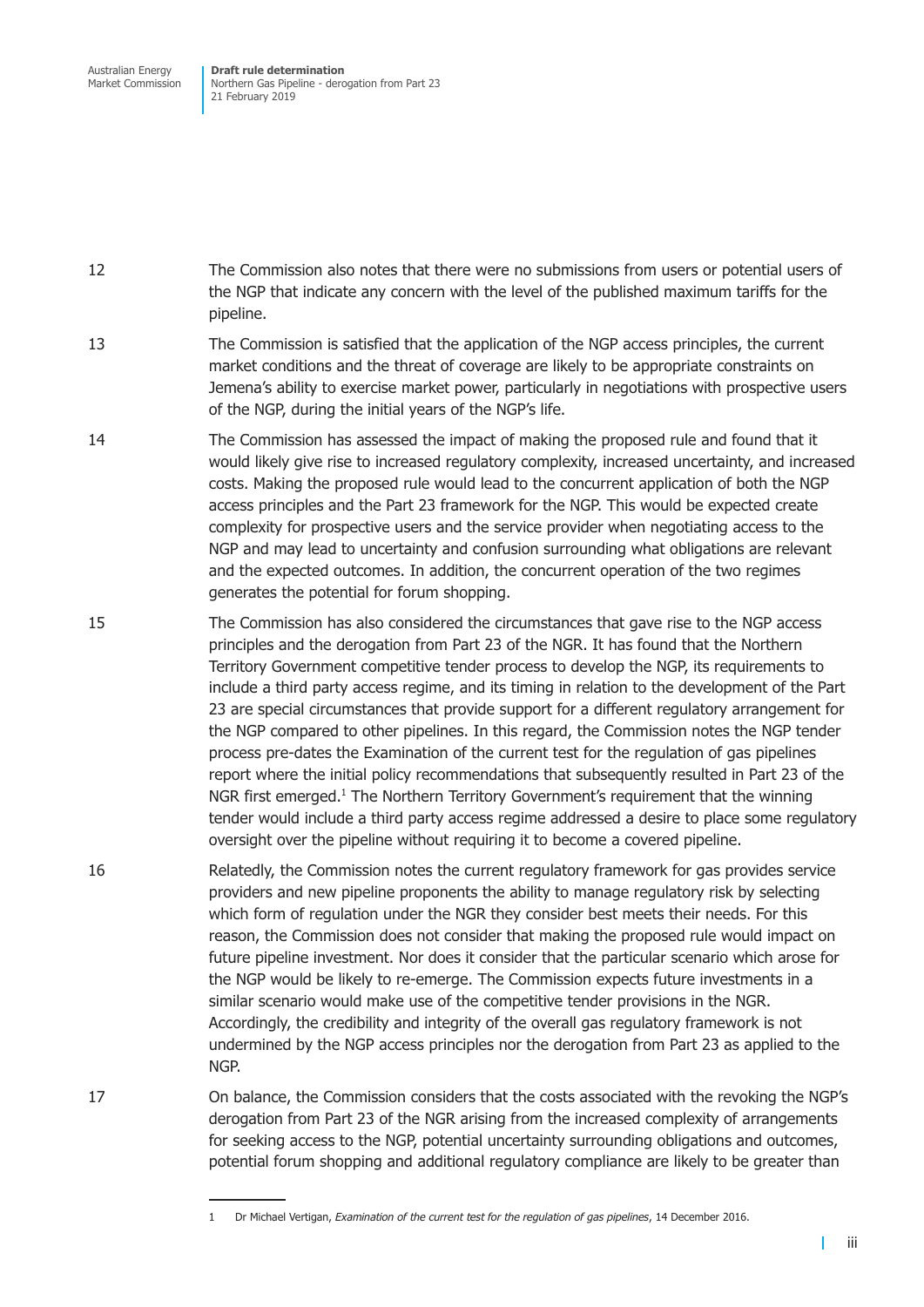12 The Commission also notes that there were no submissions from users or potential users of the NGP that indicate any concern with the level of the published maximum tariffs for the pipeline.

13 The Commission is satisfied that the application of the NGP access principles, the current market conditions and the threat of coverage are likely to be appropriate constraints on Jemena's ability to exercise market power, particularly in negotiations with prospective users of the NGP, during the initial years of the NGP's life.

14 The Commission has assessed the impact of making the proposed rule and found that it would likely give rise to increased regulatory complexity, increased uncertainty, and increased costs. Making the proposed rule would lead to the concurrent application of both the NGP access principles and the Part 23 framework for the NGP. This would be expected create complexity for prospective users and the service provider when negotiating access to the NGP and may lead to uncertainty and confusion surrounding what obligations are relevant and the expected outcomes. In addition, the concurrent operation of the two regimes generates the potential for forum shopping.

15 The Commission has also considered the circumstances that gave rise to the NGP access principles and the derogation from Part 23 of the NGR. It has found that the Northern Territory Government competitive tender process to develop the NGP, its requirements to include a third party access regime, and its timing in relation to the development of the Part 23 are special circumstances that provide support for a different regulatory arrangement for the NGP compared to other pipelines. In this regard, the Commission notes the NGP tender process pre-dates the Examination of the current test for the regulation of gas pipelines report where the initial policy recommendations that subsequently resulted in Part 23 of the NGR first emerged.[1] The Northern Territory Government's requirement that the winning tender would include a third party access regime addressed a desire to place some regulatory oversight over the pipeline without requiring it to become a covered pipeline.

16 Relatedly, the Commission notes the current regulatory framework for gas provides service providers and new pipeline proponents the ability to manage regulatory risk by selecting which form of regulation under the NGR they consider best meets their needs. For this reason, the Commission does not consider that making the proposed rule would impact on future pipeline investment. Nor does it consider that the particular scenario which arose for the NGP would be likely to re-emerge. The Commission expects future investments in a similar scenario would make use of the competitive tender provisions in the NGR. Accordingly, the credibility and integrity of the overall gas regulatory framework is not undermined by the NGP access principles nor the derogation from Part 23 as applied to the NGP.

17 On balance, the Commission considers that the costs associated with the revoking the NGP's derogation from Part 23 of the NGR arising from the increased complexity of arrangements for seeking access to the NGP, potential uncertainty surrounding obligations and outcomes, potential forum shopping and additional regulatory compliance are likely to be greater than

---

1 Dr Michael Vertigan, *Examination of the current test for the regulation of gas pipelines*, 14 December 2016.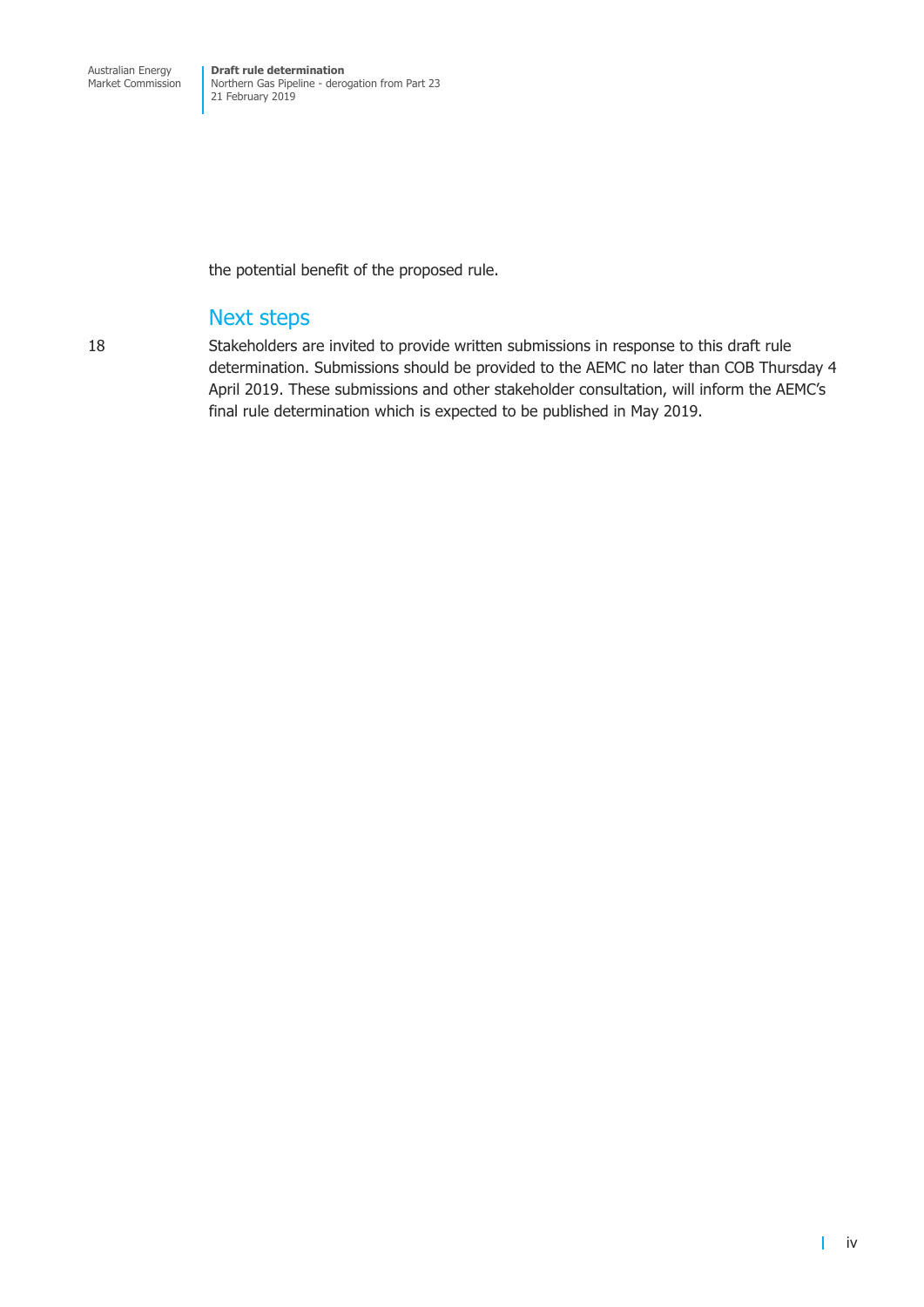the potential benefit of the proposed rule.

## Next steps

18 Stakeholders are invited to provide written submissions in response to this draft rule determination. Submissions should be provided to the AEMC no later than COB Thursday 4 April 2019. These submissions and other stakeholder consultation, will inform the AEMC's final rule determination which is expected to be published in May 2019.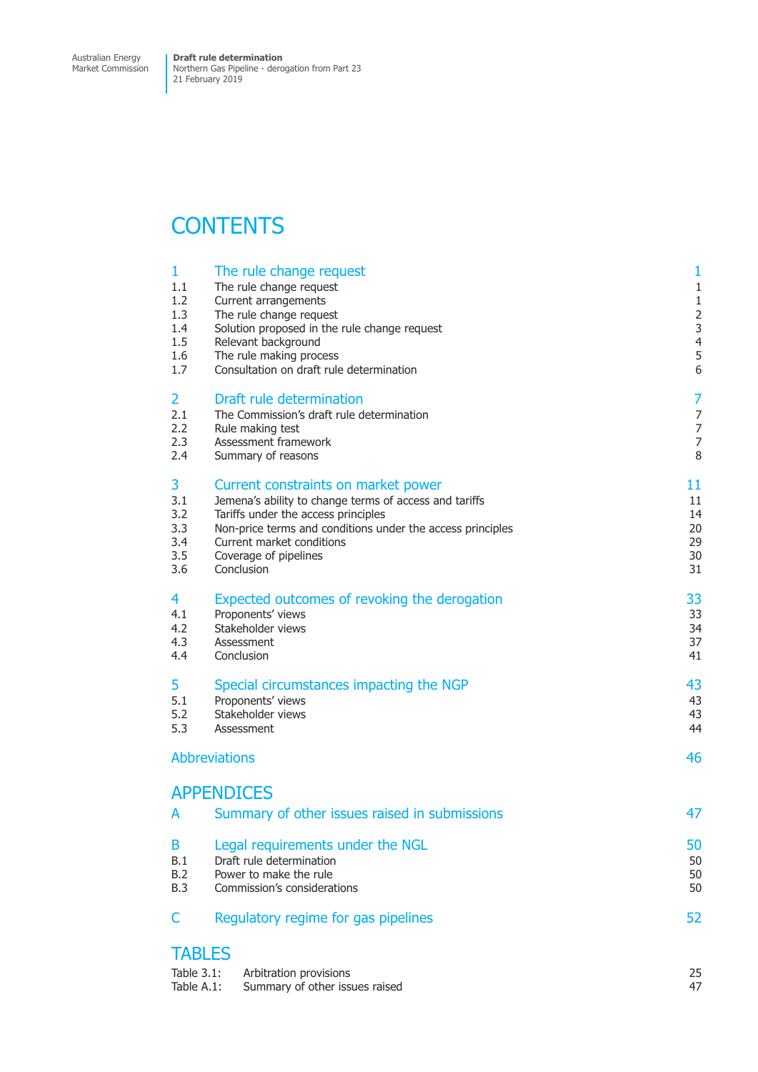# CONTENTS

| | | |
|---|---|---|
| **1** | **The rule change request** | **1** |
| 1.1 | The rule change request | 1 |
| 1.2 | Current arrangements | 1 |
| 1.3 | The rule change request | 2 |
| 1.4 | Solution proposed in the rule change request | 3 |
| 1.5 | Relevant background | 4 |
| 1.6 | The rule making process | 5 |
| 1.7 | Consultation on draft rule determination | 6 |
| **2** | **Draft rule determination** | **7** |
| 2.1 | The Commission's draft rule determination | 7 |
| 2.2 | Rule making test | 7 |
| 2.3 | Assessment framework | 7 |
| 2.4 | Summary of reasons | 8 |
| **3** | **Current constraints on market power** | **11** |
| 3.1 | Jemena's ability to change terms of access and tariffs | 11 |
| 3.2 | Tariffs under the access principles | 14 |
| 3.3 | Non-price terms and conditions under the access principles | 20 |
| 3.4 | Current market conditions | 29 |
| 3.5 | Coverage of pipelines | 30 |
| 3.6 | Conclusion | 31 |
| **4** | **Expected outcomes of revoking the derogation** | **33** |
| 4.1 | Proponents' views | 33 |
| 4.2 | Stakeholder views | 34 |
| 4.3 | Assessment | 37 |
| 4.4 | Conclusion | 41 |
| **5** | **Special circumstances impacting the NGP** | **43** |
| 5.1 | Proponents' views | 43 |
| 5.2 | Stakeholder views | 43 |
| 5.3 | Assessment | 44 |
| | **Abbreviations** | **46** |

## APPENDICES

| | | |
|---|---|---|
| **A** | **Summary of other issues raised in submissions** | **47** |
| **B** | **Legal requirements under the NGL** | **50** |
| B.1 | Draft rule determination | 50 |
| B.2 | Power to make the rule | 50 |
| B.3 | Commission's considerations | 50 |
| **C** | **Regulatory regime for gas pipelines** | **52** |

## TABLES

| | | |
|---|---|---|
| Table 3.1: | Arbitration provisions | 25 |
| Table A.1: | Summary of other issues raised | 47 |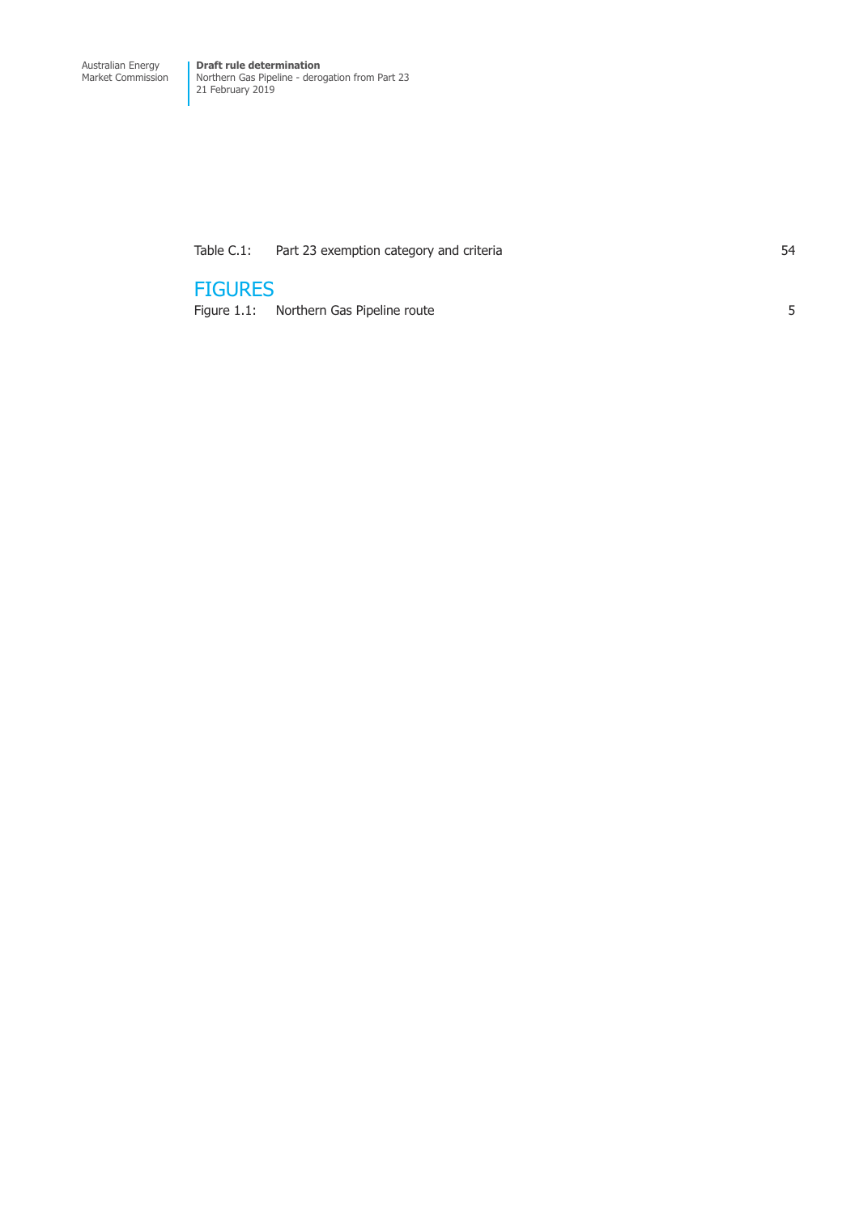| | | |
|---|---|---|
| Table C.1: | Part 23 exemption category and criteria | 54 |

## FIGURES

| | | |
|---|---|---|
| Figure 1.1: | Northern Gas Pipeline route | 5 |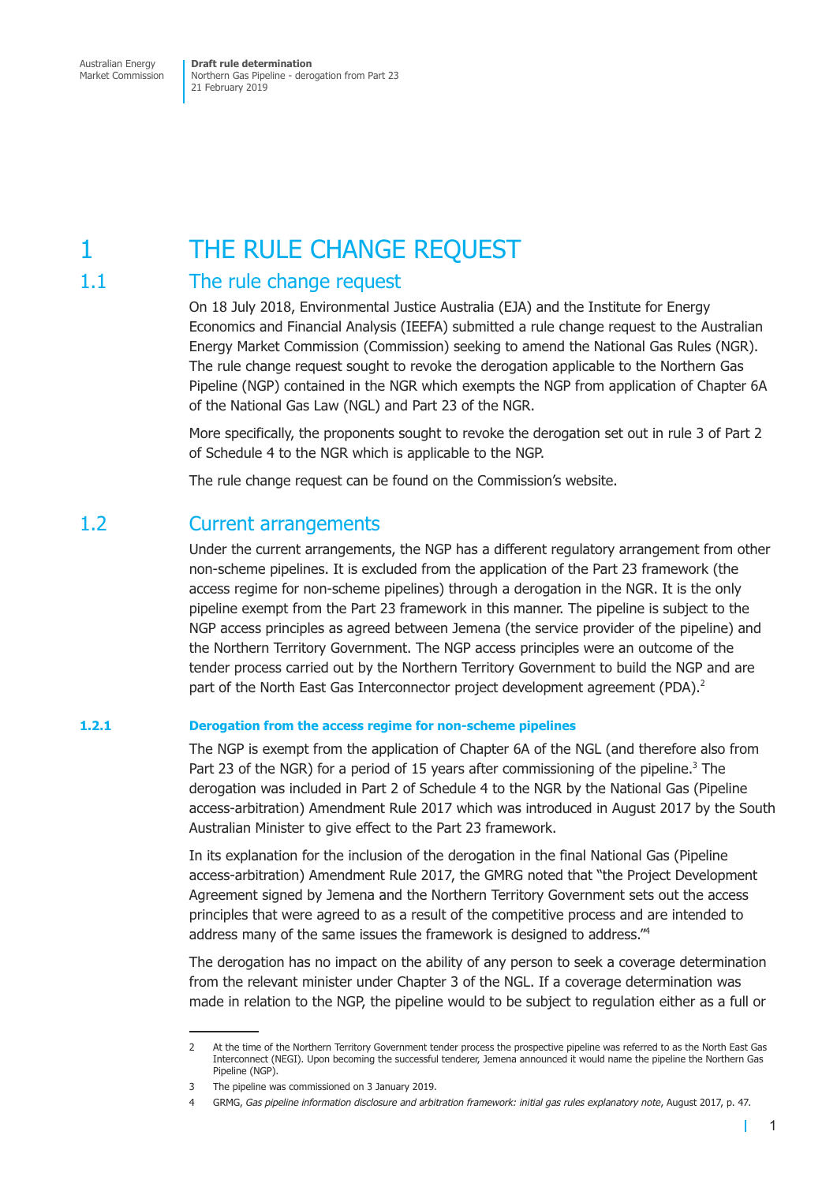# 1 THE RULE CHANGE REQUEST

## 1.1 The rule change request

On 18 July 2018, Environmental Justice Australia (EJA) and the Institute for Energy Economics and Financial Analysis (IEEFA) submitted a rule change request to the Australian Energy Market Commission (Commission) seeking to amend the National Gas Rules (NGR). The rule change request sought to revoke the derogation applicable to the Northern Gas Pipeline (NGP) contained in the NGR which exempts the NGP from application of Chapter 6A of the National Gas Law (NGL) and Part 23 of the NGR.

More specifically, the proponents sought to revoke the derogation set out in rule 3 of Part 2 of Schedule 4 to the NGR which is applicable to the NGP.

The rule change request can be found on the Commission's website.

## 1.2 Current arrangements

Under the current arrangements, the NGP has a different regulatory arrangement from other non-scheme pipelines. It is excluded from the application of the Part 23 framework (the access regime for non-scheme pipelines) through a derogation in the NGR. It is the only pipeline exempt from the Part 23 framework in this manner. The pipeline is subject to the NGP access principles as agreed between Jemena (the service provider of the pipeline) and the Northern Territory Government. The NGP access principles were an outcome of the tender process carried out by the Northern Territory Government to build the NGP and are part of the North East Gas Interconnector project development agreement (PDA).[2]

### 1.2.1 Derogation from the access regime for non-scheme pipelines

The NGP is exempt from the application of Chapter 6A of the NGL (and therefore also from Part 23 of the NGR) for a period of 15 years after commissioning of the pipeline.[3] The derogation was included in Part 2 of Schedule 4 to the NGR by the National Gas (Pipeline access-arbitration) Amendment Rule 2017 which was introduced in August 2017 by the South Australian Minister to give effect to the Part 23 framework.

In its explanation for the inclusion of the derogation in the final National Gas (Pipeline access-arbitration) Amendment Rule 2017, the GMRG noted that "the Project Development Agreement signed by Jemena and the Northern Territory Government sets out the access principles that were agreed to as a result of the competitive process and are intended to address many of the same issues the framework is designed to address."[4]

The derogation has no impact on the ability of any person to seek a coverage determination from the relevant minister under Chapter 3 of the NGL. If a coverage determination was made in relation to the NGP, the pipeline would to be subject to regulation either as a full or

---

2 At the time of the Northern Territory Government tender process the prospective pipeline was referred to as the North East Gas Interconnect (NEGI). Upon becoming the successful tenderer, Jemena announced it would name the pipeline the Northern Gas Pipeline (NGP).

3 The pipeline was commissioned on 3 January 2019.

4 GRMG, *Gas pipeline information disclosure and arbitration framework: initial gas rules explanatory note*, August 2017, p. 47.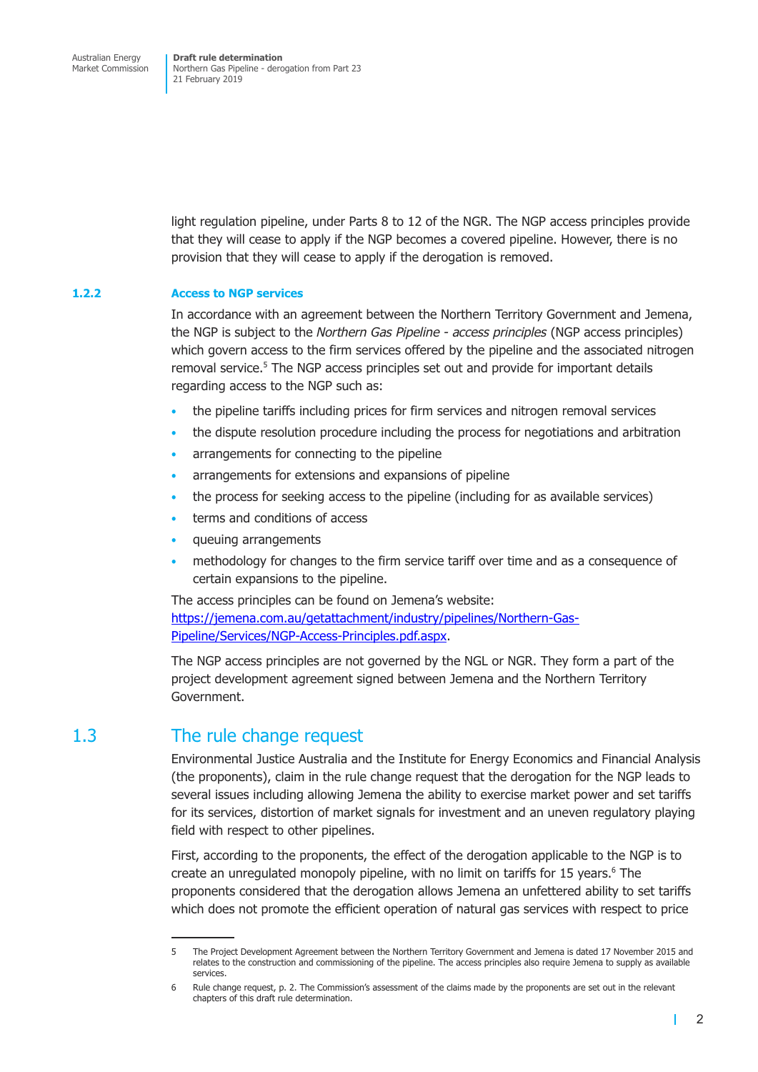light regulation pipeline, under Parts 8 to 12 of the NGR. The NGP access principles provide that they will cease to apply if the NGP becomes a covered pipeline. However, there is no provision that they will cease to apply if the derogation is removed.

### 1.2.2 Access to NGP services

In accordance with an agreement between the Northern Territory Government and Jemena, the NGP is subject to the *Northern Gas Pipeline - access principles* (NGP access principles) which govern access to the firm services offered by the pipeline and the associated nitrogen removal service.[5] The NGP access principles set out and provide for important details regarding access to the NGP such as:

- the pipeline tariffs including prices for firm services and nitrogen removal services
- the dispute resolution procedure including the process for negotiations and arbitration
- arrangements for connecting to the pipeline
- arrangements for extensions and expansions of pipeline
- the process for seeking access to the pipeline (including for as available services)
- terms and conditions of access
- queuing arrangements
- methodology for changes to the firm service tariff over time and as a consequence of certain expansions to the pipeline.

The access principles can be found on Jemena's website: https://jemena.com.au/getattachment/industry/pipelines/Northern-Gas-Pipeline/Services/NGP-Access-Principles.pdf.aspx.

The NGP access principles are not governed by the NGL or NGR. They form a part of the project development agreement signed between Jemena and the Northern Territory Government.

## 1.3 The rule change request

Environmental Justice Australia and the Institute for Energy Economics and Financial Analysis (the proponents), claim in the rule change request that the derogation for the NGP leads to several issues including allowing Jemena the ability to exercise market power and set tariffs for its services, distortion of market signals for investment and an uneven regulatory playing field with respect to other pipelines.

First, according to the proponents, the effect of the derogation applicable to the NGP is to create an unregulated monopoly pipeline, with no limit on tariffs for 15 years.[6] The proponents considered that the derogation allows Jemena an unfettered ability to set tariffs which does not promote the efficient operation of natural gas services with respect to price

---

5 The Project Development Agreement between the Northern Territory Government and Jemena is dated 17 November 2015 and relates to the construction and commissioning of the pipeline. The access principles also require Jemena to supply as available services.

6 Rule change request, p. 2. The Commission's assessment of the claims made by the proponents are set out in the relevant chapters of this draft rule determination.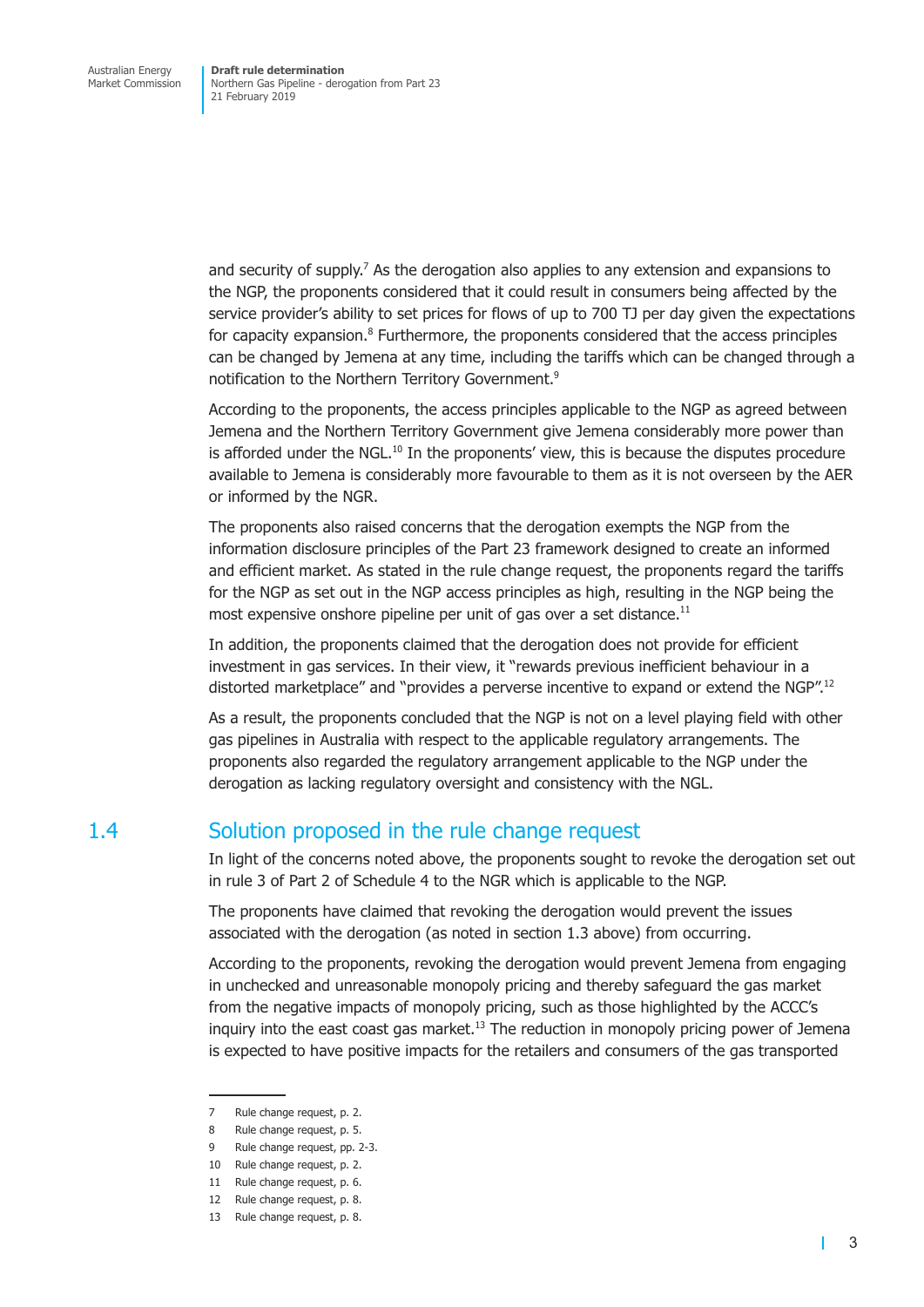and security of supply.[7] As the derogation also applies to any extension and expansions to the NGP, the proponents considered that it could result in consumers being affected by the service provider's ability to set prices for flows of up to 700 TJ per day given the expectations for capacity expansion.[8] Furthermore, the proponents considered that the access principles can be changed by Jemena at any time, including the tariffs which can be changed through a notification to the Northern Territory Government.[9]

According to the proponents, the access principles applicable to the NGP as agreed between Jemena and the Northern Territory Government give Jemena considerably more power than is afforded under the NGL.[10] In the proponents' view, this is because the disputes procedure available to Jemena is considerably more favourable to them as it is not overseen by the AER or informed by the NGR.

The proponents also raised concerns that the derogation exempts the NGP from the information disclosure principles of the Part 23 framework designed to create an informed and efficient market. As stated in the rule change request, the proponents regard the tariffs for the NGP as set out in the NGP access principles as high, resulting in the NGP being the most expensive onshore pipeline per unit of gas over a set distance.[11]

In addition, the proponents claimed that the derogation does not provide for efficient investment in gas services. In their view, it "rewards previous inefficient behaviour in a distorted marketplace" and "provides a perverse incentive to expand or extend the NGP".[12]

As a result, the proponents concluded that the NGP is not on a level playing field with other gas pipelines in Australia with respect to the applicable regulatory arrangements. The proponents also regarded the regulatory arrangement applicable to the NGP under the derogation as lacking regulatory oversight and consistency with the NGL.

## 1.4 Solution proposed in the rule change request

In light of the concerns noted above, the proponents sought to revoke the derogation set out in rule 3 of Part 2 of Schedule 4 to the NGR which is applicable to the NGP.

The proponents have claimed that revoking the derogation would prevent the issues associated with the derogation (as noted in section 1.3 above) from occurring.

According to the proponents, revoking the derogation would prevent Jemena from engaging in unchecked and unreasonable monopoly pricing and thereby safeguard the gas market from the negative impacts of monopoly pricing, such as those highlighted by the ACCC's inquiry into the east coast gas market.[13] The reduction in monopoly pricing power of Jemena is expected to have positive impacts for the retailers and consumers of the gas transported

---

7 Rule change request, p. 2.

8 Rule change request, p. 5.

9 Rule change request, pp. 2-3.

10 Rule change request, p. 2.

11 Rule change request, p. 6.

12 Rule change request, p. 8.

13 Rule change request, p. 8.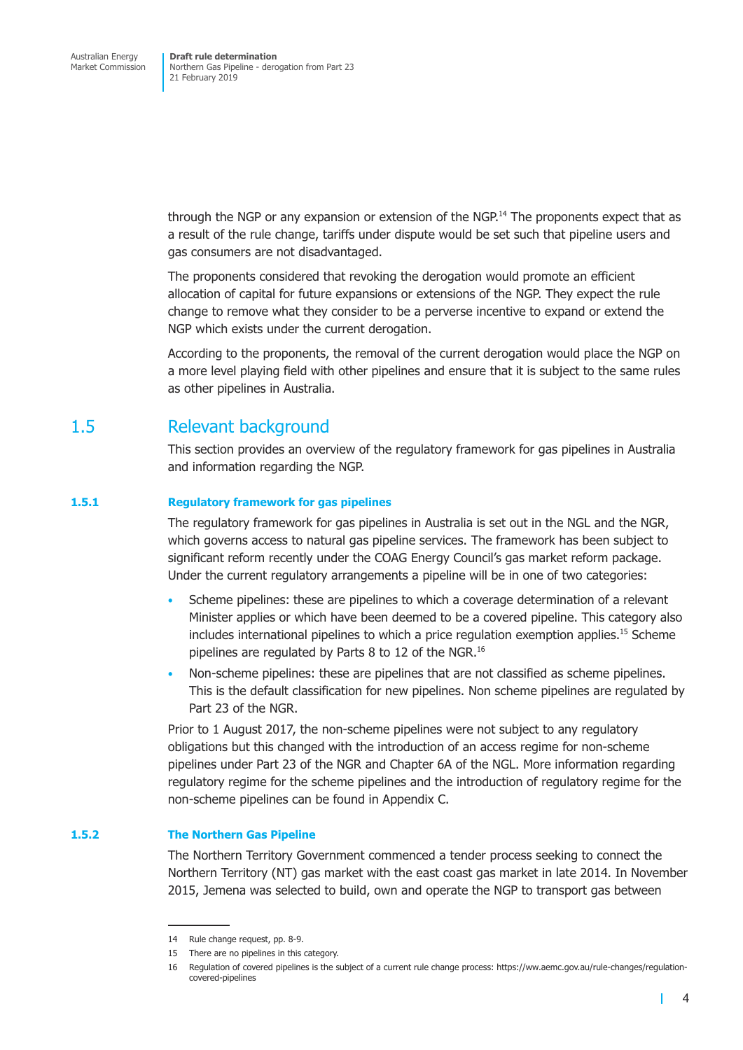through the NGP or any expansion or extension of the NGP.[14] The proponents expect that as a result of the rule change, tariffs under dispute would be set such that pipeline users and gas consumers are not disadvantaged.

The proponents considered that revoking the derogation would promote an efficient allocation of capital for future expansions or extensions of the NGP. They expect the rule change to remove what they consider to be a perverse incentive to expand or extend the NGP which exists under the current derogation.

According to the proponents, the removal of the current derogation would place the NGP on a more level playing field with other pipelines and ensure that it is subject to the same rules as other pipelines in Australia.

## 1.5 Relevant background

This section provides an overview of the regulatory framework for gas pipelines in Australia and information regarding the NGP.

### 1.5.1 Regulatory framework for gas pipelines

The regulatory framework for gas pipelines in Australia is set out in the NGL and the NGR, which governs access to natural gas pipeline services. The framework has been subject to significant reform recently under the COAG Energy Council's gas market reform package. Under the current regulatory arrangements a pipeline will be in one of two categories:

- Scheme pipelines: these are pipelines to which a coverage determination of a relevant Minister applies or which have been deemed to be a covered pipeline. This category also includes international pipelines to which a price regulation exemption applies.[15] Scheme pipelines are regulated by Parts 8 to 12 of the NGR.[16]
- Non-scheme pipelines: these are pipelines that are not classified as scheme pipelines. This is the default classification for new pipelines. Non scheme pipelines are regulated by Part 23 of the NGR.

Prior to 1 August 2017, the non-scheme pipelines were not subject to any regulatory obligations but this changed with the introduction of an access regime for non-scheme pipelines under Part 23 of the NGR and Chapter 6A of the NGL. More information regarding regulatory regime for the scheme pipelines and the introduction of regulatory regime for the non-scheme pipelines can be found in Appendix C.

### 1.5.2 The Northern Gas Pipeline

The Northern Territory Government commenced a tender process seeking to connect the Northern Territory (NT) gas market with the east coast gas market in late 2014. In November 2015, Jemena was selected to build, own and operate the NGP to transport gas between

---

14 Rule change request, pp. 8-9.

15 There are no pipelines in this category.

16 Regulation of covered pipelines is the subject of a current rule change process: https://ww.aemc.gov.au/rule-changes/regulation-covered-pipelines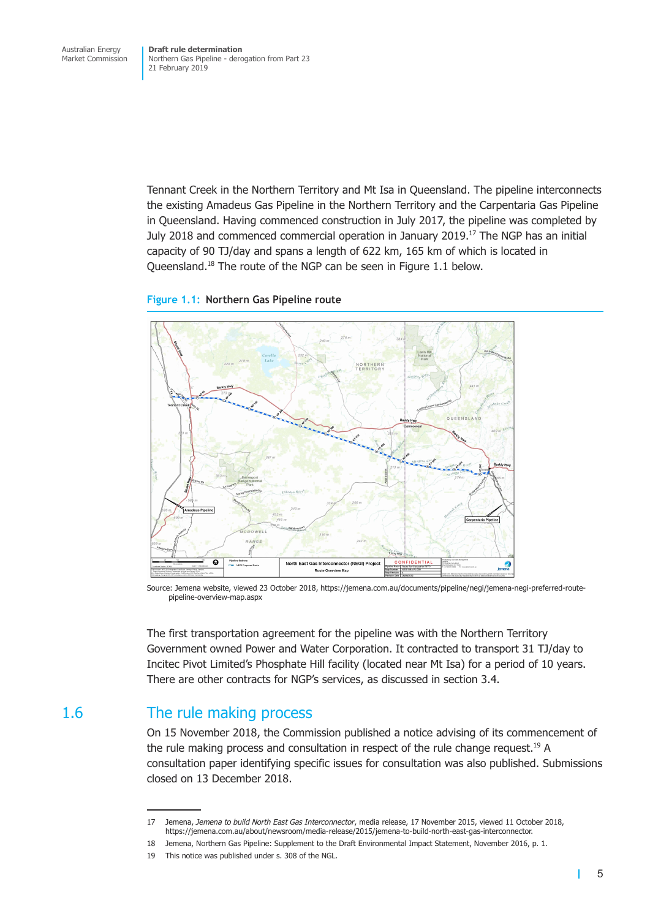Tennant Creek in the Northern Territory and Mt Isa in Queensland. The pipeline interconnects the existing Amadeus Gas Pipeline in the Northern Territory and the Carpentaria Gas Pipeline in Queensland. Having commenced construction in July 2017, the pipeline was completed by July 2018 and commenced commercial operation in January 2019.[17] The NGP has an initial capacity of 90 TJ/day and spans a length of 622 km, 165 km of which is located in Queensland.[18] The route of the NGP can be seen in Figure 1.1 below.

**Figure 1.1: Northern Gas Pipeline route**

Source: Jemena website, viewed 23 October 2018, https://jemena.com.au/documents/pipeline/negi/jemena-negi-preferred-route-pipeline-overview-map.aspx

The first transportation agreement for the pipeline was with the Northern Territory Government owned Power and Water Corporation. It contracted to transport 31 TJ/day to Incitec Pivot Limited's Phosphate Hill facility (located near Mt Isa) for a period of 10 years. There are other contracts for NGP's services, as discussed in section 3.4.

## 1.6 The rule making process

On 15 November 2018, the Commission published a notice advising of its commencement of the rule making process and consultation in respect of the rule change request.[19] A consultation paper identifying specific issues for consultation was also published. Submissions closed on 13 December 2018.

---

17 Jemena, *Jemena to build North East Gas Interconnector*, media release, 17 November 2015, viewed 11 October 2018, https://jemena.com.au/about/newsroom/media-release/2015/jemena-to-build-north-east-gas-interconnector.

18 Jemena, Northern Gas Pipeline: Supplement to the Draft Environmental Impact Statement, November 2016, p. 1.

19 This notice was published under s. 308 of the NGL.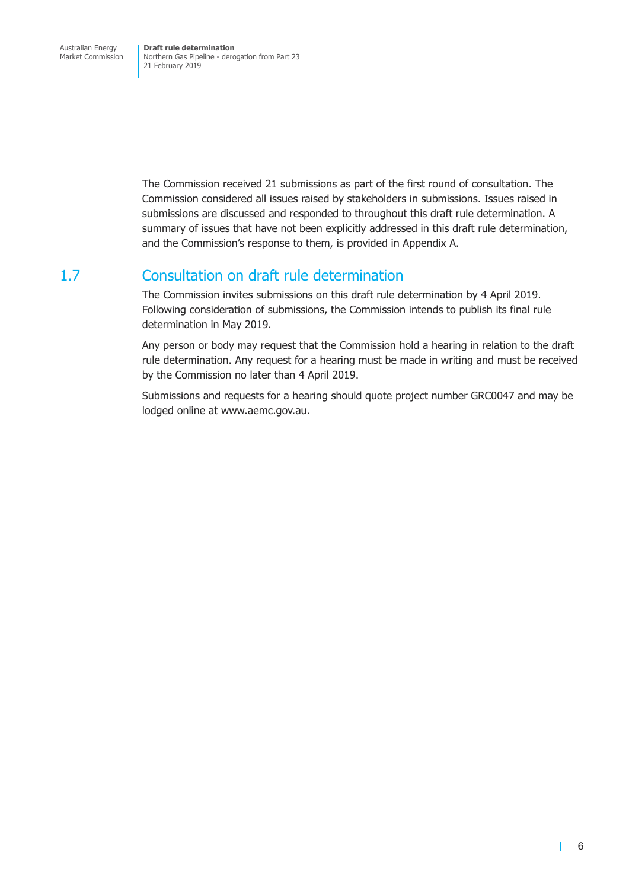The Commission received 21 submissions as part of the first round of consultation. The Commission considered all issues raised by stakeholders in submissions. Issues raised in submissions are discussed and responded to throughout this draft rule determination. A summary of issues that have not been explicitly addressed in this draft rule determination, and the Commission's response to them, is provided in Appendix A.

## 1.7 Consultation on draft rule determination

The Commission invites submissions on this draft rule determination by 4 April 2019. Following consideration of submissions, the Commission intends to publish its final rule determination in May 2019.

Any person or body may request that the Commission hold a hearing in relation to the draft rule determination. Any request for a hearing must be made in writing and must be received by the Commission no later than 4 April 2019.

Submissions and requests for a hearing should quote project number GRC0047 and may be lodged online at www.aemc.gov.au.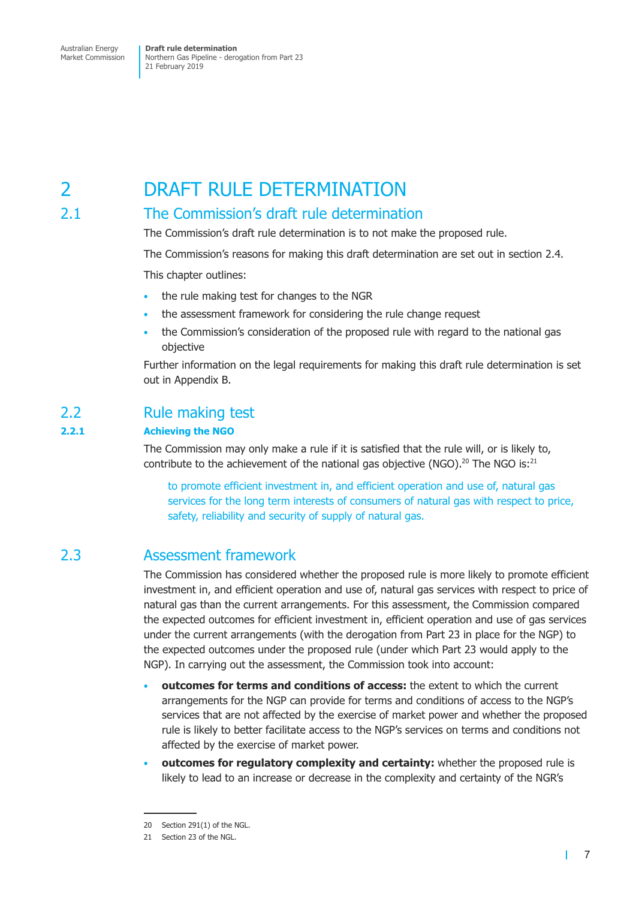# 2 DRAFT RULE DETERMINATION

## 2.1 The Commission's draft rule determination

The Commission's draft rule determination is to not make the proposed rule.

The Commission's reasons for making this draft determination are set out in section 2.4.

This chapter outlines:

- the rule making test for changes to the NGR
- the assessment framework for considering the rule change request
- the Commission's consideration of the proposed rule with regard to the national gas objective

Further information on the legal requirements for making this draft rule determination is set out in Appendix B.

## 2.2 Rule making test

### 2.2.1 Achieving the NGO

The Commission may only make a rule if it is satisfied that the rule will, or is likely to, contribute to the achievement of the national gas objective (NGO).[20] The NGO is:[21]

> to promote efficient investment in, and efficient operation and use of, natural gas services for the long term interests of consumers of natural gas with respect to price, safety, reliability and security of supply of natural gas.

## 2.3 Assessment framework

The Commission has considered whether the proposed rule is more likely to promote efficient investment in, and efficient operation and use of, natural gas services with respect to price of natural gas than the current arrangements. For this assessment, the Commission compared the expected outcomes for efficient investment in, efficient operation and use of gas services under the current arrangements (with the derogation from Part 23 in place for the NGP) to the expected outcomes under the proposed rule (under which Part 23 would apply to the NGP). In carrying out the assessment, the Commission took into account:

- **outcomes for terms and conditions of access:** the extent to which the current arrangements for the NGP can provide for terms and conditions of access to the NGP's services that are not affected by the exercise of market power and whether the proposed rule is likely to better facilitate access to the NGP's services on terms and conditions not affected by the exercise of market power.
- **outcomes for regulatory complexity and certainty:** whether the proposed rule is likely to lead to an increase or decrease in the complexity and certainty of the NGR's

---

20 Section 291(1) of the NGL.

21 Section 23 of the NGL.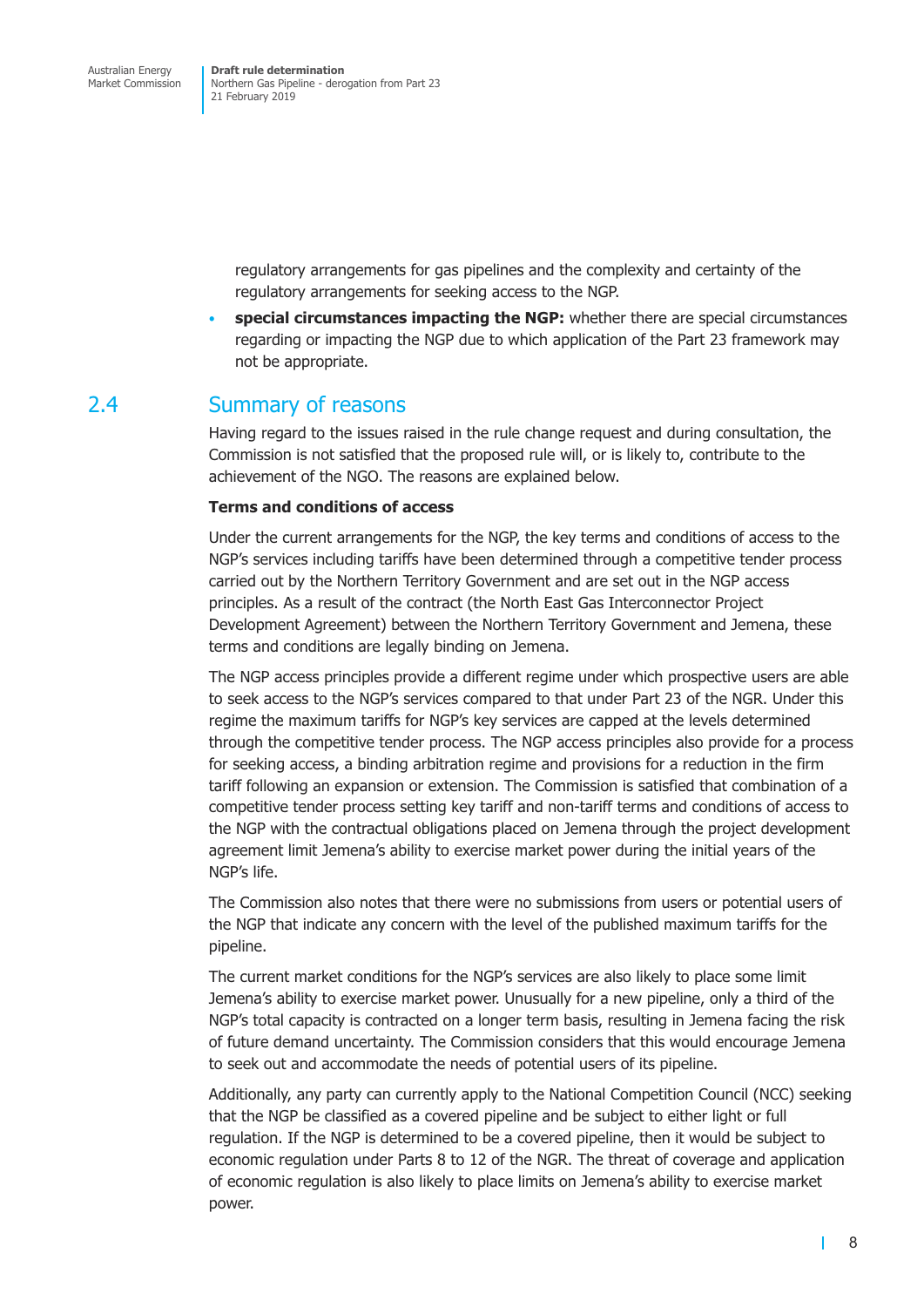regulatory arrangements for gas pipelines and the complexity and certainty of the regulatory arrangements for seeking access to the NGP.

- **special circumstances impacting the NGP:** whether there are special circumstances regarding or impacting the NGP due to which application of the Part 23 framework may not be appropriate.

## 2.4 Summary of reasons

Having regard to the issues raised in the rule change request and during consultation, the Commission is not satisfied that the proposed rule will, or is likely to, contribute to the achievement of the NGO. The reasons are explained below.

**Terms and conditions of access**

Under the current arrangements for the NGP, the key terms and conditions of access to the NGP's services including tariffs have been determined through a competitive tender process carried out by the Northern Territory Government and are set out in the NGP access principles. As a result of the contract (the North East Gas Interconnector Project Development Agreement) between the Northern Territory Government and Jemena, these terms and conditions are legally binding on Jemena.

The NGP access principles provide a different regime under which prospective users are able to seek access to the NGP's services compared to that under Part 23 of the NGR. Under this regime the maximum tariffs for NGP's key services are capped at the levels determined through the competitive tender process. The NGP access principles also provide for a process for seeking access, a binding arbitration regime and provisions for a reduction in the firm tariff following an expansion or extension. The Commission is satisfied that combination of a competitive tender process setting key tariff and non-tariff terms and conditions of access to the NGP with the contractual obligations placed on Jemena through the project development agreement limit Jemena's ability to exercise market power during the initial years of the NGP's life.

The Commission also notes that there were no submissions from users or potential users of the NGP that indicate any concern with the level of the published maximum tariffs for the pipeline.

The current market conditions for the NGP's services are also likely to place some limit Jemena's ability to exercise market power. Unusually for a new pipeline, only a third of the NGP's total capacity is contracted on a longer term basis, resulting in Jemena facing the risk of future demand uncertainty. The Commission considers that this would encourage Jemena to seek out and accommodate the needs of potential users of its pipeline.

Additionally, any party can currently apply to the National Competition Council (NCC) seeking that the NGP be classified as a covered pipeline and be subject to either light or full regulation. If the NGP is determined to be a covered pipeline, then it would be subject to economic regulation under Parts 8 to 12 of the NGR. The threat of coverage and application of economic regulation is also likely to place limits on Jemena's ability to exercise market power.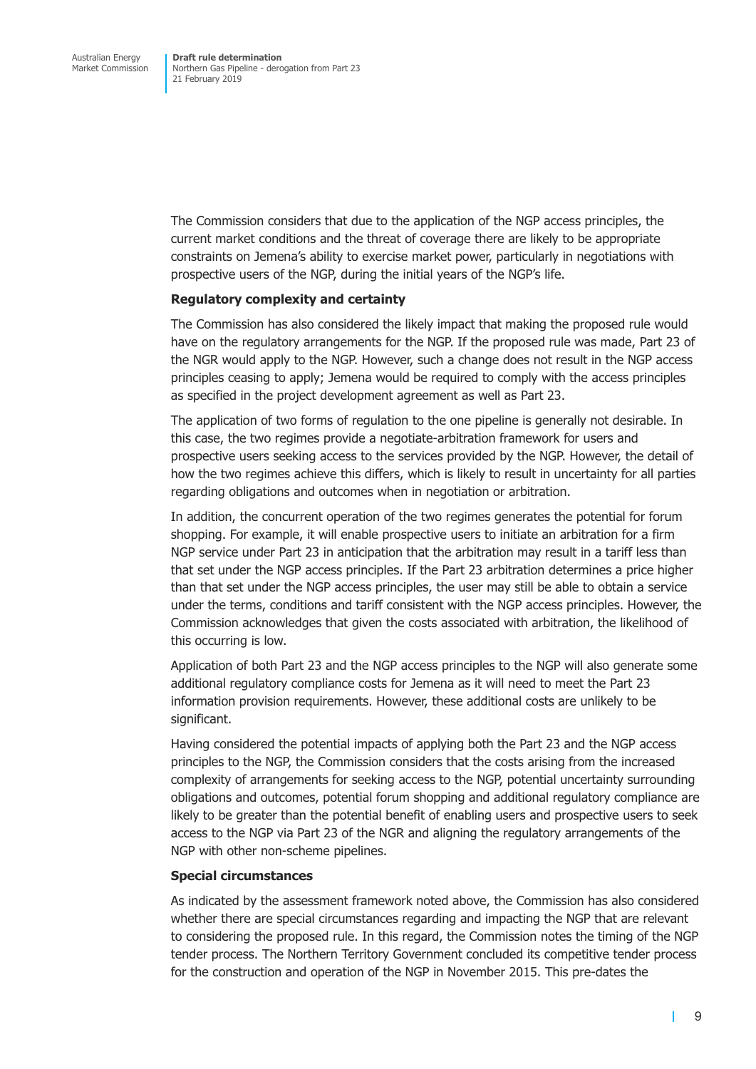The Commission considers that due to the application of the NGP access principles, the current market conditions and the threat of coverage there are likely to be appropriate constraints on Jemena's ability to exercise market power, particularly in negotiations with prospective users of the NGP, during the initial years of the NGP's life.

**Regulatory complexity and certainty**

The Commission has also considered the likely impact that making the proposed rule would have on the regulatory arrangements for the NGP. If the proposed rule was made, Part 23 of the NGR would apply to the NGP. However, such a change does not result in the NGP access principles ceasing to apply; Jemena would be required to comply with the access principles as specified in the project development agreement as well as Part 23.

The application of two forms of regulation to the one pipeline is generally not desirable. In this case, the two regimes provide a negotiate-arbitration framework for users and prospective users seeking access to the services provided by the NGP. However, the detail of how the two regimes achieve this differs, which is likely to result in uncertainty for all parties regarding obligations and outcomes when in negotiation or arbitration.

In addition, the concurrent operation of the two regimes generates the potential for forum shopping. For example, it will enable prospective users to initiate an arbitration for a firm NGP service under Part 23 in anticipation that the arbitration may result in a tariff less than that set under the NGP access principles. If the Part 23 arbitration determines a price higher than that set under the NGP access principles, the user may still be able to obtain a service under the terms, conditions and tariff consistent with the NGP access principles. However, the Commission acknowledges that given the costs associated with arbitration, the likelihood of this occurring is low.

Application of both Part 23 and the NGP access principles to the NGP will also generate some additional regulatory compliance costs for Jemena as it will need to meet the Part 23 information provision requirements. However, these additional costs are unlikely to be significant.

Having considered the potential impacts of applying both the Part 23 and the NGP access principles to the NGP, the Commission considers that the costs arising from the increased complexity of arrangements for seeking access to the NGP, potential uncertainty surrounding obligations and outcomes, potential forum shopping and additional regulatory compliance are likely to be greater than the potential benefit of enabling users and prospective users to seek access to the NGP via Part 23 of the NGR and aligning the regulatory arrangements of the NGP with other non-scheme pipelines.

**Special circumstances**

As indicated by the assessment framework noted above, the Commission has also considered whether there are special circumstances regarding and impacting the NGP that are relevant to considering the proposed rule. In this regard, the Commission notes the timing of the NGP tender process. The Northern Territory Government concluded its competitive tender process for the construction and operation of the NGP in November 2015. This pre-dates the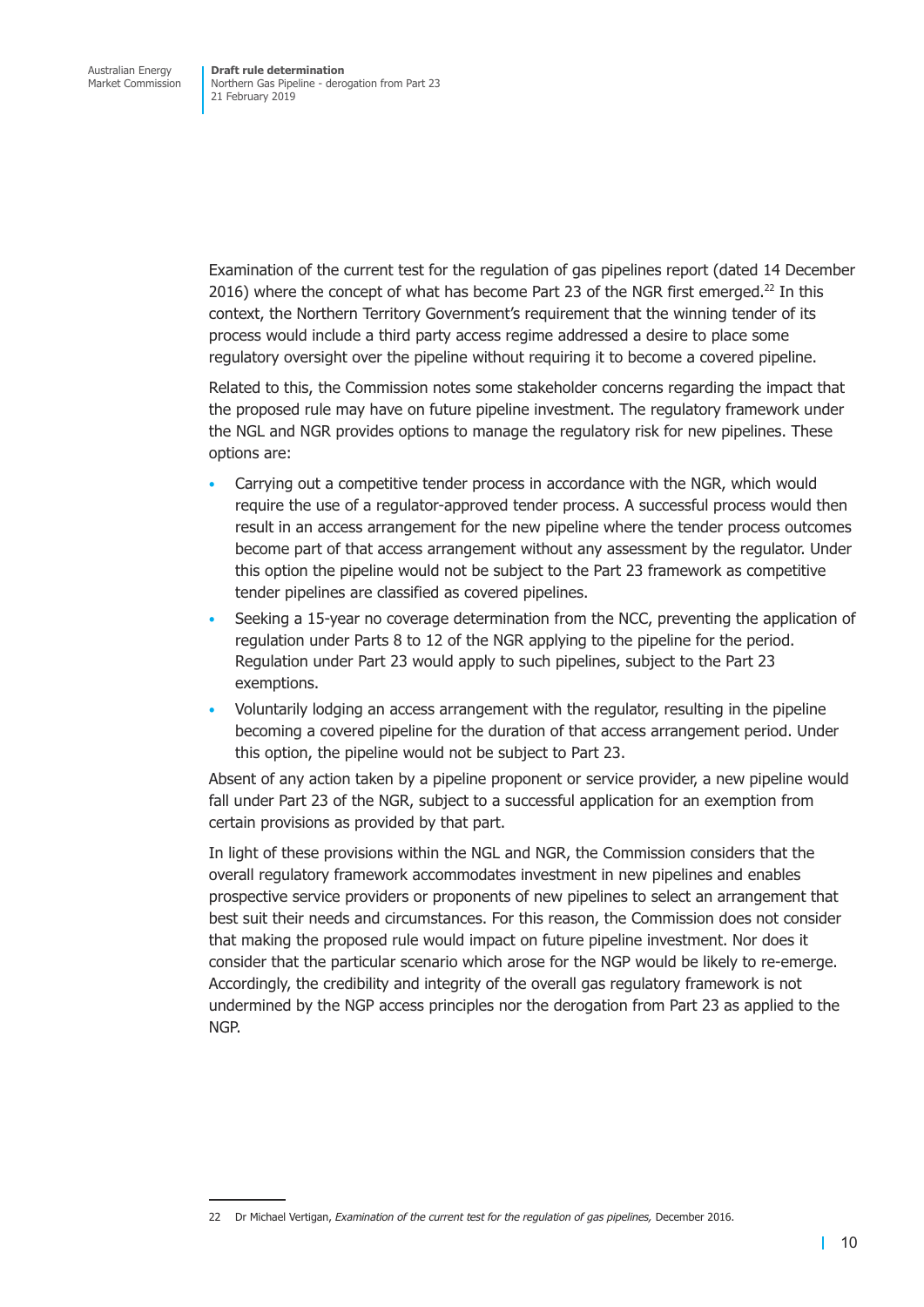Examination of the current test for the regulation of gas pipelines report (dated 14 December 2016) where the concept of what has become Part 23 of the NGR first emerged.[22] In this context, the Northern Territory Government's requirement that the winning tender of its process would include a third party access regime addressed a desire to place some regulatory oversight over the pipeline without requiring it to become a covered pipeline.

Related to this, the Commission notes some stakeholder concerns regarding the impact that the proposed rule may have on future pipeline investment. The regulatory framework under the NGL and NGR provides options to manage the regulatory risk for new pipelines. These options are:

- Carrying out a competitive tender process in accordance with the NGR, which would require the use of a regulator-approved tender process. A successful process would then result in an access arrangement for the new pipeline where the tender process outcomes become part of that access arrangement without any assessment by the regulator. Under this option the pipeline would not be subject to the Part 23 framework as competitive tender pipelines are classified as covered pipelines.
- Seeking a 15-year no coverage determination from the NCC, preventing the application of regulation under Parts 8 to 12 of the NGR applying to the pipeline for the period. Regulation under Part 23 would apply to such pipelines, subject to the Part 23 exemptions.
- Voluntarily lodging an access arrangement with the regulator, resulting in the pipeline becoming a covered pipeline for the duration of that access arrangement period. Under this option, the pipeline would not be subject to Part 23.

Absent of any action taken by a pipeline proponent or service provider, a new pipeline would fall under Part 23 of the NGR, subject to a successful application for an exemption from certain provisions as provided by that part.

In light of these provisions within the NGL and NGR, the Commission considers that the overall regulatory framework accommodates investment in new pipelines and enables prospective service providers or proponents of new pipelines to select an arrangement that best suit their needs and circumstances. For this reason, the Commission does not consider that making the proposed rule would impact on future pipeline investment. Nor does it consider that the particular scenario which arose for the NGP would be likely to re-emerge. Accordingly, the credibility and integrity of the overall gas regulatory framework is not undermined by the NGP access principles nor the derogation from Part 23 as applied to the NGP.

---

22 Dr Michael Vertigan, *Examination of the current test for the regulation of gas pipelines,* December 2016.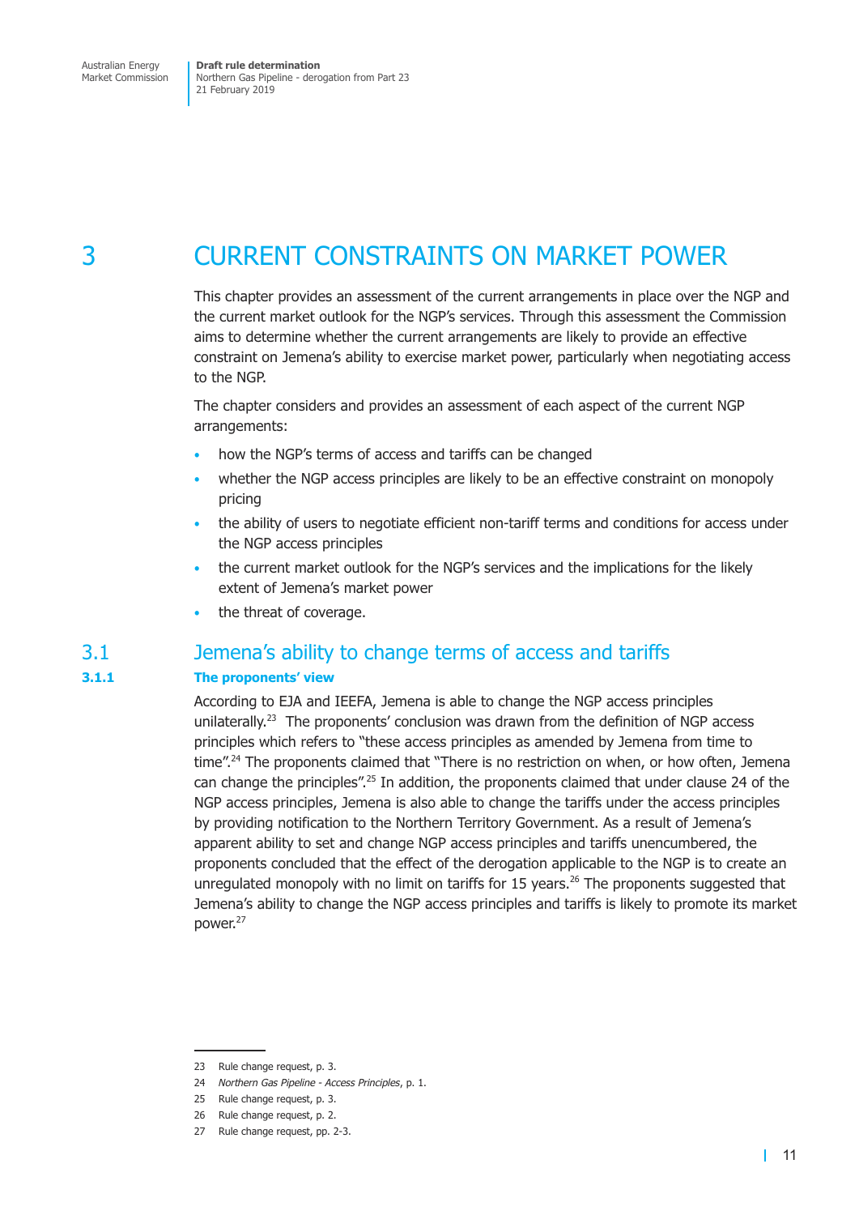# 3 CURRENT CONSTRAINTS ON MARKET POWER

This chapter provides an assessment of the current arrangements in place over the NGP and the current market outlook for the NGP's services. Through this assessment the Commission aims to determine whether the current arrangements are likely to provide an effective constraint on Jemena's ability to exercise market power, particularly when negotiating access to the NGP.

The chapter considers and provides an assessment of each aspect of the current NGP arrangements:

- how the NGP's terms of access and tariffs can be changed
- whether the NGP access principles are likely to be an effective constraint on monopoly pricing
- the ability of users to negotiate efficient non-tariff terms and conditions for access under the NGP access principles
- the current market outlook for the NGP's services and the implications for the likely extent of Jemena's market power
- the threat of coverage.

## 3.1 Jemena's ability to change terms of access and tariffs

### 3.1.1 The proponents' view

According to EJA and IEEFA, Jemena is able to change the NGP access principles unilaterally.[23] The proponents' conclusion was drawn from the definition of NGP access principles which refers to "these access principles as amended by Jemena from time to time".[24] The proponents claimed that "There is no restriction on when, or how often, Jemena can change the principles".[25] In addition, the proponents claimed that under clause 24 of the NGP access principles, Jemena is also able to change the tariffs under the access principles by providing notification to the Northern Territory Government. As a result of Jemena's apparent ability to set and change NGP access principles and tariffs unencumbered, the proponents concluded that the effect of the derogation applicable to the NGP is to create an unregulated monopoly with no limit on tariffs for 15 years.[26] The proponents suggested that Jemena's ability to change the NGP access principles and tariffs is likely to promote its market power.[27]

---

23 Rule change request, p. 3.

24 *Northern Gas Pipeline - Access Principles*, p. 1.

25 Rule change request, p. 3.

26 Rule change request, p. 2.

27 Rule change request, pp. 2-3.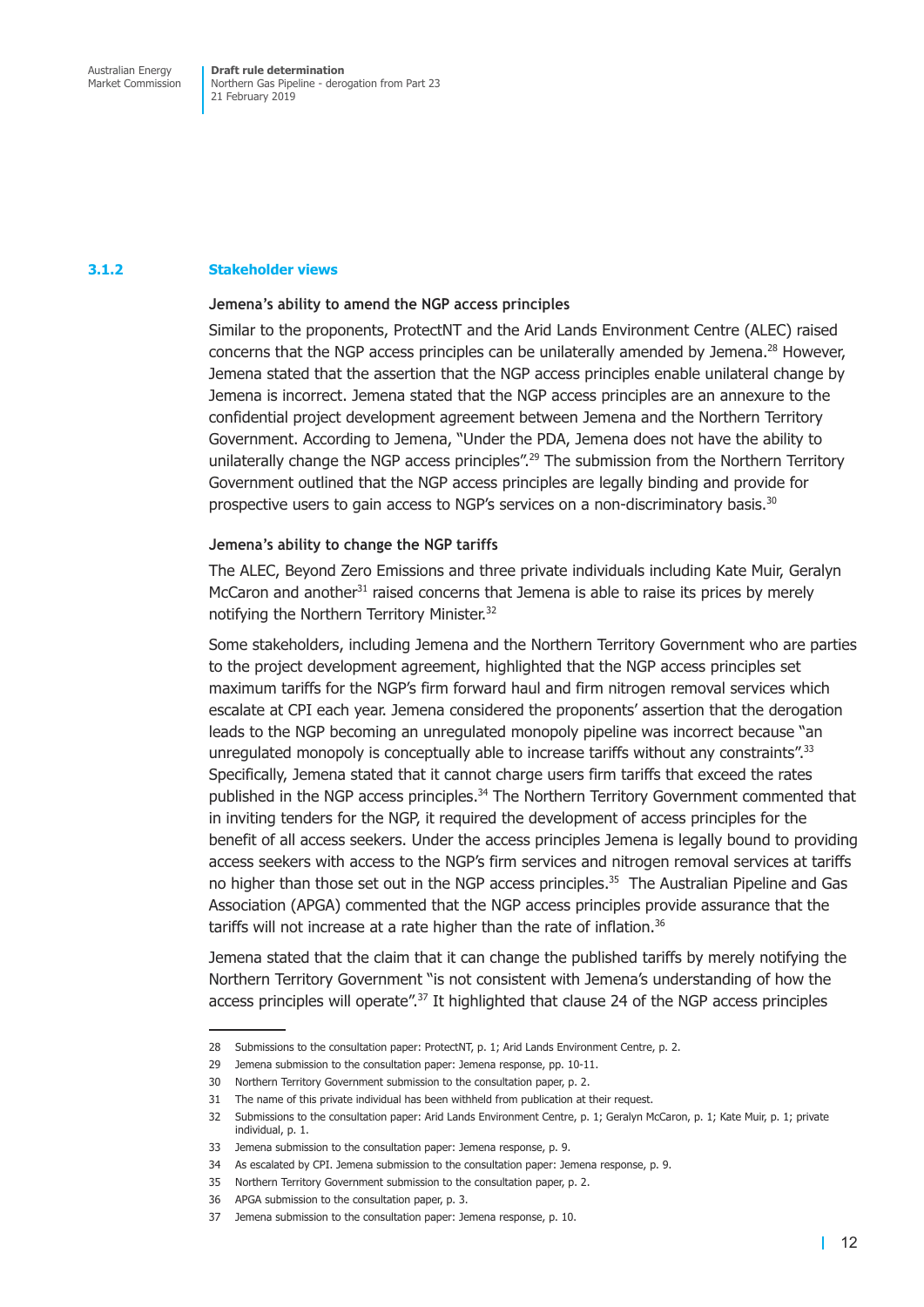### 3.1.2 Stakeholder views

**Jemena's ability to amend the NGP access principles**

Similar to the proponents, ProtectNT and the Arid Lands Environment Centre (ALEC) raised concerns that the NGP access principles can be unilaterally amended by Jemena.[28] However, Jemena stated that the assertion that the NGP access principles enable unilateral change by Jemena is incorrect. Jemena stated that the NGP access principles are an annexure to the confidential project development agreement between Jemena and the Northern Territory Government. According to Jemena, "Under the PDA, Jemena does not have the ability to unilaterally change the NGP access principles".[29] The submission from the Northern Territory Government outlined that the NGP access principles are legally binding and provide for prospective users to gain access to NGP's services on a non-discriminatory basis.[30]

**Jemena's ability to change the NGP tariffs**

The ALEC, Beyond Zero Emissions and three private individuals including Kate Muir, Geralyn McCaron and another[31] raised concerns that Jemena is able to raise its prices by merely notifying the Northern Territory Minister.[32]

Some stakeholders, including Jemena and the Northern Territory Government who are parties to the project development agreement, highlighted that the NGP access principles set maximum tariffs for the NGP's firm forward haul and firm nitrogen removal services which escalate at CPI each year. Jemena considered the proponents' assertion that the derogation leads to the NGP becoming an unregulated monopoly pipeline was incorrect because "an unregulated monopoly is conceptually able to increase tariffs without any constraints".[33] Specifically, Jemena stated that it cannot charge users firm tariffs that exceed the rates published in the NGP access principles.[34] The Northern Territory Government commented that in inviting tenders for the NGP, it required the development of access principles for the benefit of all access seekers. Under the access principles Jemena is legally bound to providing access seekers with access to the NGP's firm services and nitrogen removal services at tariffs no higher than those set out in the NGP access principles.[35] The Australian Pipeline and Gas Association (APGA) commented that the NGP access principles provide assurance that the tariffs will not increase at a rate higher than the rate of inflation.[36]

Jemena stated that the claim that it can change the published tariffs by merely notifying the Northern Territory Government "is not consistent with Jemena's understanding of how the access principles will operate".[37] It highlighted that clause 24 of the NGP access principles

---

28 Submissions to the consultation paper: ProtectNT, p. 1; Arid Lands Environment Centre, p. 2.

29 Jemena submission to the consultation paper: Jemena response, pp. 10-11.

30 Northern Territory Government submission to the consultation paper, p. 2.

31 The name of this private individual has been withheld from publication at their request.

32 Submissions to the consultation paper: Arid Lands Environment Centre, p. 1; Geralyn McCaron, p. 1; Kate Muir, p. 1; private individual, p. 1.

33 Jemena submission to the consultation paper: Jemena response, p. 9.

34 As escalated by CPI. Jemena submission to the consultation paper: Jemena response, p. 9.

35 Northern Territory Government submission to the consultation paper, p. 2.

36 APGA submission to the consultation paper, p. 3.

37 Jemena submission to the consultation paper: Jemena response, p. 10.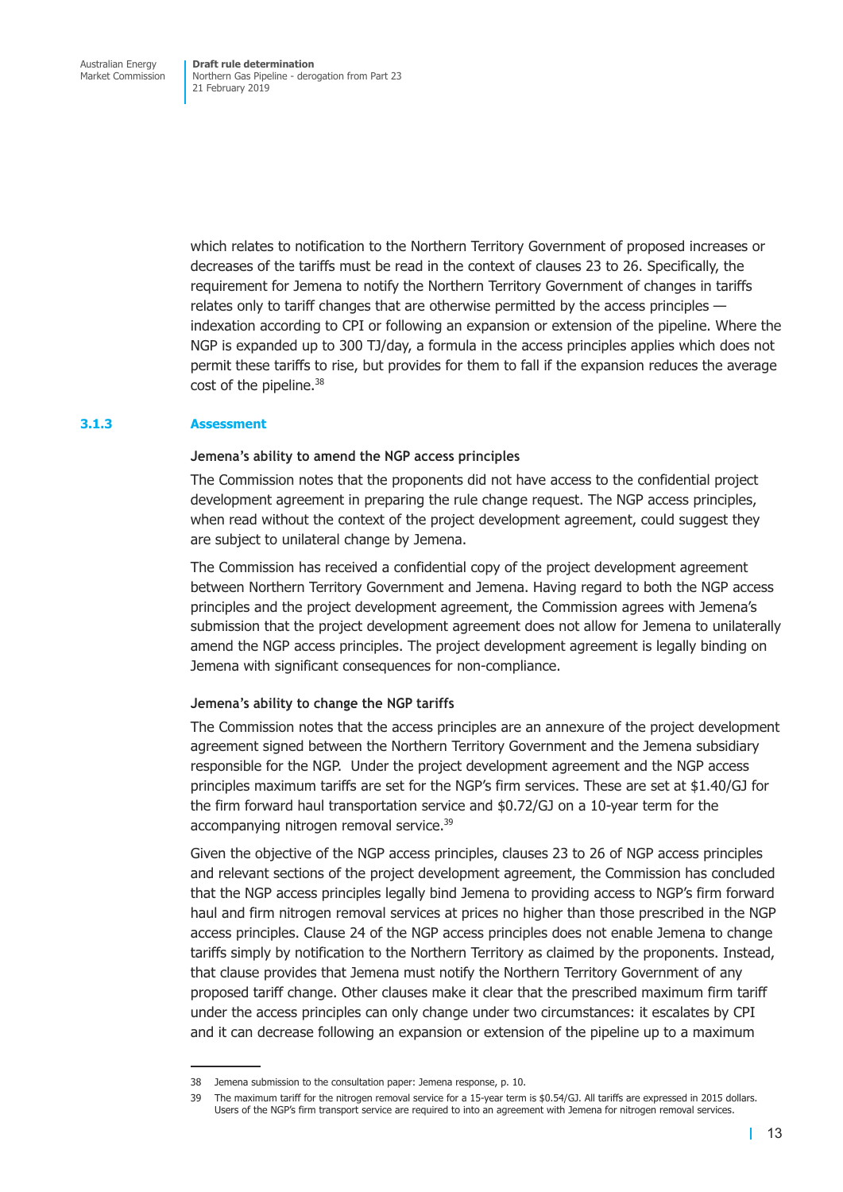which relates to notification to the Northern Territory Government of proposed increases or decreases of the tariffs must be read in the context of clauses 23 to 26. Specifically, the requirement for Jemena to notify the Northern Territory Government of changes in tariffs relates only to tariff changes that are otherwise permitted by the access principles — indexation according to CPI or following an expansion or extension of the pipeline. Where the NGP is expanded up to 300 TJ/day, a formula in the access principles applies which does not permit these tariffs to rise, but provides for them to fall if the expansion reduces the average cost of the pipeline.[38]

### 3.1.3 Assessment

**Jemena's ability to amend the NGP access principles**

The Commission notes that the proponents did not have access to the confidential project development agreement in preparing the rule change request. The NGP access principles, when read without the context of the project development agreement, could suggest they are subject to unilateral change by Jemena.

The Commission has received a confidential copy of the project development agreement between Northern Territory Government and Jemena. Having regard to both the NGP access principles and the project development agreement, the Commission agrees with Jemena's submission that the project development agreement does not allow for Jemena to unilaterally amend the NGP access principles. The project development agreement is legally binding on Jemena with significant consequences for non-compliance.

**Jemena's ability to change the NGP tariffs**

The Commission notes that the access principles are an annexure of the project development agreement signed between the Northern Territory Government and the Jemena subsidiary responsible for the NGP. Under the project development agreement and the NGP access principles maximum tariffs are set for the NGP's firm services. These are set at $1.40/GJ for the firm forward haul transportation service and $0.72/GJ on a 10-year term for the accompanying nitrogen removal service.[39]

Given the objective of the NGP access principles, clauses 23 to 26 of NGP access principles and relevant sections of the project development agreement, the Commission has concluded that the NGP access principles legally bind Jemena to providing access to NGP's firm forward haul and firm nitrogen removal services at prices no higher than those prescribed in the NGP access principles. Clause 24 of the NGP access principles does not enable Jemena to change tariffs simply by notification to the Northern Territory as claimed by the proponents. Instead, that clause provides that Jemena must notify the Northern Territory Government of any proposed tariff change. Other clauses make it clear that the prescribed maximum firm tariff under the access principles can only change under two circumstances: it escalates by CPI and it can decrease following an expansion or extension of the pipeline up to a maximum

---

38 Jemena submission to the consultation paper: Jemena response, p. 10.

39 The maximum tariff for the nitrogen removal service for a 15-year term is $0.54/GJ. All tariffs are expressed in 2015 dollars. Users of the NGP's firm transport service are required to into an agreement with Jemena for nitrogen removal services.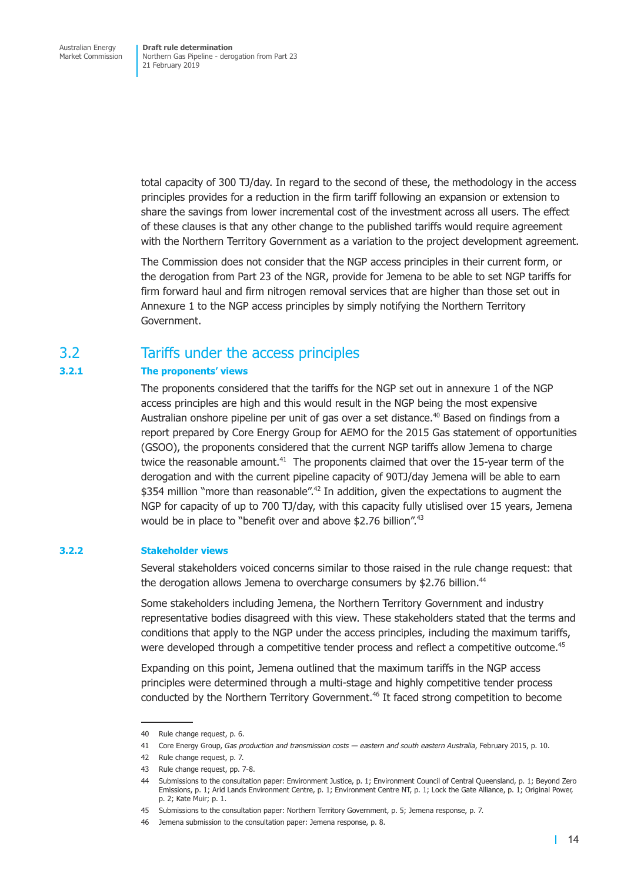total capacity of 300 TJ/day. In regard to the second of these, the methodology in the access principles provides for a reduction in the firm tariff following an expansion or extension to share the savings from lower incremental cost of the investment across all users. The effect of these clauses is that any other change to the published tariffs would require agreement with the Northern Territory Government as a variation to the project development agreement.

The Commission does not consider that the NGP access principles in their current form, or the derogation from Part 23 of the NGR, provide for Jemena to be able to set NGP tariffs for firm forward haul and firm nitrogen removal services that are higher than those set out in Annexure 1 to the NGP access principles by simply notifying the Northern Territory Government.

## 3.2 Tariffs under the access principles

### 3.2.1 The proponents' views

The proponents considered that the tariffs for the NGP set out in annexure 1 of the NGP access principles are high and this would result in the NGP being the most expensive Australian onshore pipeline per unit of gas over a set distance.[40] Based on findings from a report prepared by Core Energy Group for AEMO for the 2015 Gas statement of opportunities (GSOO), the proponents considered that the current NGP tariffs allow Jemena to charge twice the reasonable amount.[41] The proponents claimed that over the 15-year term of the derogation and with the current pipeline capacity of 90TJ/day Jemena will be able to earn $354 million "more than reasonable".[42] In addition, given the expectations to augment the NGP for capacity of up to 700 TJ/day, with this capacity fully utilised over 15 years, Jemena would be in place to "benefit over and above $2.76 billion".[43]

### 3.2.2 Stakeholder views

Several stakeholders voiced concerns similar to those raised in the rule change request: that the derogation allows Jemena to overcharge consumers by $2.76 billion.[44]

Some stakeholders including Jemena, the Northern Territory Government and industry representative bodies disagreed with this view. These stakeholders stated that the terms and conditions that apply to the NGP under the access principles, including the maximum tariffs, were developed through a competitive tender process and reflect a competitive outcome.[45]

Expanding on this point, Jemena outlined that the maximum tariffs in the NGP access principles were determined through a multi-stage and highly competitive tender process conducted by the Northern Territory Government.[46] It faced strong competition to become

---

40 Rule change request, p. 6.

41 Core Energy Group, *Gas production and transmission costs — eastern and south eastern Australia*, February 2015, p. 10.

42 Rule change request, p. 7.

43 Rule change request, pp. 7-8.

44 Submissions to the consultation paper: Environment Justice, p. 1; Environment Council of Central Queensland, p. 1; Beyond Zero Emissions, p. 1; Arid Lands Environment Centre, p. 1; Environment Centre NT, p. 1; Lock the Gate Alliance, p. 1; Original Power, p. 2; Kate Muir; p. 1.

45 Submissions to the consultation paper: Northern Territory Government, p. 5; Jemena response, p. 7.

46 Jemena submission to the consultation paper: Jemena response, p. 8.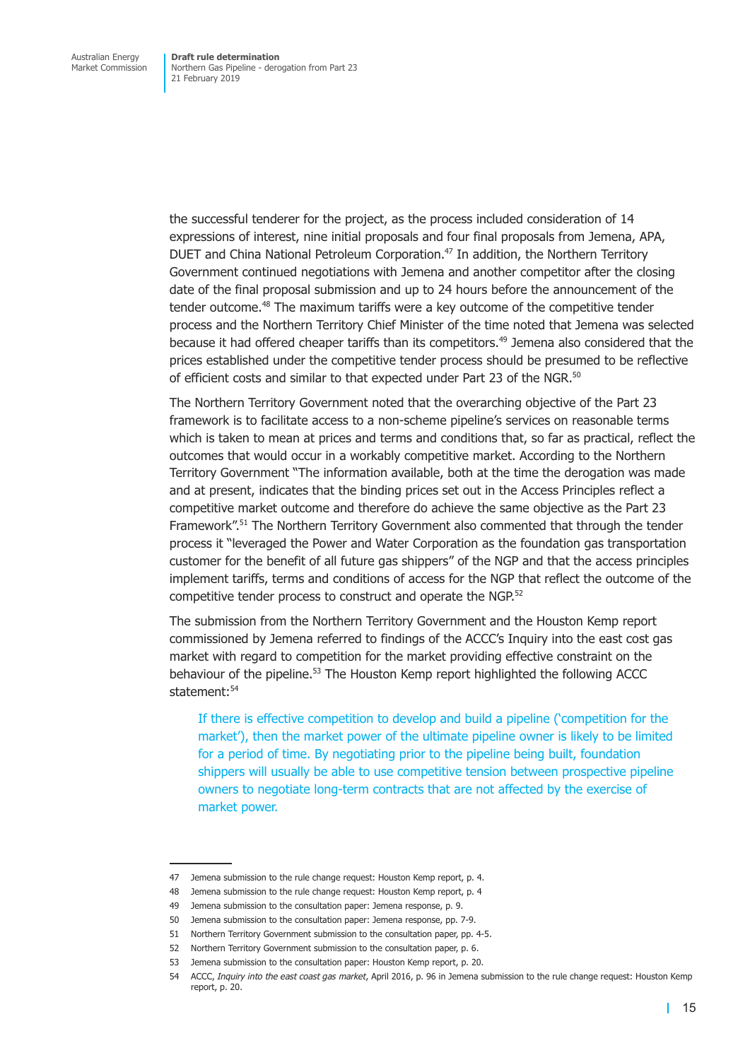the successful tenderer for the project, as the process included consideration of 14 expressions of interest, nine initial proposals and four final proposals from Jemena, APA, DUET and China National Petroleum Corporation.[47] In addition, the Northern Territory Government continued negotiations with Jemena and another competitor after the closing date of the final proposal submission and up to 24 hours before the announcement of the tender outcome.[48] The maximum tariffs were a key outcome of the competitive tender process and the Northern Territory Chief Minister of the time noted that Jemena was selected because it had offered cheaper tariffs than its competitors.[49] Jemena also considered that the prices established under the competitive tender process should be presumed to be reflective of efficient costs and similar to that expected under Part 23 of the NGR.[50]

The Northern Territory Government noted that the overarching objective of the Part 23 framework is to facilitate access to a non-scheme pipeline's services on reasonable terms which is taken to mean at prices and terms and conditions that, so far as practical, reflect the outcomes that would occur in a workably competitive market. According to the Northern Territory Government "The information available, both at the time the derogation was made and at present, indicates that the binding prices set out in the Access Principles reflect a competitive market outcome and therefore do achieve the same objective as the Part 23 Framework".[51] The Northern Territory Government also commented that through the tender process it "leveraged the Power and Water Corporation as the foundation gas transportation customer for the benefit of all future gas shippers" of the NGP and that the access principles implement tariffs, terms and conditions of access for the NGP that reflect the outcome of the competitive tender process to construct and operate the NGP.[52]

The submission from the Northern Territory Government and the Houston Kemp report commissioned by Jemena referred to findings of the ACCC's Inquiry into the east cost gas market with regard to competition for the market providing effective constraint on the behaviour of the pipeline.[53] The Houston Kemp report highlighted the following ACCC statement:[54]

> If there is effective competition to develop and build a pipeline ('competition for the market'), then the market power of the ultimate pipeline owner is likely to be limited for a period of time. By negotiating prior to the pipeline being built, foundation shippers will usually be able to use competitive tension between prospective pipeline owners to negotiate long-term contracts that are not affected by the exercise of market power.

---

47 Jemena submission to the rule change request: Houston Kemp report, p. 4.

48 Jemena submission to the rule change request: Houston Kemp report, p. 4

49 Jemena submission to the consultation paper: Jemena response, p. 9.

50 Jemena submission to the consultation paper: Jemena response, pp. 7-9.

51 Northern Territory Government submission to the consultation paper, pp. 4-5.

52 Northern Territory Government submission to the consultation paper, p. 6.

53 Jemena submission to the consultation paper: Houston Kemp report, p. 20.

54 ACCC, *Inquiry into the east coast gas market*, April 2016, p. 96 in Jemena submission to the rule change request: Houston Kemp report, p. 20.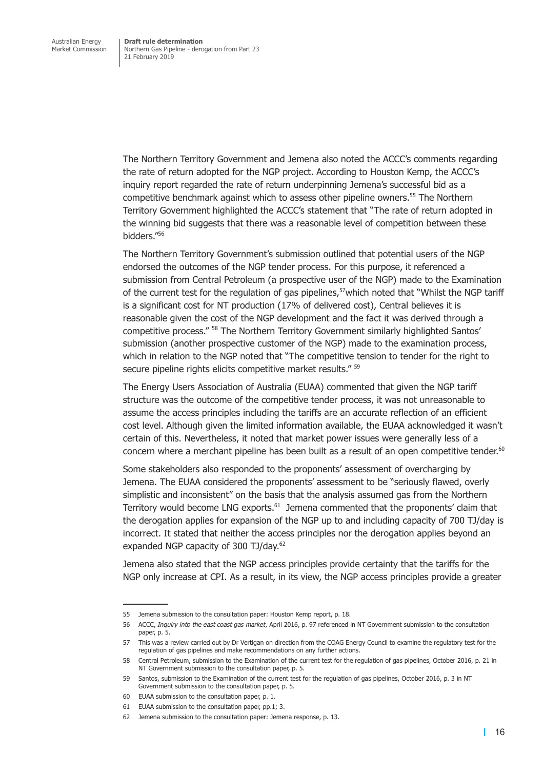The Northern Territory Government and Jemena also noted the ACCC's comments regarding the rate of return adopted for the NGP project. According to Houston Kemp, the ACCC's inquiry report regarded the rate of return underpinning Jemena's successful bid as a competitive benchmark against which to assess other pipeline owners.[55] The Northern Territory Government highlighted the ACCC's statement that "The rate of return adopted in the winning bid suggests that there was a reasonable level of competition between these bidders."[56]

The Northern Territory Government's submission outlined that potential users of the NGP endorsed the outcomes of the NGP tender process. For this purpose, it referenced a submission from Central Petroleum (a prospective user of the NGP) made to the Examination of the current test for the regulation of gas pipelines,[57] which noted that "Whilst the NGP tariff is a significant cost for NT production (17% of delivered cost), Central believes it is reasonable given the cost of the NGP development and the fact it was derived through a competitive process." [58] The Northern Territory Government similarly highlighted Santos' submission (another prospective customer of the NGP) made to the examination process, which in relation to the NGP noted that "The competitive tension to tender for the right to secure pipeline rights elicits competitive market results." [59]

The Energy Users Association of Australia (EUAA) commented that given the NGP tariff structure was the outcome of the competitive tender process, it was not unreasonable to assume the access principles including the tariffs are an accurate reflection of an efficient cost level. Although given the limited information available, the EUAA acknowledged it wasn't certain of this. Nevertheless, it noted that market power issues were generally less of a concern where a merchant pipeline has been built as a result of an open competitive tender.[60]

Some stakeholders also responded to the proponents' assessment of overcharging by Jemena. The EUAA considered the proponents' assessment to be "seriously flawed, overly simplistic and inconsistent" on the basis that the analysis assumed gas from the Northern Territory would become LNG exports.[61] Jemena commented that the proponents' claim that the derogation applies for expansion of the NGP up to and including capacity of 700 TJ/day is incorrect. It stated that neither the access principles nor the derogation applies beyond an expanded NGP capacity of 300 TJ/day.[62]

Jemena also stated that the NGP access principles provide certainty that the tariffs for the NGP only increase at CPI. As a result, in its view, the NGP access principles provide a greater

---

55 Jemena submission to the consultation paper: Houston Kemp report, p. 18.

56 ACCC, *Inquiry into the east coast gas market*, April 2016, p. 97 referenced in NT Government submission to the consultation paper, p. 5.

57 This was a review carried out by Dr Vertigan on direction from the COAG Energy Council to examine the regulatory test for the regulation of gas pipelines and make recommendations on any further actions.

58 Central Petroleum, submission to the Examination of the current test for the regulation of gas pipelines, October 2016, p. 21 in NT Government submission to the consultation paper, p. 5.

59 Santos, submission to the Examination of the current test for the regulation of gas pipelines, October 2016, p. 3 in NT Government submission to the consultation paper, p. 5.

60 EUAA submission to the consultation paper, p. 1.

61 EUAA submission to the consultation paper, pp.1; 3.

62 Jemena submission to the consultation paper: Jemena response, p. 13.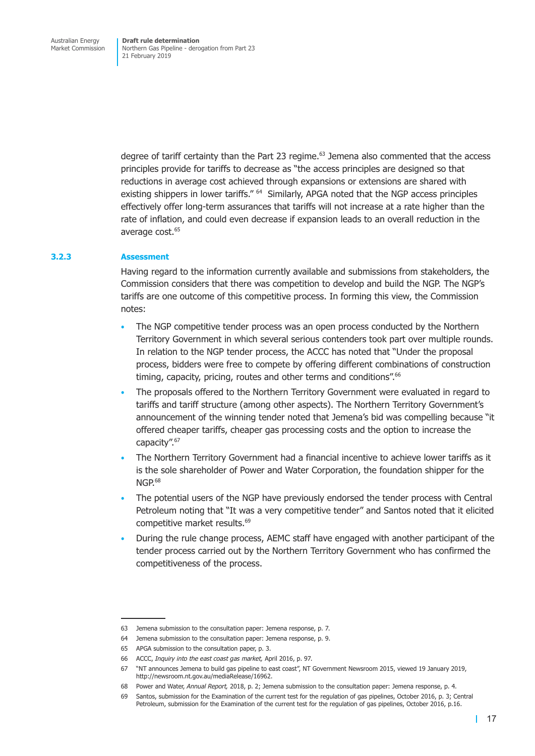degree of tariff certainty than the Part 23 regime.[63] Jemena also commented that the access principles provide for tariffs to decrease as "the access principles are designed so that reductions in average cost achieved through expansions or extensions are shared with existing shippers in lower tariffs." [64] Similarly, APGA noted that the NGP access principles effectively offer long-term assurances that tariffs will not increase at a rate higher than the rate of inflation, and could even decrease if expansion leads to an overall reduction in the average cost.[65]

### 3.2.3 Assessment

Having regard to the information currently available and submissions from stakeholders, the Commission considers that there was competition to develop and build the NGP. The NGP's tariffs are one outcome of this competitive process. In forming this view, the Commission notes:

- The NGP competitive tender process was an open process conducted by the Northern Territory Government in which several serious contenders took part over multiple rounds. In relation to the NGP tender process, the ACCC has noted that "Under the proposal process, bidders were free to compete by offering different combinations of construction timing, capacity, pricing, routes and other terms and conditions".[66]
- The proposals offered to the Northern Territory Government were evaluated in regard to tariffs and tariff structure (among other aspects). The Northern Territory Government's announcement of the winning tender noted that Jemena's bid was compelling because "it offered cheaper tariffs, cheaper gas processing costs and the option to increase the capacity".[67]
- The Northern Territory Government had a financial incentive to achieve lower tariffs as it is the sole shareholder of Power and Water Corporation, the foundation shipper for the NGP.[68]
- The potential users of the NGP have previously endorsed the tender process with Central Petroleum noting that "It was a very competitive tender" and Santos noted that it elicited competitive market results.[69]
- During the rule change process, AEMC staff have engaged with another participant of the tender process carried out by the Northern Territory Government who has confirmed the competitiveness of the process.

---

63 Jemena submission to the consultation paper: Jemena response, p. 7.

64 Jemena submission to the consultation paper: Jemena response, p. 9.

65 APGA submission to the consultation paper, p. 3.

66 ACCC, *Inquiry into the east coast gas market,* April 2016, p. 97.

67 "NT announces Jemena to build gas pipeline to east coast", NT Government Newsroom 2015, viewed 19 January 2019, http://newsroom.nt.gov.au/mediaRelease/16962.

68 Power and Water, *Annual Report,* 2018, p. 2; Jemena submission to the consultation paper: Jemena response, p. 4.

69 Santos, submission for the Examination of the current test for the regulation of gas pipelines, October 2016, p. 3; Central Petroleum, submission for the Examination of the current test for the regulation of gas pipelines, October 2016, p.16.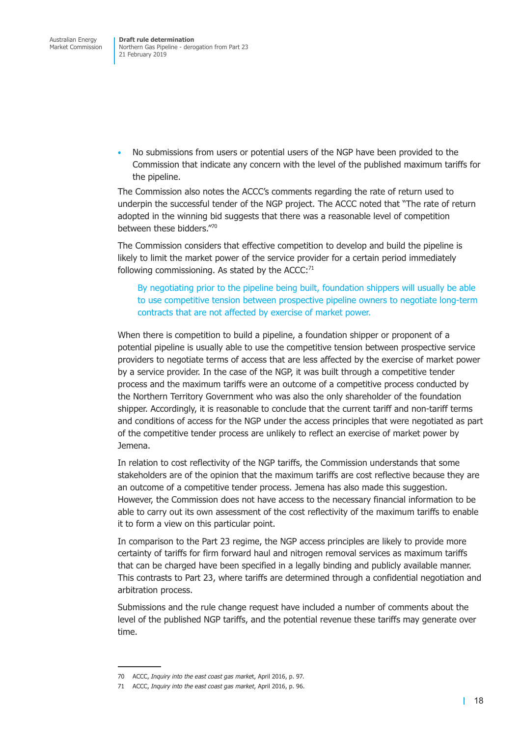- No submissions from users or potential users of the NGP have been provided to the Commission that indicate any concern with the level of the published maximum tariffs for the pipeline.

The Commission also notes the ACCC's comments regarding the rate of return used to underpin the successful tender of the NGP project. The ACCC noted that "The rate of return adopted in the winning bid suggests that there was a reasonable level of competition between these bidders."[70]

The Commission considers that effective competition to develop and build the pipeline is likely to limit the market power of the service provider for a certain period immediately following commissioning. As stated by the ACCC:[71]

> By negotiating prior to the pipeline being built, foundation shippers will usually be able to use competitive tension between prospective pipeline owners to negotiate long-term contracts that are not affected by exercise of market power.

When there is competition to build a pipeline, a foundation shipper or proponent of a potential pipeline is usually able to use the competitive tension between prospective service providers to negotiate terms of access that are less affected by the exercise of market power by a service provider. In the case of the NGP, it was built through a competitive tender process and the maximum tariffs were an outcome of a competitive process conducted by the Northern Territory Government who was also the only shareholder of the foundation shipper. Accordingly, it is reasonable to conclude that the current tariff and non-tariff terms and conditions of access for the NGP under the access principles that were negotiated as part of the competitive tender process are unlikely to reflect an exercise of market power by Jemena.

In relation to cost reflectivity of the NGP tariffs, the Commission understands that some stakeholders are of the opinion that the maximum tariffs are cost reflective because they are an outcome of a competitive tender process. Jemena has also made this suggestion. However, the Commission does not have access to the necessary financial information to be able to carry out its own assessment of the cost reflectivity of the maximum tariffs to enable it to form a view on this particular point.

In comparison to the Part 23 regime, the NGP access principles are likely to provide more certainty of tariffs for firm forward haul and nitrogen removal services as maximum tariffs that can be charged have been specified in a legally binding and publicly available manner. This contrasts to Part 23, where tariffs are determined through a confidential negotiation and arbitration process.

Submissions and the rule change request have included a number of comments about the level of the published NGP tariffs, and the potential revenue these tariffs may generate over time.

---

70 ACCC, *Inquiry into the east coast gas market*, April 2016, p. 97.

71 ACCC, *Inquiry into the east coast gas market*, April 2016, p. 96.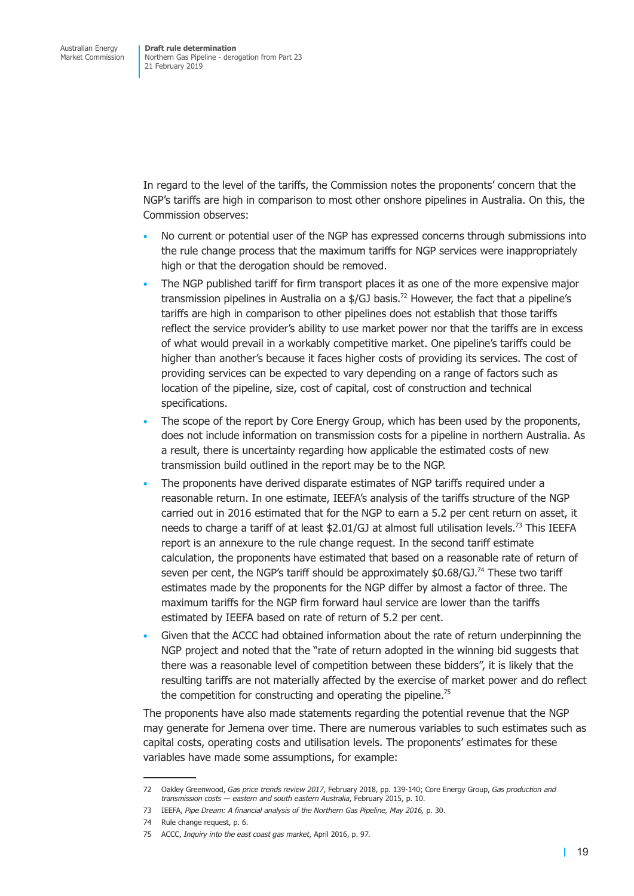In regard to the level of the tariffs, the Commission notes the proponents' concern that the NGP's tariffs are high in comparison to most other onshore pipelines in Australia. On this, the Commission observes:

- No current or potential user of the NGP has expressed concerns through submissions into the rule change process that the maximum tariffs for NGP services were inappropriately high or that the derogation should be removed.
- The NGP published tariff for firm transport places it as one of the more expensive major transmission pipelines in Australia on a $/GJ basis.[72] However, the fact that a pipeline's tariffs are high in comparison to other pipelines does not establish that those tariffs reflect the service provider's ability to use market power nor that the tariffs are in excess of what would prevail in a workably competitive market. One pipeline's tariffs could be higher than another's because it faces higher costs of providing its services. The cost of providing services can be expected to vary depending on a range of factors such as location of the pipeline, size, cost of capital, cost of construction and technical specifications.
- The scope of the report by Core Energy Group, which has been used by the proponents, does not include information on transmission costs for a pipeline in northern Australia. As a result, there is uncertainty regarding how applicable the estimated costs of new transmission build outlined in the report may be to the NGP.
- The proponents have derived disparate estimates of NGP tariffs required under a reasonable return. In one estimate, IEEFA's analysis of the tariffs structure of the NGP carried out in 2016 estimated that for the NGP to earn a 5.2 per cent return on asset, it needs to charge a tariff of at least $2.01/GJ at almost full utilisation levels.[73] This IEEFA report is an annexure to the rule change request. In the second tariff estimate calculation, the proponents have estimated that based on a reasonable rate of return of seven per cent, the NGP's tariff should be approximately $0.68/GJ.[74] These two tariff estimates made by the proponents for the NGP differ by almost a factor of three. The maximum tariffs for the NGP firm forward haul service are lower than the tariffs estimated by IEEFA based on rate of return of 5.2 per cent.
- Given that the ACCC had obtained information about the rate of return underpinning the NGP project and noted that the "rate of return adopted in the winning bid suggests that there was a reasonable level of competition between these bidders", it is likely that the resulting tariffs are not materially affected by the exercise of market power and do reflect the competition for constructing and operating the pipeline.[75]

The proponents have also made statements regarding the potential revenue that the NGP may generate for Jemena over time. There are numerous variables to such estimates such as capital costs, operating costs and utilisation levels. The proponents' estimates for these variables have made some assumptions, for example:

---

72 Oakley Greenwood, *Gas price trends review 2017*, February 2018, pp. 139-140; Core Energy Group, *Gas production and transmission costs — eastern and south eastern Australia*, February 2015, p. 10.

73 IEEFA, *Pipe Dream: A financial analysis of the Northern Gas Pipeline, May 2016,* p. 30.

74 Rule change request, p. 6.

75 ACCC, *Inquiry into the east coast gas market*, April 2016, p. 97.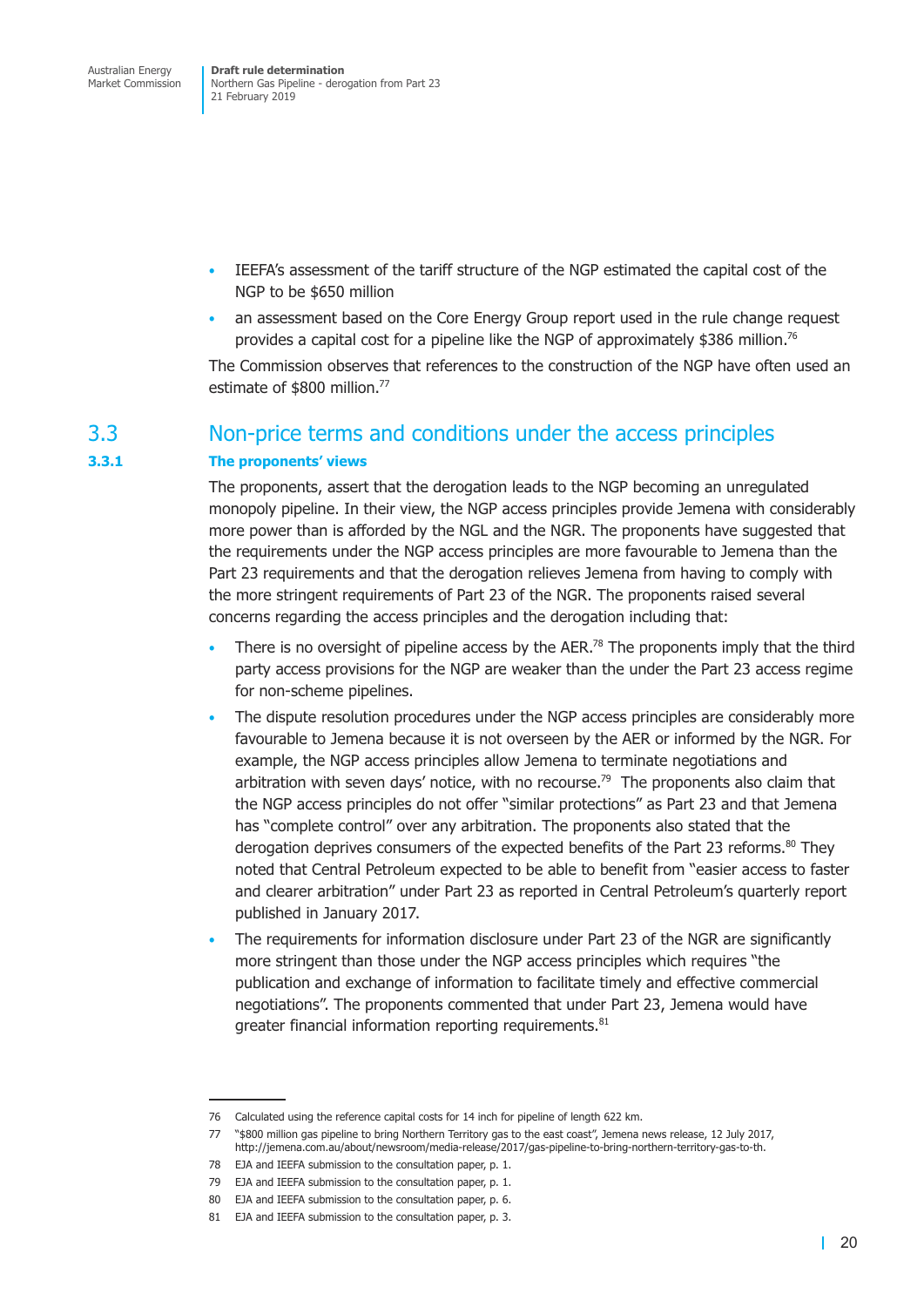- IEEFA's assessment of the tariff structure of the NGP estimated the capital cost of the NGP to be $650 million
- an assessment based on the Core Energy Group report used in the rule change request provides a capital cost for a pipeline like the NGP of approximately $386 million.[76]

The Commission observes that references to the construction of the NGP have often used an estimate of $800 million.[77]

## 3.3 Non-price terms and conditions under the access principles

### 3.3.1 The proponents' views

The proponents, assert that the derogation leads to the NGP becoming an unregulated monopoly pipeline. In their view, the NGP access principles provide Jemena with considerably more power than is afforded by the NGL and the NGR. The proponents have suggested that the requirements under the NGP access principles are more favourable to Jemena than the Part 23 requirements and that the derogation relieves Jemena from having to comply with the more stringent requirements of Part 23 of the NGR. The proponents raised several concerns regarding the access principles and the derogation including that:

- There is no oversight of pipeline access by the AER.[78] The proponents imply that the third party access provisions for the NGP are weaker than the under the Part 23 access regime for non-scheme pipelines.
- The dispute resolution procedures under the NGP access principles are considerably more favourable to Jemena because it is not overseen by the AER or informed by the NGR. For example, the NGP access principles allow Jemena to terminate negotiations and arbitration with seven days' notice, with no recourse.[79] The proponents also claim that the NGP access principles do not offer "similar protections" as Part 23 and that Jemena has "complete control" over any arbitration. The proponents also stated that the derogation deprives consumers of the expected benefits of the Part 23 reforms.[80] They noted that Central Petroleum expected to be able to benefit from "easier access to faster and clearer arbitration" under Part 23 as reported in Central Petroleum's quarterly report published in January 2017.
- The requirements for information disclosure under Part 23 of the NGR are significantly more stringent than those under the NGP access principles which requires "the publication and exchange of information to facilitate timely and effective commercial negotiations". The proponents commented that under Part 23, Jemena would have greater financial information reporting requirements.[81]

---

76 Calculated using the reference capital costs for 14 inch for pipeline of length 622 km.

77 "$800 million gas pipeline to bring Northern Territory gas to the east coast", Jemena news release, 12 July 2017, http://jemena.com.au/about/newsroom/media-release/2017/gas-pipeline-to-bring-northern-territory-gas-to-th.

78 EJA and IEEFA submission to the consultation paper, p. 1.

79 EJA and IEEFA submission to the consultation paper, p. 1.

80 EJA and IEEFA submission to the consultation paper, p. 6.

81 EJA and IEEFA submission to the consultation paper, p. 3.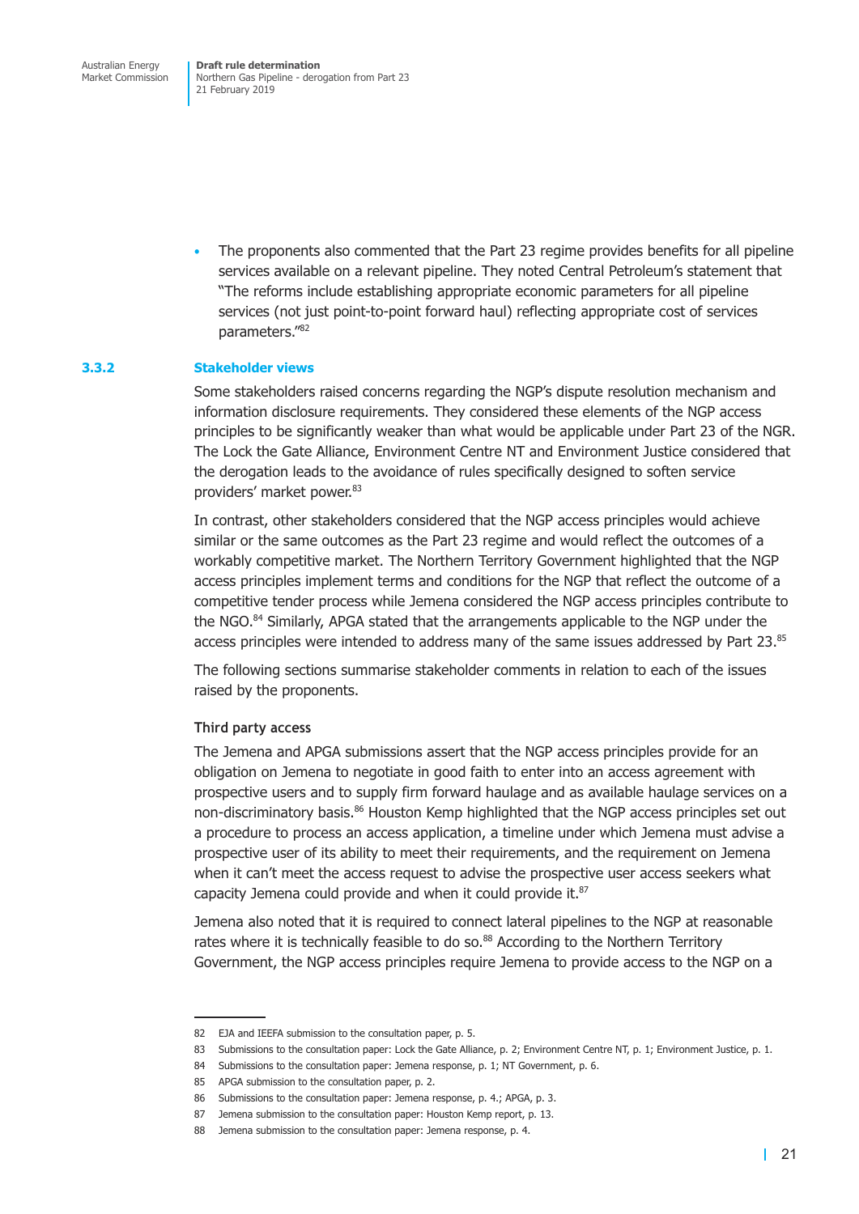- The proponents also commented that the Part 23 regime provides benefits for all pipeline services available on a relevant pipeline. They noted Central Petroleum's statement that "The reforms include establishing appropriate economic parameters for all pipeline services (not just point-to-point forward haul) reflecting appropriate cost of services parameters."[82]

### 3.3.2 Stakeholder views

Some stakeholders raised concerns regarding the NGP's dispute resolution mechanism and information disclosure requirements. They considered these elements of the NGP access principles to be significantly weaker than what would be applicable under Part 23 of the NGR. The Lock the Gate Alliance, Environment Centre NT and Environment Justice considered that the derogation leads to the avoidance of rules specifically designed to soften service providers' market power.[83]

In contrast, other stakeholders considered that the NGP access principles would achieve similar or the same outcomes as the Part 23 regime and would reflect the outcomes of a workably competitive market. The Northern Territory Government highlighted that the NGP access principles implement terms and conditions for the NGP that reflect the outcome of a competitive tender process while Jemena considered the NGP access principles contribute to the NGO.[84] Similarly, APGA stated that the arrangements applicable to the NGP under the access principles were intended to address many of the same issues addressed by Part 23.[85]

The following sections summarise stakeholder comments in relation to each of the issues raised by the proponents.

#### Third party access

The Jemena and APGA submissions assert that the NGP access principles provide for an obligation on Jemena to negotiate in good faith to enter into an access agreement with prospective users and to supply firm forward haulage and as available haulage services on a non-discriminatory basis.[86] Houston Kemp highlighted that the NGP access principles set out a procedure to process an access application, a timeline under which Jemena must advise a prospective user of its ability to meet their requirements, and the requirement on Jemena when it can't meet the access request to advise the prospective user access seekers what capacity Jemena could provide and when it could provide it.[87]

Jemena also noted that it is required to connect lateral pipelines to the NGP at reasonable rates where it is technically feasible to do so.[88] According to the Northern Territory Government, the NGP access principles require Jemena to provide access to the NGP on a

82 EJA and IEEFA submission to the consultation paper, p. 5.

83 Submissions to the consultation paper: Lock the Gate Alliance, p. 2; Environment Centre NT, p. 1; Environment Justice, p. 1.

84 Submissions to the consultation paper: Jemena response, p. 1; NT Government, p. 6.

85 APGA submission to the consultation paper, p. 2.

86 Submissions to the consultation paper: Jemena response, p. 4.; APGA, p. 3.

87 Jemena submission to the consultation paper: Houston Kemp report, p. 13.

88 Jemena submission to the consultation paper: Jemena response, p. 4.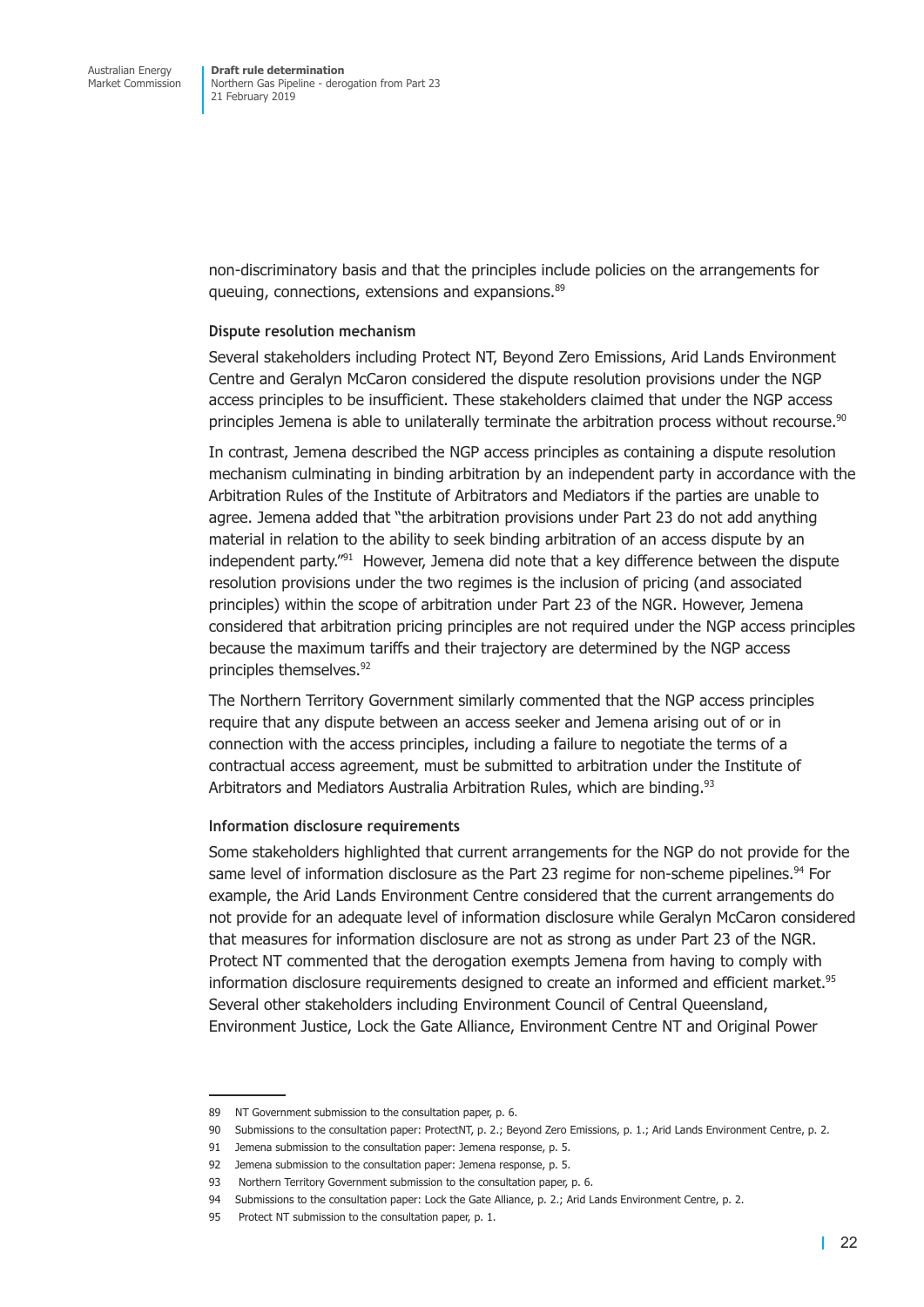non-discriminatory basis and that the principles include policies on the arrangements for queuing, connections, extensions and expansions.[89]

#### Dispute resolution mechanism

Several stakeholders including Protect NT, Beyond Zero Emissions, Arid Lands Environment Centre and Geralyn McCaron considered the dispute resolution provisions under the NGP access principles to be insufficient. These stakeholders claimed that under the NGP access principles Jemena is able to unilaterally terminate the arbitration process without recourse.[90]

In contrast, Jemena described the NGP access principles as containing a dispute resolution mechanism culminating in binding arbitration by an independent party in accordance with the Arbitration Rules of the Institute of Arbitrators and Mediators if the parties are unable to agree. Jemena added that "the arbitration provisions under Part 23 do not add anything material in relation to the ability to seek binding arbitration of an access dispute by an independent party."[91] However, Jemena did note that a key difference between the dispute resolution provisions under the two regimes is the inclusion of pricing (and associated principles) within the scope of arbitration under Part 23 of the NGR. However, Jemena considered that arbitration pricing principles are not required under the NGP access principles because the maximum tariffs and their trajectory are determined by the NGP access principles themselves.[92]

The Northern Territory Government similarly commented that the NGP access principles require that any dispute between an access seeker and Jemena arising out of or in connection with the access principles, including a failure to negotiate the terms of a contractual access agreement, must be submitted to arbitration under the Institute of Arbitrators and Mediators Australia Arbitration Rules, which are binding.[93]

#### Information disclosure requirements

Some stakeholders highlighted that current arrangements for the NGP do not provide for the same level of information disclosure as the Part 23 regime for non-scheme pipelines.[94] For example, the Arid Lands Environment Centre considered that the current arrangements do not provide for an adequate level of information disclosure while Geralyn McCaron considered that measures for information disclosure are not as strong as under Part 23 of the NGR. Protect NT commented that the derogation exempts Jemena from having to comply with information disclosure requirements designed to create an informed and efficient market.[95] Several other stakeholders including Environment Council of Central Queensland, Environment Justice, Lock the Gate Alliance, Environment Centre NT and Original Power

---

89 NT Government submission to the consultation paper, p. 6.

90 Submissions to the consultation paper: ProtectNT, p. 2.; Beyond Zero Emissions, p. 1.; Arid Lands Environment Centre, p. 2.

91 Jemena submission to the consultation paper: Jemena response, p. 5.

92 Jemena submission to the consultation paper: Jemena response, p. 5.

93 Northern Territory Government submission to the consultation paper, p. 6.

94 Submissions to the consultation paper: Lock the Gate Alliance, p. 2.; Arid Lands Environment Centre, p. 2.

95 Protect NT submission to the consultation paper, p. 1.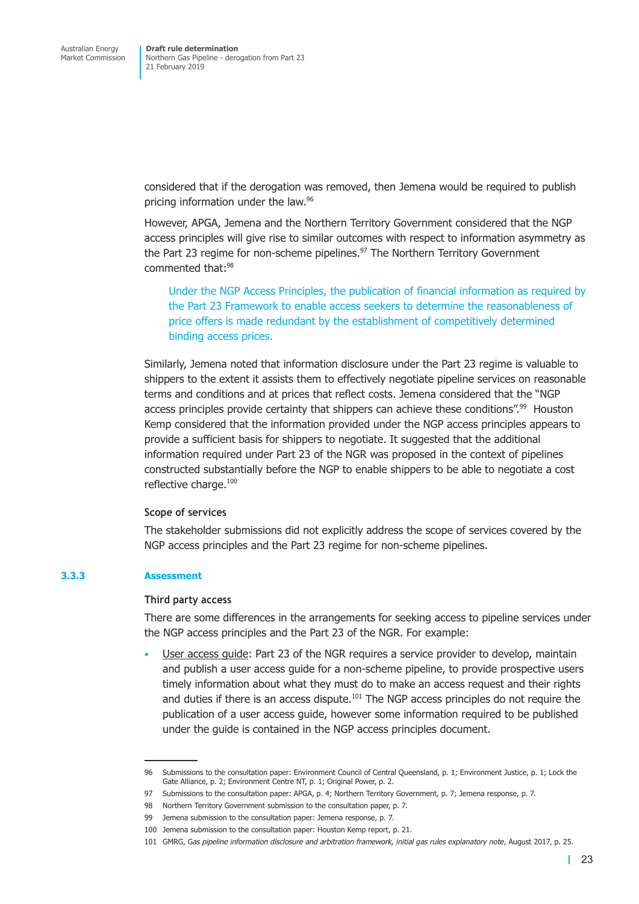considered that if the derogation was removed, then Jemena would be required to publish pricing information under the law.[96]

However, APGA, Jemena and the Northern Territory Government considered that the NGP access principles will give rise to similar outcomes with respect to information asymmetry as the Part 23 regime for non-scheme pipelines.[97] The Northern Territory Government commented that:[98]

> Under the NGP Access Principles, the publication of financial information as required by the Part 23 Framework to enable access seekers to determine the reasonableness of price offers is made redundant by the establishment of competitively determined binding access prices.

Similarly, Jemena noted that information disclosure under the Part 23 regime is valuable to shippers to the extent it assists them to effectively negotiate pipeline services on reasonable terms and conditions and at prices that reflect costs. Jemena considered that the "NGP access principles provide certainty that shippers can achieve these conditions".[99] Houston Kemp considered that the information provided under the NGP access principles appears to provide a sufficient basis for shippers to negotiate. It suggested that the additional information required under Part 23 of the NGR was proposed in the context of pipelines constructed substantially before the NGP to enable shippers to be able to negotiate a cost reflective charge.[100]

#### Scope of services

The stakeholder submissions did not explicitly address the scope of services covered by the NGP access principles and the Part 23 regime for non-scheme pipelines.

### 3.3.3 Assessment

#### Third party access

There are some differences in the arrangements for seeking access to pipeline services under the NGP access principles and the Part 23 of the NGR. For example:

- User access guide: Part 23 of the NGR requires a service provider to develop, maintain and publish a user access guide for a non-scheme pipeline, to provide prospective users timely information about what they must do to make an access request and their rights and duties if there is an access dispute.[101] The NGP access principles do not require the publication of a user access guide, however some information required to be published under the guide is contained in the NGP access principles document.

---

96 Submissions to the consultation paper: Environment Council of Central Queensland, p. 1; Environment Justice, p. 1; Lock the Gate Alliance, p. 2; Environment Centre NT, p. 1; Original Power, p. 2.

97 Submissions to the consultation paper: APGA, p. 4; Northern Territory Government, p. 7; Jemena response, p. 7.

98 Northern Territory Government submission to the consultation paper, p. 7.

99 Jemena submission to the consultation paper: Jemena response, p. 7.

100 Jemena submission to the consultation paper: Houston Kemp report, p. 21.

101 GMRG, *Gas pipeline information disclosure and arbitration framework, initial gas rules explanatory note*, August 2017, p. 25.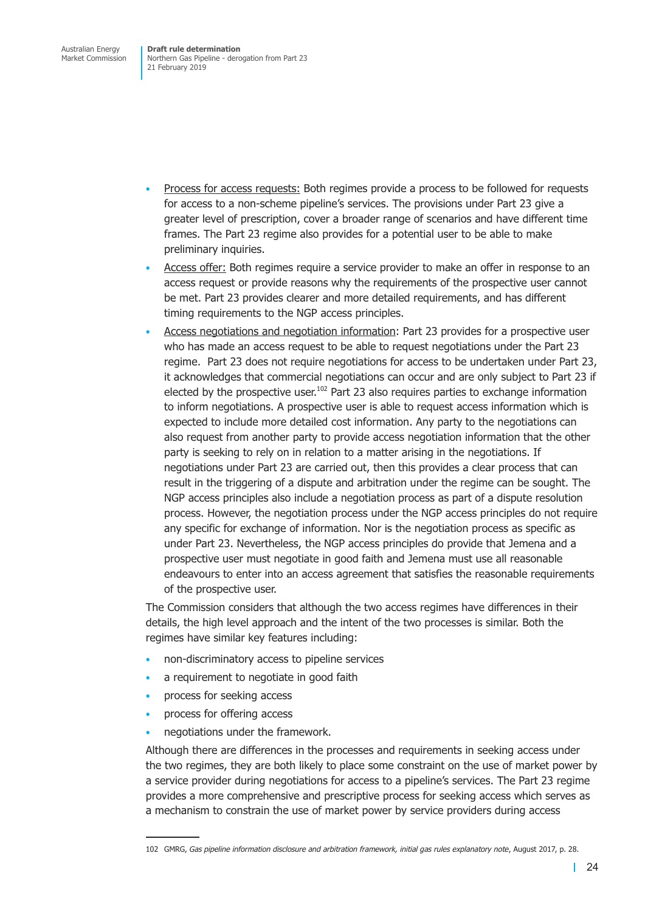- Process for access requests: Both regimes provide a process to be followed for requests for access to a non-scheme pipeline's services. The provisions under Part 23 give a greater level of prescription, cover a broader range of scenarios and have different time frames. The Part 23 regime also provides for a potential user to be able to make preliminary inquiries.
- Access offer: Both regimes require a service provider to make an offer in response to an access request or provide reasons why the requirements of the prospective user cannot be met. Part 23 provides clearer and more detailed requirements, and has different timing requirements to the NGP access principles.
- Access negotiations and negotiation information: Part 23 provides for a prospective user who has made an access request to be able to request negotiations under the Part 23 regime. Part 23 does not require negotiations for access to be undertaken under Part 23, it acknowledges that commercial negotiations can occur and are only subject to Part 23 if elected by the prospective user.[102] Part 23 also requires parties to exchange information to inform negotiations. A prospective user is able to request access information which is expected to include more detailed cost information. Any party to the negotiations can also request from another party to provide access negotiation information that the other party is seeking to rely on in relation to a matter arising in the negotiations. If negotiations under Part 23 are carried out, then this provides a clear process that can result in the triggering of a dispute and arbitration under the regime can be sought. The NGP access principles also include a negotiation process as part of a dispute resolution process. However, the negotiation process under the NGP access principles do not require any specific for exchange of information. Nor is the negotiation process as specific as under Part 23. Nevertheless, the NGP access principles do provide that Jemena and a prospective user must negotiate in good faith and Jemena must use all reasonable endeavours to enter into an access agreement that satisfies the reasonable requirements of the prospective user.

The Commission considers that although the two access regimes have differences in their details, the high level approach and the intent of the two processes is similar. Both the regimes have similar key features including:

- non-discriminatory access to pipeline services
- a requirement to negotiate in good faith
- process for seeking access
- process for offering access
- negotiations under the framework.

Although there are differences in the processes and requirements in seeking access under the two regimes, they are both likely to place some constraint on the use of market power by a service provider during negotiations for access to a pipeline's services. The Part 23 regime provides a more comprehensive and prescriptive process for seeking access which serves as a mechanism to constrain the use of market power by service providers during access

102 GMRG, *Gas pipeline information disclosure and arbitration framework, initial gas rules explanatory note*, August 2017, p. 28.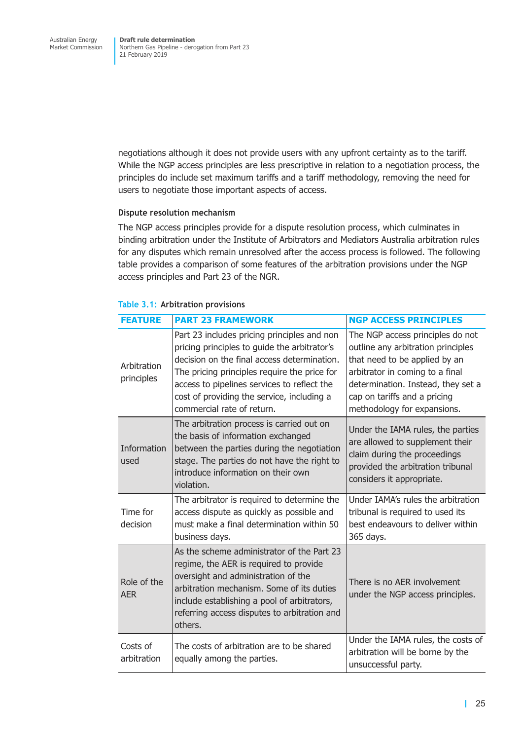negotiations although it does not provide users with any upfront certainty as to the tariff. While the NGP access principles are less prescriptive in relation to a negotiation process, the principles do include set maximum tariffs and a tariff methodology, removing the need for users to negotiate those important aspects of access.

### Dispute resolution mechanism

The NGP access principles provide for a dispute resolution process, which culminates in binding arbitration under the Institute of Arbitrators and Mediators Australia arbitration rules for any disputes which remain unresolved after the access process is followed. The following table provides a comparison of some features of the arbitration provisions under the NGP access principles and Part 23 of the NGR.

Table 3.1: Arbitration provisions

| FEATURE | PART 23 FRAMEWORK | NGP ACCESS PRINCIPLES |
|---|---|---|
| Arbitration principles | Part 23 includes pricing principles and non pricing principles to guide the arbitrator's decision on the final access determination. The pricing principles require the price for access to pipelines services to reflect the cost of providing the service, including a commercial rate of return. | The NGP access principles do not outline any arbitration principles that need to be applied by an arbitrator in coming to a final determination. Instead, they set a cap on tariffs and a pricing methodology for expansions. |
| Information used | The arbitration process is carried out on the basis of information exchanged between the parties during the negotiation stage. The parties do not have the right to introduce information on their own violation. | Under the IAMA rules, the parties are allowed to supplement their claim during the proceedings provided the arbitration tribunal considers it appropriate. |
| Time for decision | The arbitrator is required to determine the access dispute as quickly as possible and must make a final determination within 50 business days. | Under IAMA's rules the arbitration tribunal is required to used its best endeavours to deliver within 365 days. |
| Role of the AER | As the scheme administrator of the Part 23 regime, the AER is required to provide oversight and administration of the arbitration mechanism. Some of its duties include establishing a pool of arbitrators, referring access disputes to arbitration and others. | There is no AER involvement under the NGP access principles. |
| Costs of arbitration | The costs of arbitration are to be shared equally among the parties. | Under the IAMA rules, the costs of arbitration will be borne by the unsuccessful party. |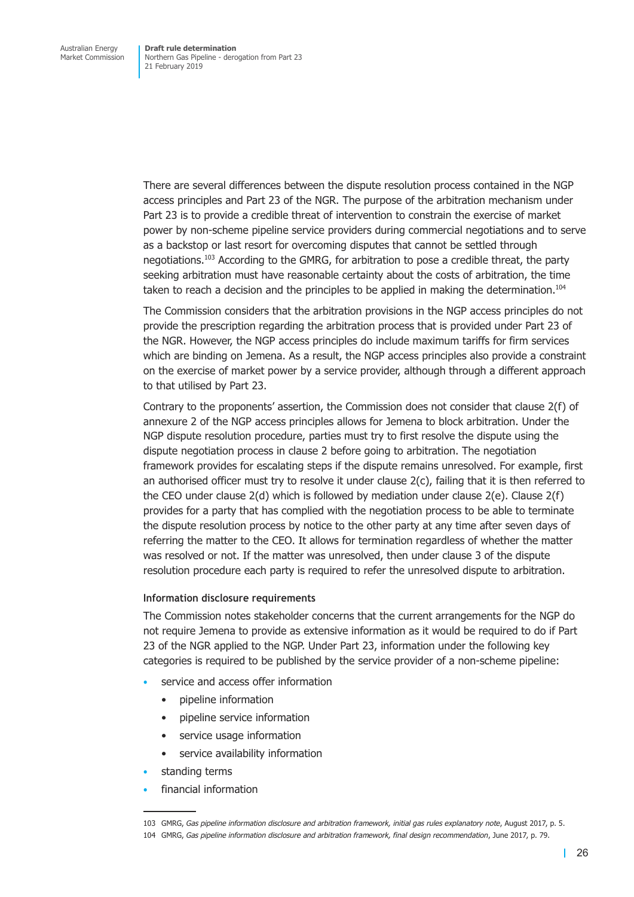There are several differences between the dispute resolution process contained in the NGP access principles and Part 23 of the NGR. The purpose of the arbitration mechanism under Part 23 is to provide a credible threat of intervention to constrain the exercise of market power by non-scheme pipeline service providers during commercial negotiations and to serve as a backstop or last resort for overcoming disputes that cannot be settled through negotiations.[103] According to the GMRG, for arbitration to pose a credible threat, the party seeking arbitration must have reasonable certainty about the costs of arbitration, the time taken to reach a decision and the principles to be applied in making the determination.[104]

The Commission considers that the arbitration provisions in the NGP access principles do not provide the prescription regarding the arbitration process that is provided under Part 23 of the NGR. However, the NGP access principles do include maximum tariffs for firm services which are binding on Jemena. As a result, the NGP access principles also provide a constraint on the exercise of market power by a service provider, although through a different approach to that utilised by Part 23.

Contrary to the proponents' assertion, the Commission does not consider that clause 2(f) of annexure 2 of the NGP access principles allows for Jemena to block arbitration. Under the NGP dispute resolution procedure, parties must try to first resolve the dispute using the dispute negotiation process in clause 2 before going to arbitration. The negotiation framework provides for escalating steps if the dispute remains unresolved. For example, first an authorised officer must try to resolve it under clause 2(c), failing that it is then referred to the CEO under clause 2(d) which is followed by mediation under clause 2(e). Clause 2(f) provides for a party that has complied with the negotiation process to be able to terminate the dispute resolution process by notice to the other party at any time after seven days of referring the matter to the CEO. It allows for termination regardless of whether the matter was resolved or not. If the matter was unresolved, then under clause 3 of the dispute resolution procedure each party is required to refer the unresolved dispute to arbitration.

#### Information disclosure requirements

The Commission notes stakeholder concerns that the current arrangements for the NGP do not require Jemena to provide as extensive information as it would be required to do if Part 23 of the NGR applied to the NGP. Under Part 23, information under the following key categories is required to be published by the service provider of a non-scheme pipeline:

- service and access offer information
  - pipeline information
  - pipeline service information
  - service usage information
  - service availability information
- standing terms
- financial information

103 GMRG, *Gas pipeline information disclosure and arbitration framework, initial gas rules explanatory note*, August 2017, p. 5.

104 GMRG, *Gas pipeline information disclosure and arbitration framework, final design recommendation*, June 2017, p. 79.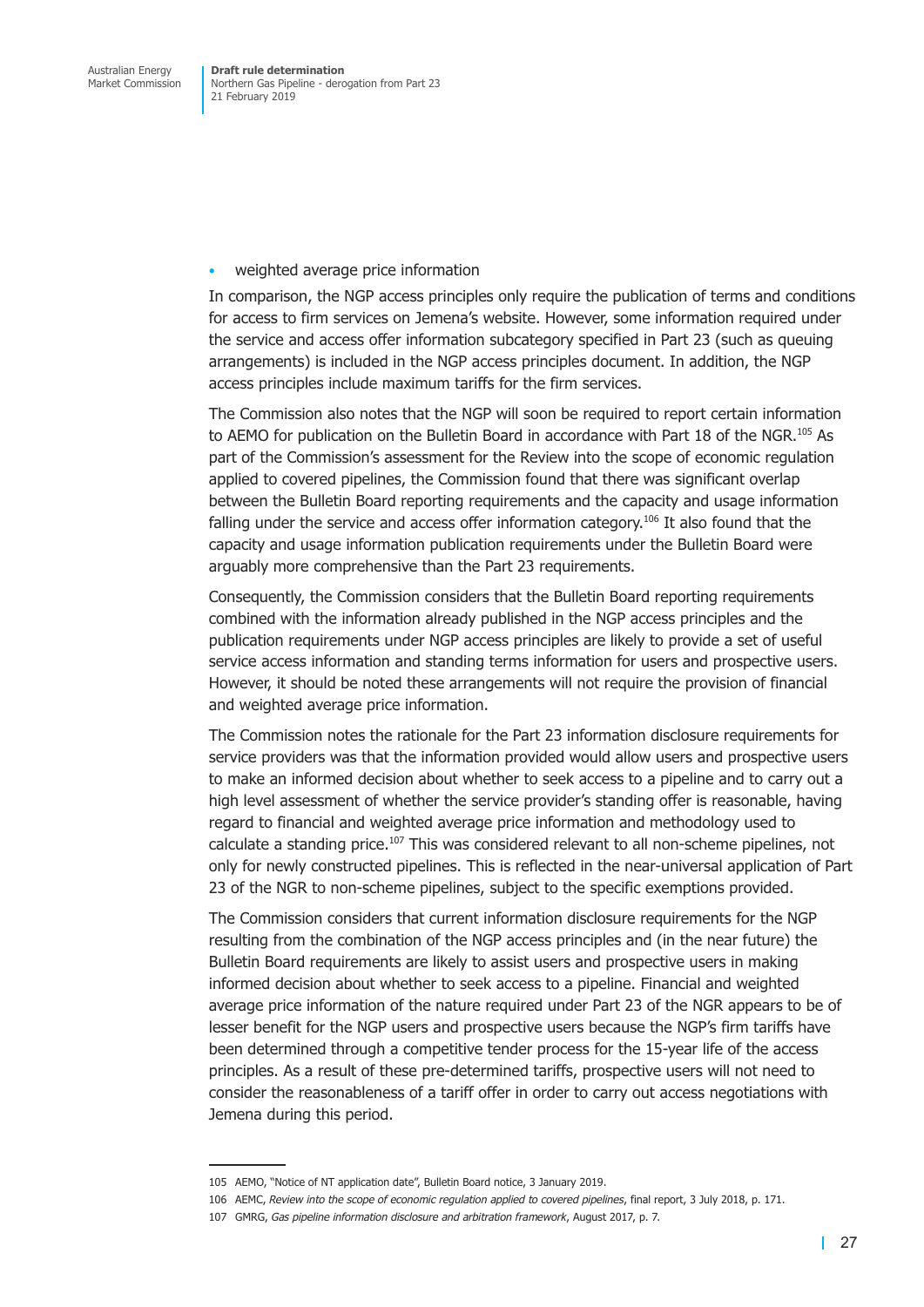- weighted average price information

In comparison, the NGP access principles only require the publication of terms and conditions for access to firm services on Jemena's website. However, some information required under the service and access offer information subcategory specified in Part 23 (such as queuing arrangements) is included in the NGP access principles document. In addition, the NGP access principles include maximum tariffs for the firm services.

The Commission also notes that the NGP will soon be required to report certain information to AEMO for publication on the Bulletin Board in accordance with Part 18 of the NGR.[105] As part of the Commission's assessment for the Review into the scope of economic regulation applied to covered pipelines, the Commission found that there was significant overlap between the Bulletin Board reporting requirements and the capacity and usage information falling under the service and access offer information category.[106] It also found that the capacity and usage information publication requirements under the Bulletin Board were arguably more comprehensive than the Part 23 requirements.

Consequently, the Commission considers that the Bulletin Board reporting requirements combined with the information already published in the NGP access principles and the publication requirements under NGP access principles are likely to provide a set of useful service access information and standing terms information for users and prospective users. However, it should be noted these arrangements will not require the provision of financial and weighted average price information.

The Commission notes the rationale for the Part 23 information disclosure requirements for service providers was that the information provided would allow users and prospective users to make an informed decision about whether to seek access to a pipeline and to carry out a high level assessment of whether the service provider's standing offer is reasonable, having regard to financial and weighted average price information and methodology used to calculate a standing price.[107] This was considered relevant to all non-scheme pipelines, not only for newly constructed pipelines. This is reflected in the near-universal application of Part 23 of the NGR to non-scheme pipelines, subject to the specific exemptions provided.

The Commission considers that current information disclosure requirements for the NGP resulting from the combination of the NGP access principles and (in the near future) the Bulletin Board requirements are likely to assist users and prospective users in making informed decision about whether to seek access to a pipeline. Financial and weighted average price information of the nature required under Part 23 of the NGR appears to be of lesser benefit for the NGP users and prospective users because the NGP's firm tariffs have been determined through a competitive tender process for the 15-year life of the access principles. As a result of these pre-determined tariffs, prospective users will not need to consider the reasonableness of a tariff offer in order to carry out access negotiations with Jemena during this period.

---

105 AEMO, "Notice of NT application date", Bulletin Board notice, 3 January 2019.

106 AEMC, *Review into the scope of economic regulation applied to covered pipelines*, final report, 3 July 2018, p. 171.

107 GMRG, *Gas pipeline information disclosure and arbitration framework*, August 2017, p. 7.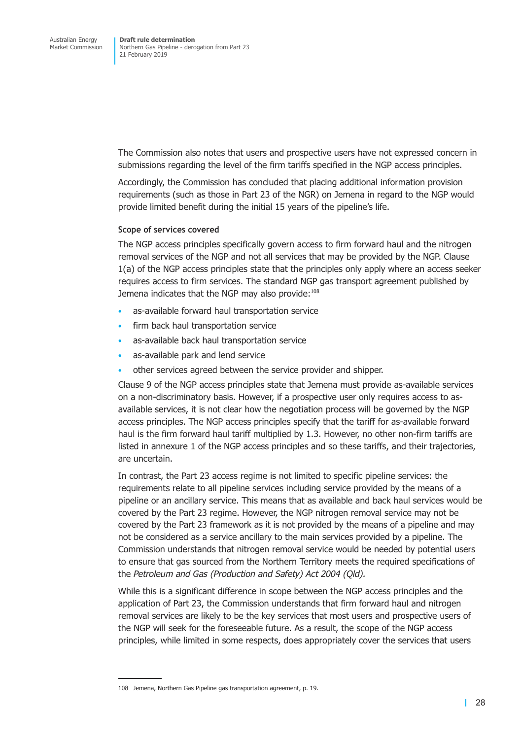The Commission also notes that users and prospective users have not expressed concern in submissions regarding the level of the firm tariffs specified in the NGP access principles.

Accordingly, the Commission has concluded that placing additional information provision requirements (such as those in Part 23 of the NGR) on Jemena in regard to the NGP would provide limited benefit during the initial 15 years of the pipeline's life.

### Scope of services covered

The NGP access principles specifically govern access to firm forward haul and the nitrogen removal services of the NGP and not all services that may be provided by the NGP. Clause 1(a) of the NGP access principles state that the principles only apply where an access seeker requires access to firm services. The standard NGP gas transport agreement published by Jemena indicates that the NGP may also provide:[108]

- as-available forward haul transportation service
- firm back haul transportation service
- as-available back haul transportation service
- as-available park and lend service
- other services agreed between the service provider and shipper.

Clause 9 of the NGP access principles state that Jemena must provide as-available services on a non-discriminatory basis. However, if a prospective user only requires access to as-available services, it is not clear how the negotiation process will be governed by the NGP access principles. The NGP access principles specify that the tariff for as-available forward haul is the firm forward haul tariff multiplied by 1.3. However, no other non-firm tariffs are listed in annexure 1 of the NGP access principles and so these tariffs, and their trajectories, are uncertain.

In contrast, the Part 23 access regime is not limited to specific pipeline services: the requirements relate to all pipeline services including service provided by the means of a pipeline or an ancillary service. This means that as available and back haul services would be covered by the Part 23 regime. However, the NGP nitrogen removal service may not be covered by the Part 23 framework as it is not provided by the means of a pipeline and may not be considered as a service ancillary to the main services provided by a pipeline. The Commission understands that nitrogen removal service would be needed by potential users to ensure that gas sourced from the Northern Territory meets the required specifications of the *Petroleum and Gas (Production and Safety) Act 2004 (Qld).*

While this is a significant difference in scope between the NGP access principles and the application of Part 23, the Commission understands that firm forward haul and nitrogen removal services are likely to be the key services that most users and prospective users of the NGP will seek for the foreseeable future. As a result, the scope of the NGP access principles, while limited in some respects, does appropriately cover the services that users

108 Jemena, Northern Gas Pipeline gas transportation agreement, p. 19.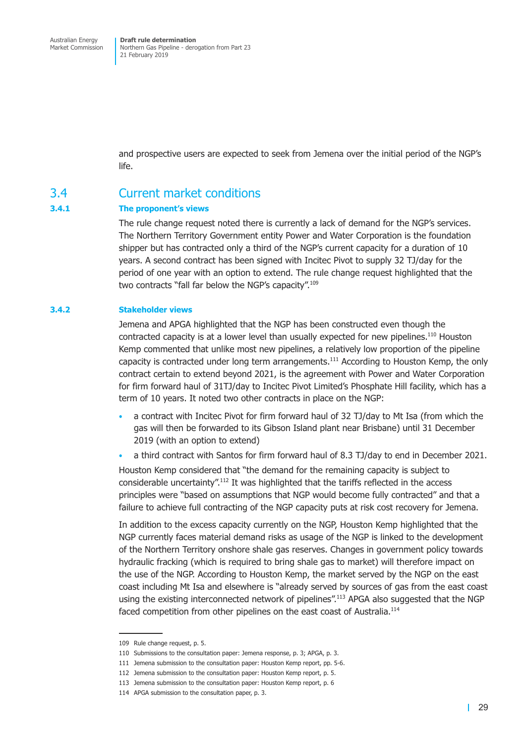and prospective users are expected to seek from Jemena over the initial period of the NGP's life.

## 3.4 Current market conditions

### 3.4.1 The proponent's views

The rule change request noted there is currently a lack of demand for the NGP's services. The Northern Territory Government entity Power and Water Corporation is the foundation shipper but has contracted only a third of the NGP's current capacity for a duration of 10 years. A second contract has been signed with Incitec Pivot to supply 32 TJ/day for the period of one year with an option to extend. The rule change request highlighted that the two contracts "fall far below the NGP's capacity".[109]

### 3.4.2 Stakeholder views

Jemena and APGA highlighted that the NGP has been constructed even though the contracted capacity is at a lower level than usually expected for new pipelines.[110] Houston Kemp commented that unlike most new pipelines, a relatively low proportion of the pipeline capacity is contracted under long term arrangements.[111] According to Houston Kemp, the only contract certain to extend beyond 2021, is the agreement with Power and Water Corporation for firm forward haul of 31TJ/day to Incitec Pivot Limited's Phosphate Hill facility, which has a term of 10 years. It noted two other contracts in place on the NGP:

- a contract with Incitec Pivot for firm forward haul of 32 TJ/day to Mt Isa (from which the gas will then be forwarded to its Gibson Island plant near Brisbane) until 31 December 2019 (with an option to extend)
- a third contract with Santos for firm forward haul of 8.3 TJ/day to end in December 2021.

Houston Kemp considered that "the demand for the remaining capacity is subject to considerable uncertainty".[112] It was highlighted that the tariffs reflected in the access principles were "based on assumptions that NGP would become fully contracted" and that a failure to achieve full contracting of the NGP capacity puts at risk cost recovery for Jemena.

In addition to the excess capacity currently on the NGP, Houston Kemp highlighted that the NGP currently faces material demand risks as usage of the NGP is linked to the development of the Northern Territory onshore shale gas reserves. Changes in government policy towards hydraulic fracking (which is required to bring shale gas to market) will therefore impact on the use of the NGP. According to Houston Kemp, the market served by the NGP on the east coast including Mt Isa and elsewhere is "already served by sources of gas from the east coast using the existing interconnected network of pipelines".[113] APGA also suggested that the NGP faced competition from other pipelines on the east coast of Australia.[114]

---

109 Rule change request, p. 5.

110 Submissions to the consultation paper: Jemena response, p. 3; APGA, p. 3.

111 Jemena submission to the consultation paper: Houston Kemp report, pp. 5-6.

112 Jemena submission to the consultation paper: Houston Kemp report, p. 5.

113 Jemena submission to the consultation paper: Houston Kemp report, p. 6

114 APGA submission to the consultation paper, p. 3.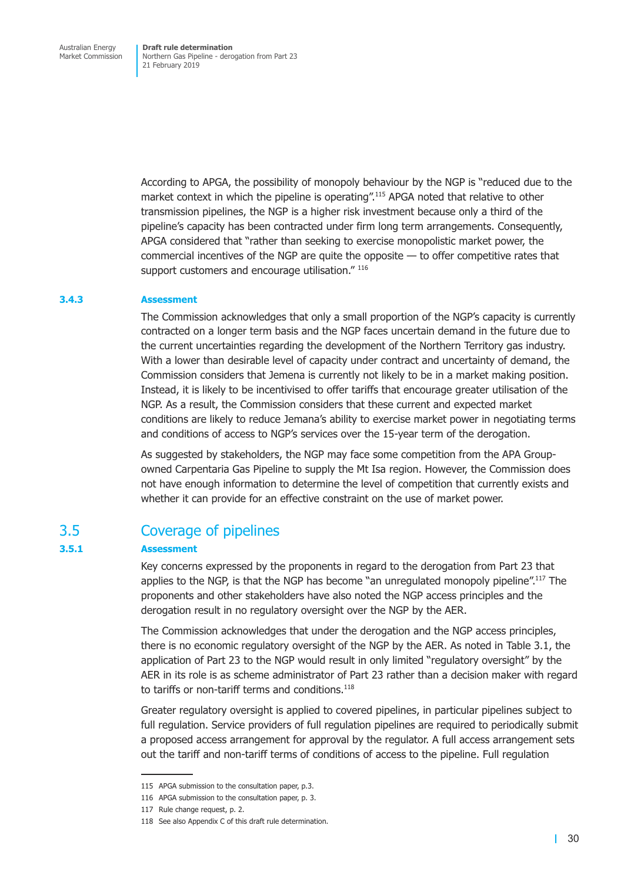According to APGA, the possibility of monopoly behaviour by the NGP is "reduced due to the market context in which the pipeline is operating".[115] APGA noted that relative to other transmission pipelines, the NGP is a higher risk investment because only a third of the pipeline's capacity has been contracted under firm long term arrangements. Consequently, APGA considered that "rather than seeking to exercise monopolistic market power, the commercial incentives of the NGP are quite the opposite — to offer competitive rates that support customers and encourage utilisation." [116]

### 3.4.3 Assessment

The Commission acknowledges that only a small proportion of the NGP's capacity is currently contracted on a longer term basis and the NGP faces uncertain demand in the future due to the current uncertainties regarding the development of the Northern Territory gas industry. With a lower than desirable level of capacity under contract and uncertainty of demand, the Commission considers that Jemena is currently not likely to be in a market making position. Instead, it is likely to be incentivised to offer tariffs that encourage greater utilisation of the NGP. As a result, the Commission considers that these current and expected market conditions are likely to reduce Jemana's ability to exercise market power in negotiating terms and conditions of access to NGP's services over the 15-year term of the derogation.

As suggested by stakeholders, the NGP may face some competition from the APA Group-owned Carpentaria Gas Pipeline to supply the Mt Isa region. However, the Commission does not have enough information to determine the level of competition that currently exists and whether it can provide for an effective constraint on the use of market power.

## 3.5 Coverage of pipelines

### 3.5.1 Assessment

Key concerns expressed by the proponents in regard to the derogation from Part 23 that applies to the NGP, is that the NGP has become "an unregulated monopoly pipeline".[117] The proponents and other stakeholders have also noted the NGP access principles and the derogation result in no regulatory oversight over the NGP by the AER.

The Commission acknowledges that under the derogation and the NGP access principles, there is no economic regulatory oversight of the NGP by the AER. As noted in Table 3.1, the application of Part 23 to the NGP would result in only limited "regulatory oversight" by the AER in its role is as scheme administrator of Part 23 rather than a decision maker with regard to tariffs or non-tariff terms and conditions.[118]

Greater regulatory oversight is applied to covered pipelines, in particular pipelines subject to full regulation. Service providers of full regulation pipelines are required to periodically submit a proposed access arrangement for approval by the regulator. A full access arrangement sets out the tariff and non-tariff terms of conditions of access to the pipeline. Full regulation

---

115 APGA submission to the consultation paper, p.3.

116 APGA submission to the consultation paper, p. 3.

117 Rule change request, p. 2.

118 See also Appendix C of this draft rule determination.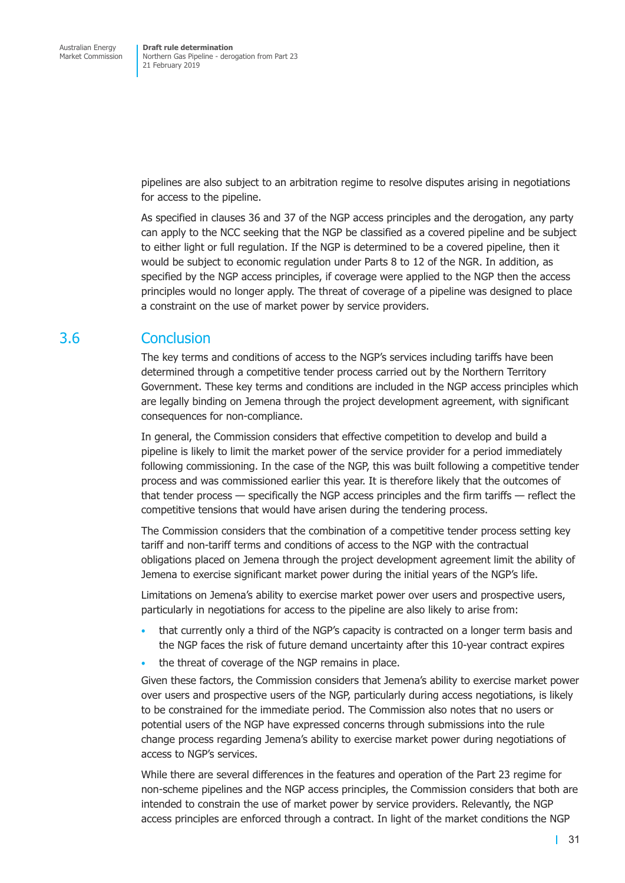pipelines are also subject to an arbitration regime to resolve disputes arising in negotiations for access to the pipeline.

As specified in clauses 36 and 37 of the NGP access principles and the derogation, any party can apply to the NCC seeking that the NGP be classified as a covered pipeline and be subject to either light or full regulation. If the NGP is determined to be a covered pipeline, then it would be subject to economic regulation under Parts 8 to 12 of the NGR. In addition, as specified by the NGP access principles, if coverage were applied to the NGP then the access principles would no longer apply. The threat of coverage of a pipeline was designed to place a constraint on the use of market power by service providers.

## 3.6 Conclusion

The key terms and conditions of access to the NGP's services including tariffs have been determined through a competitive tender process carried out by the Northern Territory Government. These key terms and conditions are included in the NGP access principles which are legally binding on Jemena through the project development agreement, with significant consequences for non-compliance.

In general, the Commission considers that effective competition to develop and build a pipeline is likely to limit the market power of the service provider for a period immediately following commissioning. In the case of the NGP, this was built following a competitive tender process and was commissioned earlier this year. It is therefore likely that the outcomes of that tender process — specifically the NGP access principles and the firm tariffs — reflect the competitive tensions that would have arisen during the tendering process.

The Commission considers that the combination of a competitive tender process setting key tariff and non-tariff terms and conditions of access to the NGP with the contractual obligations placed on Jemena through the project development agreement limit the ability of Jemena to exercise significant market power during the initial years of the NGP's life.

Limitations on Jemena's ability to exercise market power over users and prospective users, particularly in negotiations for access to the pipeline are also likely to arise from:

- that currently only a third of the NGP's capacity is contracted on a longer term basis and the NGP faces the risk of future demand uncertainty after this 10-year contract expires
- the threat of coverage of the NGP remains in place.

Given these factors, the Commission considers that Jemena's ability to exercise market power over users and prospective users of the NGP, particularly during access negotiations, is likely to be constrained for the immediate period. The Commission also notes that no users or potential users of the NGP have expressed concerns through submissions into the rule change process regarding Jemena's ability to exercise market power during negotiations of access to NGP's services.

While there are several differences in the features and operation of the Part 23 regime for non-scheme pipelines and the NGP access principles, the Commission considers that both are intended to constrain the use of market power by service providers. Relevantly, the NGP access principles are enforced through a contract. In light of the market conditions the NGP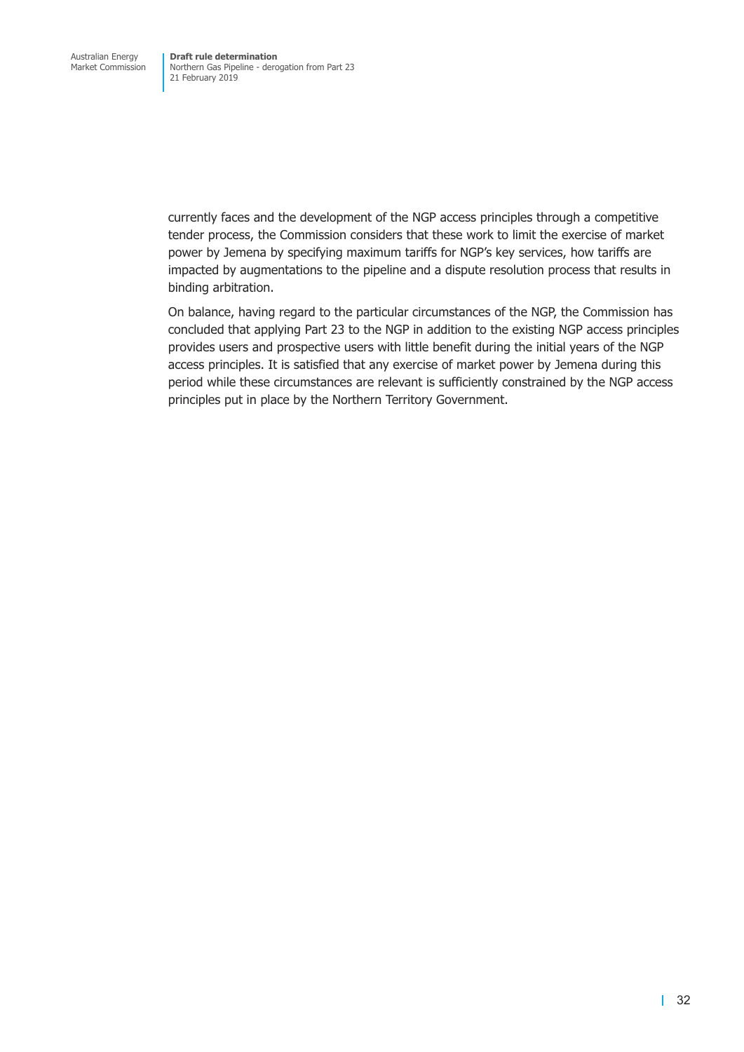currently faces and the development of the NGP access principles through a competitive tender process, the Commission considers that these work to limit the exercise of market power by Jemena by specifying maximum tariffs for NGP's key services, how tariffs are impacted by augmentations to the pipeline and a dispute resolution process that results in binding arbitration.

On balance, having regard to the particular circumstances of the NGP, the Commission has concluded that applying Part 23 to the NGP in addition to the existing NGP access principles provides users and prospective users with little benefit during the initial years of the NGP access principles. It is satisfied that any exercise of market power by Jemena during this period while these circumstances are relevant is sufficiently constrained by the NGP access principles put in place by the Northern Territory Government.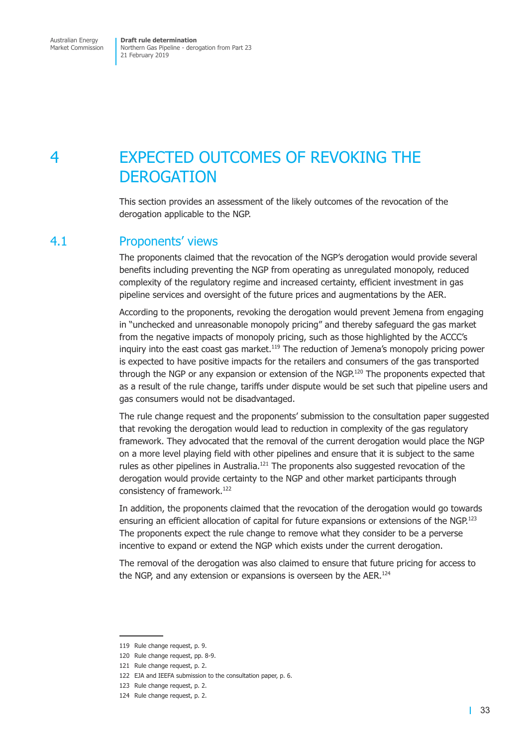# 4 EXPECTED OUTCOMES OF REVOKING THE DEROGATION

This section provides an assessment of the likely outcomes of the revocation of the derogation applicable to the NGP.

## 4.1 Proponents' views

The proponents claimed that the revocation of the NGP's derogation would provide several benefits including preventing the NGP from operating as unregulated monopoly, reduced complexity of the regulatory regime and increased certainty, efficient investment in gas pipeline services and oversight of the future prices and augmentations by the AER.

According to the proponents, revoking the derogation would prevent Jemena from engaging in "unchecked and unreasonable monopoly pricing" and thereby safeguard the gas market from the negative impacts of monopoly pricing, such as those highlighted by the ACCC's inquiry into the east coast gas market.[119] The reduction of Jemena's monopoly pricing power is expected to have positive impacts for the retailers and consumers of the gas transported through the NGP or any expansion or extension of the NGP.[120] The proponents expected that as a result of the rule change, tariffs under dispute would be set such that pipeline users and gas consumers would not be disadvantaged.

The rule change request and the proponents' submission to the consultation paper suggested that revoking the derogation would lead to reduction in complexity of the gas regulatory framework. They advocated that the removal of the current derogation would place the NGP on a more level playing field with other pipelines and ensure that it is subject to the same rules as other pipelines in Australia.[121] The proponents also suggested revocation of the derogation would provide certainty to the NGP and other market participants through consistency of framework.[122]

In addition, the proponents claimed that the revocation of the derogation would go towards ensuring an efficient allocation of capital for future expansions or extensions of the NGP.[123] The proponents expect the rule change to remove what they consider to be a perverse incentive to expand or extend the NGP which exists under the current derogation.

The removal of the derogation was also claimed to ensure that future pricing for access to the NGP, and any extension or expansions is overseen by the AER.[124]

---

119 Rule change request, p. 9.

120 Rule change request, pp. 8-9.

121 Rule change request, p. 2.

122 EJA and IEEFA submission to the consultation paper, p. 6.

123 Rule change request, p. 2.

124 Rule change request, p. 2.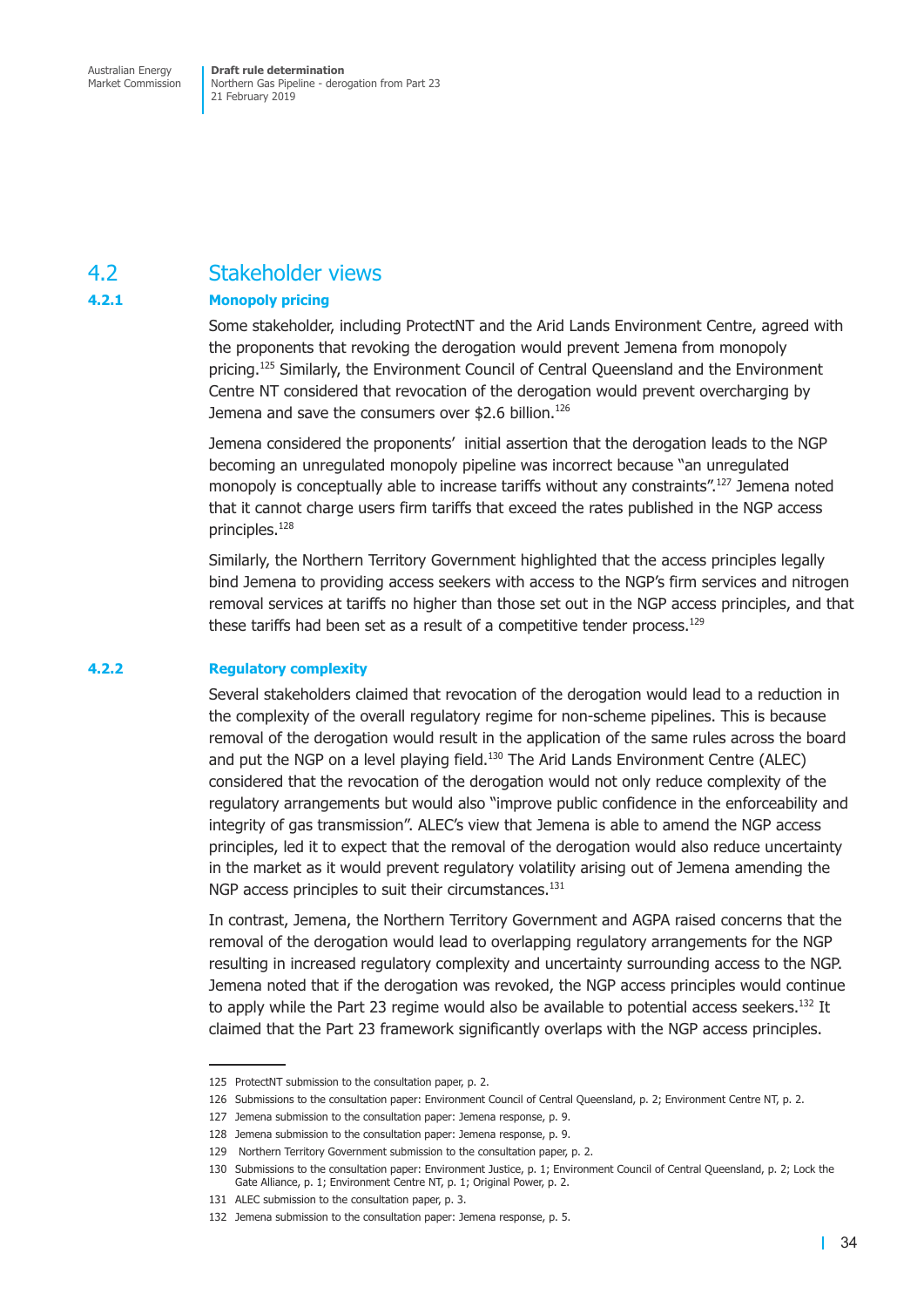## 4.2 Stakeholder views

### 4.2.1 Monopoly pricing

Some stakeholder, including ProtectNT and the Arid Lands Environment Centre, agreed with the proponents that revoking the derogation would prevent Jemena from monopoly pricing.[125] Similarly, the Environment Council of Central Queensland and the Environment Centre NT considered that revocation of the derogation would prevent overcharging by Jemena and save the consumers over $2.6 billion.[126]

Jemena considered the proponents' initial assertion that the derogation leads to the NGP becoming an unregulated monopoly pipeline was incorrect because "an unregulated monopoly is conceptually able to increase tariffs without any constraints".[127] Jemena noted that it cannot charge users firm tariffs that exceed the rates published in the NGP access principles.[128]

Similarly, the Northern Territory Government highlighted that the access principles legally bind Jemena to providing access seekers with access to the NGP's firm services and nitrogen removal services at tariffs no higher than those set out in the NGP access principles, and that these tariffs had been set as a result of a competitive tender process.[129]

### 4.2.2 Regulatory complexity

Several stakeholders claimed that revocation of the derogation would lead to a reduction in the complexity of the overall regulatory regime for non-scheme pipelines. This is because removal of the derogation would result in the application of the same rules across the board and put the NGP on a level playing field.[130] The Arid Lands Environment Centre (ALEC) considered that the revocation of the derogation would not only reduce complexity of the regulatory arrangements but would also "improve public confidence in the enforceability and integrity of gas transmission". ALEC's view that Jemena is able to amend the NGP access principles, led it to expect that the removal of the derogation would also reduce uncertainty in the market as it would prevent regulatory volatility arising out of Jemena amending the NGP access principles to suit their circumstances.[131]

In contrast, Jemena, the Northern Territory Government and AGPA raised concerns that the removal of the derogation would lead to overlapping regulatory arrangements for the NGP resulting in increased regulatory complexity and uncertainty surrounding access to the NGP. Jemena noted that if the derogation was revoked, the NGP access principles would continue to apply while the Part 23 regime would also be available to potential access seekers.[132] It claimed that the Part 23 framework significantly overlaps with the NGP access principles.

---

125 ProtectNT submission to the consultation paper, p. 2.

126 Submissions to the consultation paper: Environment Council of Central Queensland, p. 2; Environment Centre NT, p. 2.

127 Jemena submission to the consultation paper: Jemena response, p. 9.

128 Jemena submission to the consultation paper: Jemena response, p. 9.

129 Northern Territory Government submission to the consultation paper, p. 2.

130 Submissions to the consultation paper: Environment Justice, p. 1; Environment Council of Central Queensland, p. 2; Lock the Gate Alliance, p. 1; Environment Centre NT, p. 1; Original Power, p. 2.

131 ALEC submission to the consultation paper, p. 3.

132 Jemena submission to the consultation paper: Jemena response, p. 5.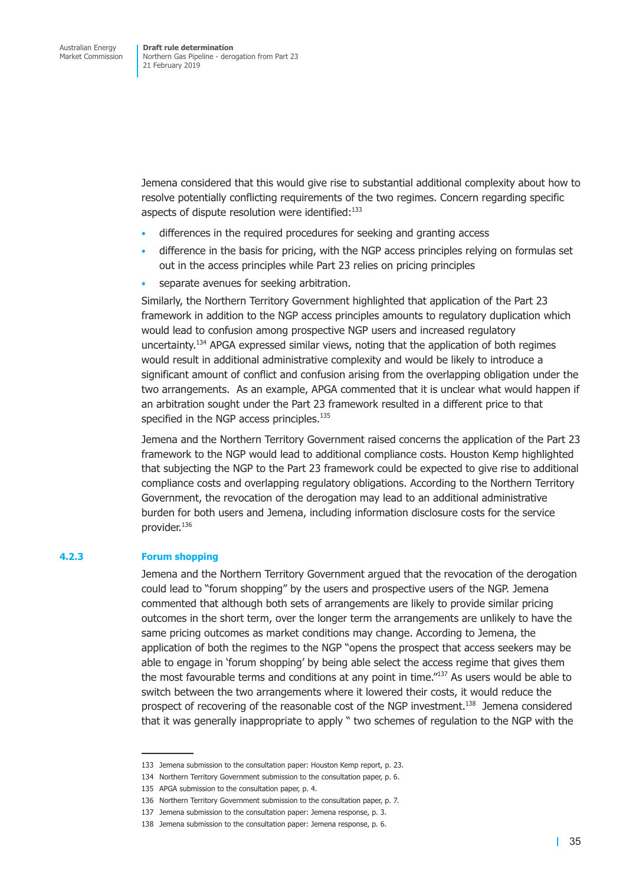Jemena considered that this would give rise to substantial additional complexity about how to resolve potentially conflicting requirements of the two regimes. Concern regarding specific aspects of dispute resolution were identified:[133]

- differences in the required procedures for seeking and granting access
- difference in the basis for pricing, with the NGP access principles relying on formulas set out in the access principles while Part 23 relies on pricing principles
- separate avenues for seeking arbitration.

Similarly, the Northern Territory Government highlighted that application of the Part 23 framework in addition to the NGP access principles amounts to regulatory duplication which would lead to confusion among prospective NGP users and increased regulatory uncertainty.[134] APGA expressed similar views, noting that the application of both regimes would result in additional administrative complexity and would be likely to introduce a significant amount of conflict and confusion arising from the overlapping obligation under the two arrangements. As an example, APGA commented that it is unclear what would happen if an arbitration sought under the Part 23 framework resulted in a different price to that specified in the NGP access principles.[135]

Jemena and the Northern Territory Government raised concerns the application of the Part 23 framework to the NGP would lead to additional compliance costs. Houston Kemp highlighted that subjecting the NGP to the Part 23 framework could be expected to give rise to additional compliance costs and overlapping regulatory obligations. According to the Northern Territory Government, the revocation of the derogation may lead to an additional administrative burden for both users and Jemena, including information disclosure costs for the service provider.[136]

### 4.2.3 Forum shopping

Jemena and the Northern Territory Government argued that the revocation of the derogation could lead to "forum shopping" by the users and prospective users of the NGP. Jemena commented that although both sets of arrangements are likely to provide similar pricing outcomes in the short term, over the longer term the arrangements are unlikely to have the same pricing outcomes as market conditions may change. According to Jemena, the application of both the regimes to the NGP "opens the prospect that access seekers may be able to engage in 'forum shopping' by being able select the access regime that gives them the most favourable terms and conditions at any point in time."[137] As users would be able to switch between the two arrangements where it lowered their costs, it would reduce the prospect of recovering of the reasonable cost of the NGP investment.[138] Jemena considered that it was generally inappropriate to apply " two schemes of regulation to the NGP with the

---

133 Jemena submission to the consultation paper: Houston Kemp report, p. 23.

134 Northern Territory Government submission to the consultation paper, p. 6.

135 APGA submission to the consultation paper, p. 4.

136 Northern Territory Government submission to the consultation paper, p. 7.

137 Jemena submission to the consultation paper: Jemena response, p. 3.

138 Jemena submission to the consultation paper: Jemena response, p. 6.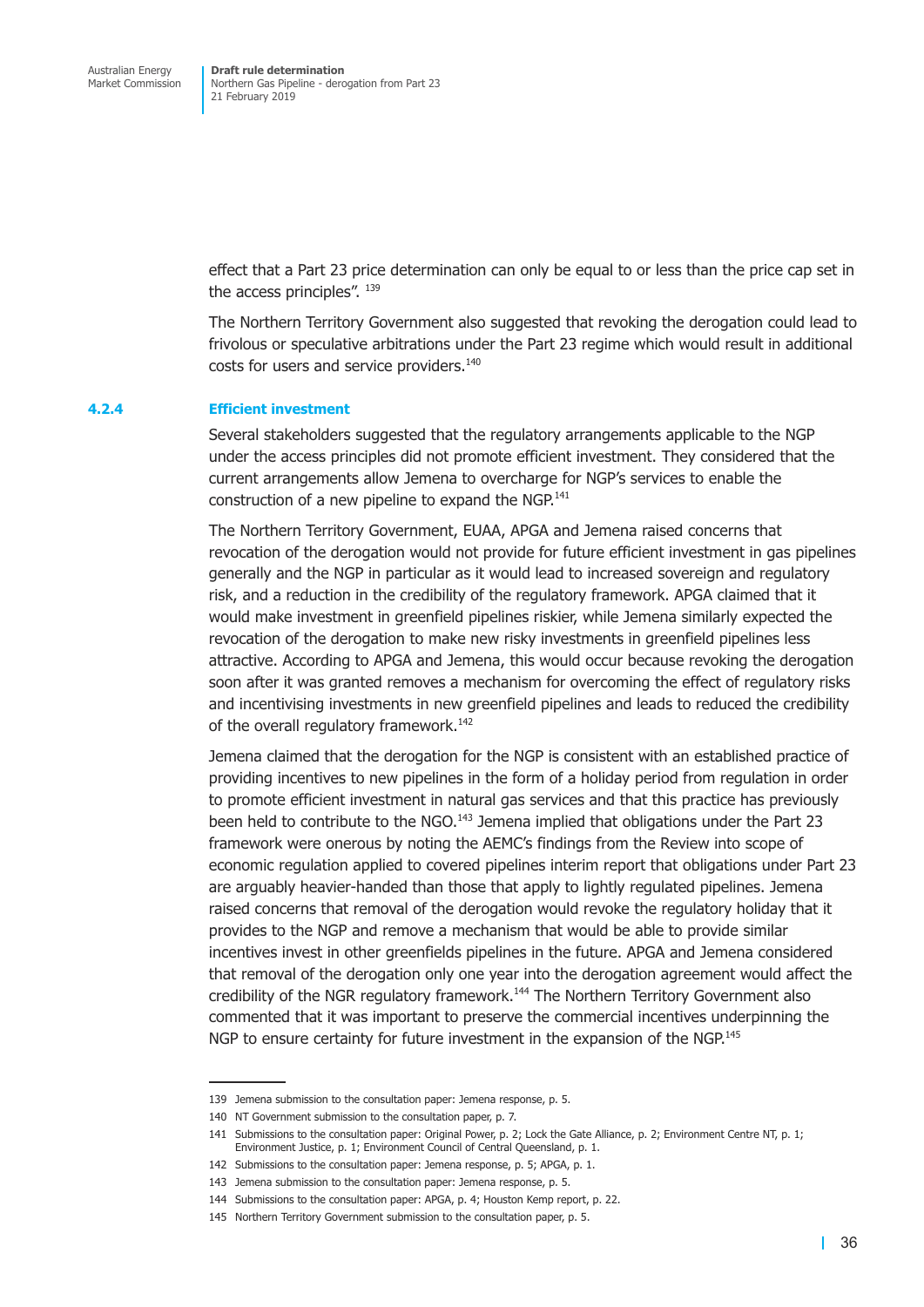effect that a Part 23 price determination can only be equal to or less than the price cap set in the access principles".[139]

The Northern Territory Government also suggested that revoking the derogation could lead to frivolous or speculative arbitrations under the Part 23 regime which would result in additional costs for users and service providers.[140]

### 4.2.4 Efficient investment

Several stakeholders suggested that the regulatory arrangements applicable to the NGP under the access principles did not promote efficient investment. They considered that the current arrangements allow Jemena to overcharge for NGP's services to enable the construction of a new pipeline to expand the NGP.[141]

The Northern Territory Government, EUAA, APGA and Jemena raised concerns that revocation of the derogation would not provide for future efficient investment in gas pipelines generally and the NGP in particular as it would lead to increased sovereign and regulatory risk, and a reduction in the credibility of the regulatory framework. APGA claimed that it would make investment in greenfield pipelines riskier, while Jemena similarly expected the revocation of the derogation to make new risky investments in greenfield pipelines less attractive. According to APGA and Jemena, this would occur because revoking the derogation soon after it was granted removes a mechanism for overcoming the effect of regulatory risks and incentivising investments in new greenfield pipelines and leads to reduced the credibility of the overall regulatory framework.[142]

Jemena claimed that the derogation for the NGP is consistent with an established practice of providing incentives to new pipelines in the form of a holiday period from regulation in order to promote efficient investment in natural gas services and that this practice has previously been held to contribute to the NGO.[143] Jemena implied that obligations under the Part 23 framework were onerous by noting the AEMC's findings from the Review into scope of economic regulation applied to covered pipelines interim report that obligations under Part 23 are arguably heavier-handed than those that apply to lightly regulated pipelines. Jemena raised concerns that removal of the derogation would revoke the regulatory holiday that it provides to the NGP and remove a mechanism that would be able to provide similar incentives invest in other greenfields pipelines in the future. APGA and Jemena considered that removal of the derogation only one year into the derogation agreement would affect the credibility of the NGR regulatory framework.[144] The Northern Territory Government also commented that it was important to preserve the commercial incentives underpinning the NGP to ensure certainty for future investment in the expansion of the NGP.[145]

---

139 Jemena submission to the consultation paper: Jemena response, p. 5.

140 NT Government submission to the consultation paper, p. 7.

141 Submissions to the consultation paper: Original Power, p. 2; Lock the Gate Alliance, p. 2; Environment Centre NT, p. 1; Environment Justice, p. 1; Environment Council of Central Queensland, p. 1.

142 Submissions to the consultation paper: Jemena response, p. 5; APGA, p. 1.

143 Jemena submission to the consultation paper: Jemena response, p. 5.

144 Submissions to the consultation paper: APGA, p. 4; Houston Kemp report, p. 22.

145 Northern Territory Government submission to the consultation paper, p. 5.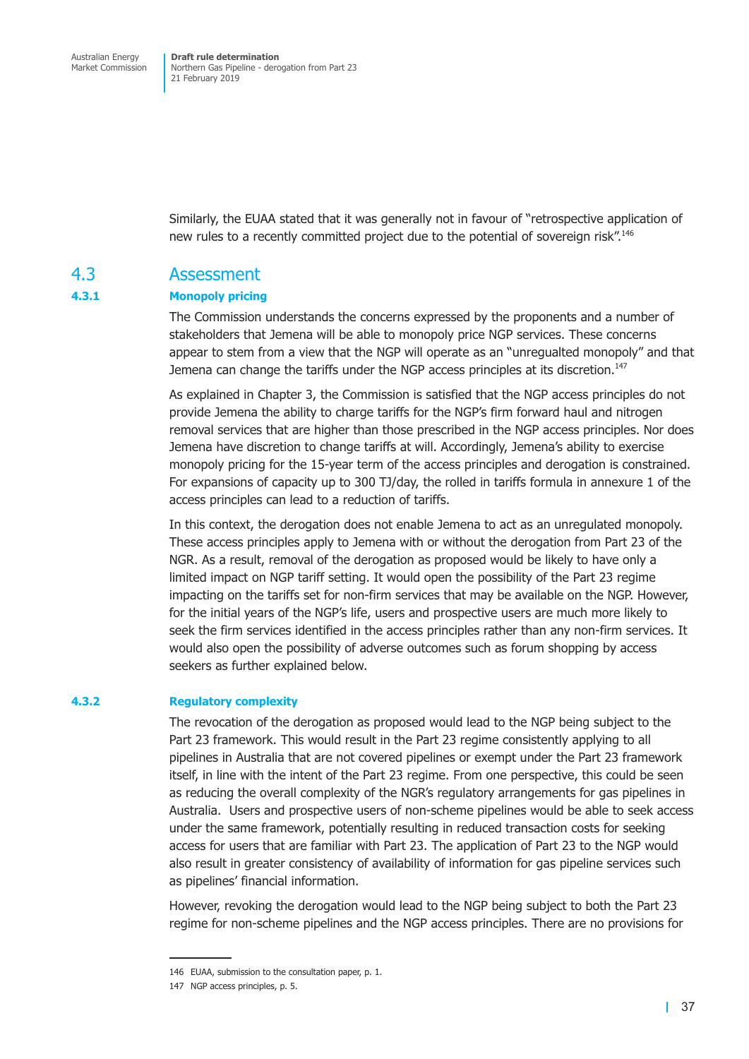Similarly, the EUAA stated that it was generally not in favour of "retrospective application of new rules to a recently committed project due to the potential of sovereign risk".[146]

## 4.3 Assessment

### 4.3.1 Monopoly pricing

The Commission understands the concerns expressed by the proponents and a number of stakeholders that Jemena will be able to monopoly price NGP services. These concerns appear to stem from a view that the NGP will operate as an "unregualted monopoly" and that Jemena can change the tariffs under the NGP access principles at its discretion.[147]

As explained in Chapter 3, the Commission is satisfied that the NGP access principles do not provide Jemena the ability to charge tariffs for the NGP's firm forward haul and nitrogen removal services that are higher than those prescribed in the NGP access principles. Nor does Jemena have discretion to change tariffs at will. Accordingly, Jemena's ability to exercise monopoly pricing for the 15-year term of the access principles and derogation is constrained. For expansions of capacity up to 300 TJ/day, the rolled in tariffs formula in annexure 1 of the access principles can lead to a reduction of tariffs.

In this context, the derogation does not enable Jemena to act as an unregulated monopoly. These access principles apply to Jemena with or without the derogation from Part 23 of the NGR. As a result, removal of the derogation as proposed would be likely to have only a limited impact on NGP tariff setting. It would open the possibility of the Part 23 regime impacting on the tariffs set for non-firm services that may be available on the NGP. However, for the initial years of the NGP's life, users and prospective users are much more likely to seek the firm services identified in the access principles rather than any non-firm services. It would also open the possibility of adverse outcomes such as forum shopping by access seekers as further explained below.

### 4.3.2 Regulatory complexity

The revocation of the derogation as proposed would lead to the NGP being subject to the Part 23 framework. This would result in the Part 23 regime consistently applying to all pipelines in Australia that are not covered pipelines or exempt under the Part 23 framework itself, in line with the intent of the Part 23 regime. From one perspective, this could be seen as reducing the overall complexity of the NGR's regulatory arrangements for gas pipelines in Australia. Users and prospective users of non-scheme pipelines would be able to seek access under the same framework, potentially resulting in reduced transaction costs for seeking access for users that are familiar with Part 23. The application of Part 23 to the NGP would also result in greater consistency of availability of information for gas pipeline services such as pipelines' financial information.

However, revoking the derogation would lead to the NGP being subject to both the Part 23 regime for non-scheme pipelines and the NGP access principles. There are no provisions for

---

146 EUAA, submission to the consultation paper, p. 1.

147 NGP access principles, p. 5.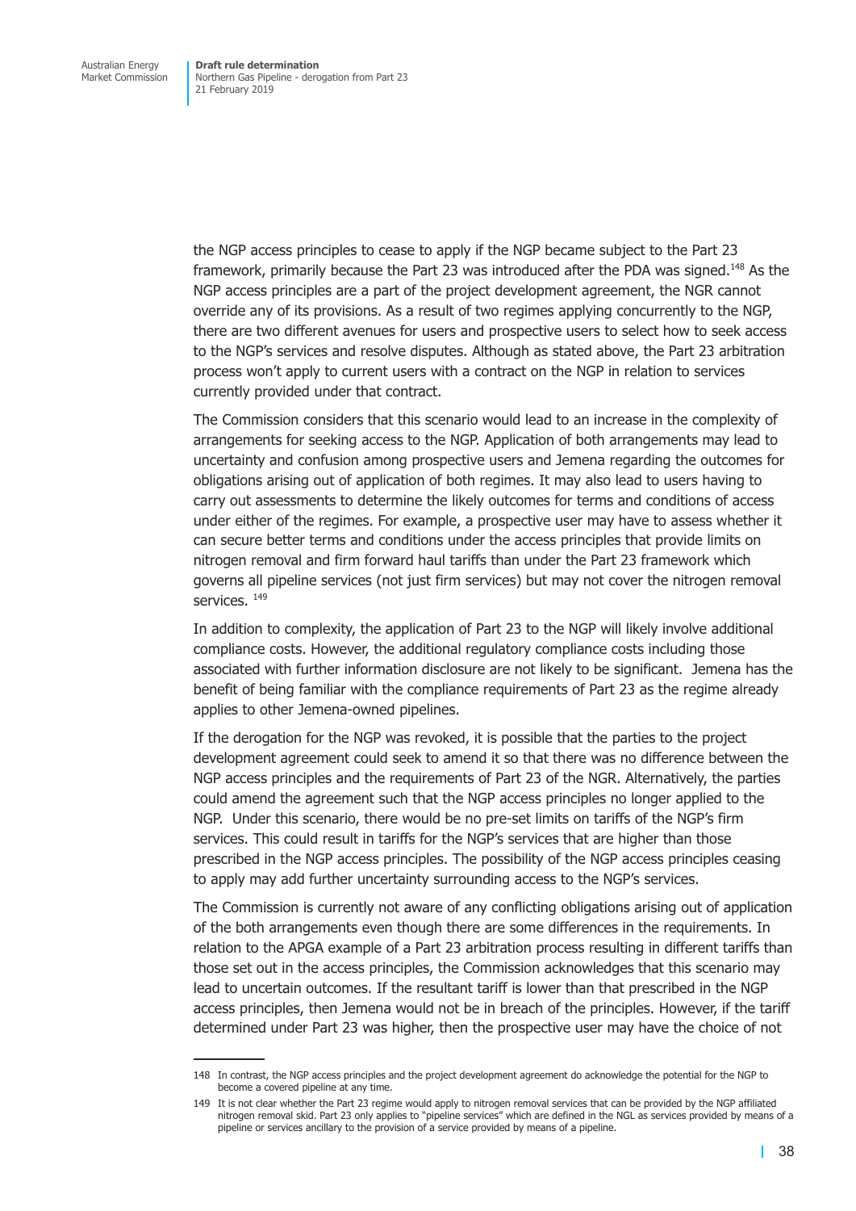the NGP access principles to cease to apply if the NGP became subject to the Part 23 framework, primarily because the Part 23 was introduced after the PDA was signed.[148] As the NGP access principles are a part of the project development agreement, the NGR cannot override any of its provisions. As a result of two regimes applying concurrently to the NGP, there are two different avenues for users and prospective users to select how to seek access to the NGP's services and resolve disputes. Although as stated above, the Part 23 arbitration process won't apply to current users with a contract on the NGP in relation to services currently provided under that contract.

The Commission considers that this scenario would lead to an increase in the complexity of arrangements for seeking access to the NGP. Application of both arrangements may lead to uncertainty and confusion among prospective users and Jemena regarding the outcomes for obligations arising out of application of both regimes. It may also lead to users having to carry out assessments to determine the likely outcomes for terms and conditions of access under either of the regimes. For example, a prospective user may have to assess whether it can secure better terms and conditions under the access principles that provide limits on nitrogen removal and firm forward haul tariffs than under the Part 23 framework which governs all pipeline services (not just firm services) but may not cover the nitrogen removal services. [149]

In addition to complexity, the application of Part 23 to the NGP will likely involve additional compliance costs. However, the additional regulatory compliance costs including those associated with further information disclosure are not likely to be significant. Jemena has the benefit of being familiar with the compliance requirements of Part 23 as the regime already applies to other Jemena-owned pipelines.

If the derogation for the NGP was revoked, it is possible that the parties to the project development agreement could seek to amend it so that there was no difference between the NGP access principles and the requirements of Part 23 of the NGR. Alternatively, the parties could amend the agreement such that the NGP access principles no longer applied to the NGP. Under this scenario, there would be no pre-set limits on tariffs of the NGP's firm services. This could result in tariffs for the NGP's services that are higher than those prescribed in the NGP access principles. The possibility of the NGP access principles ceasing to apply may add further uncertainty surrounding access to the NGP's services.

The Commission is currently not aware of any conflicting obligations arising out of application of the both arrangements even though there are some differences in the requirements. In relation to the APGA example of a Part 23 arbitration process resulting in different tariffs than those set out in the access principles, the Commission acknowledges that this scenario may lead to uncertain outcomes. If the resultant tariff is lower than that prescribed in the NGP access principles, then Jemena would not be in breach of the principles. However, if the tariff determined under Part 23 was higher, then the prospective user may have the choice of not

---

148 In contrast, the NGP access principles and the project development agreement do acknowledge the potential for the NGP to become a covered pipeline at any time.

149 It is not clear whether the Part 23 regime would apply to nitrogen removal services that can be provided by the NGP affiliated nitrogen removal skid. Part 23 only applies to "pipeline services" which are defined in the NGL as services provided by means of a pipeline or services ancillary to the provision of a service provided by means of a pipeline.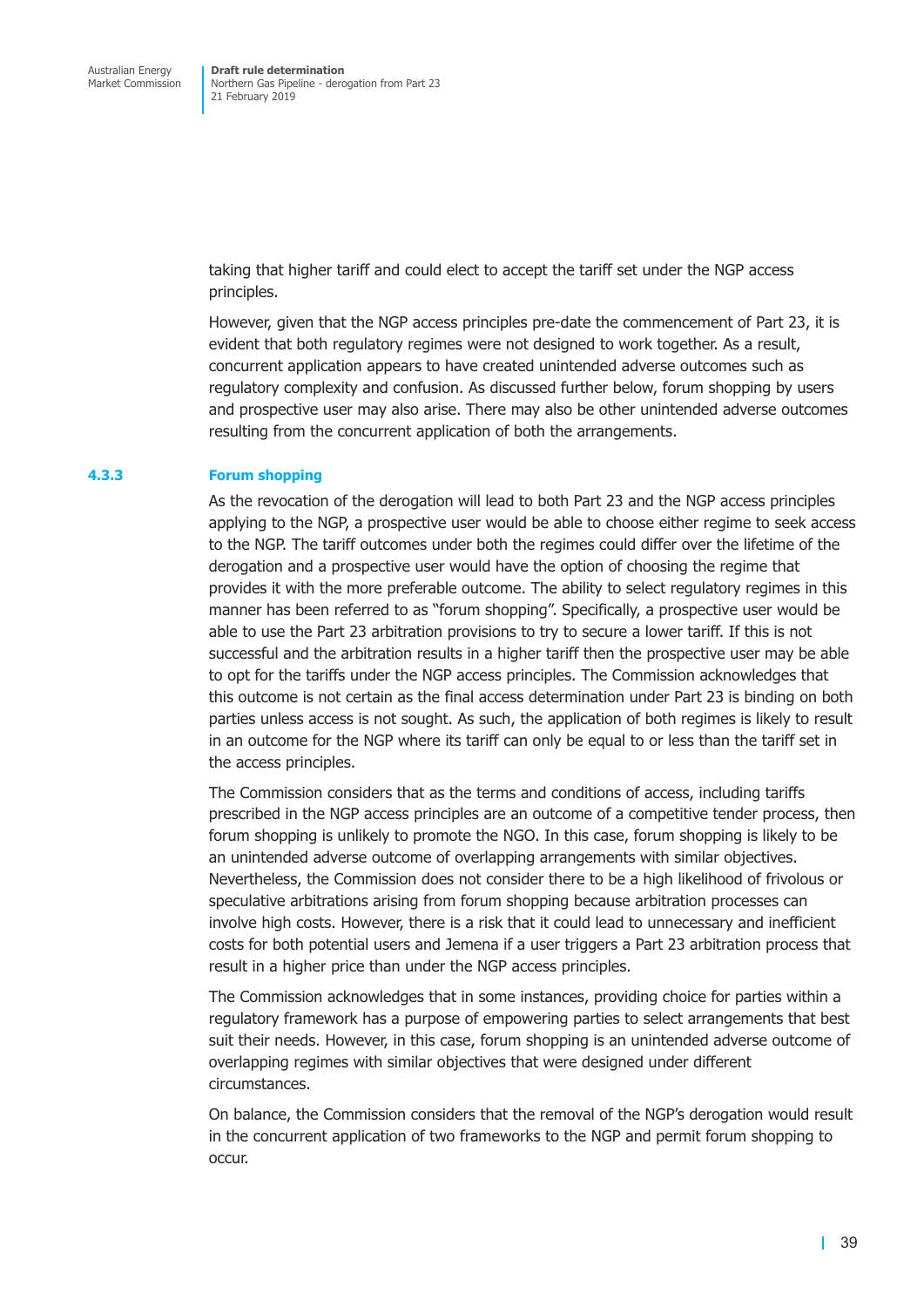taking that higher tariff and could elect to accept the tariff set under the NGP access principles.

However, given that the NGP access principles pre-date the commencement of Part 23, it is evident that both regulatory regimes were not designed to work together. As a result, concurrent application appears to have created unintended adverse outcomes such as regulatory complexity and confusion. As discussed further below, forum shopping by users and prospective user may also arise. There may also be other unintended adverse outcomes resulting from the concurrent application of both the arrangements.

### 4.3.3 Forum shopping

As the revocation of the derogation will lead to both Part 23 and the NGP access principles applying to the NGP, a prospective user would be able to choose either regime to seek access to the NGP. The tariff outcomes under both the regimes could differ over the lifetime of the derogation and a prospective user would have the option of choosing the regime that provides it with the more preferable outcome. The ability to select regulatory regimes in this manner has been referred to as "forum shopping". Specifically, a prospective user would be able to use the Part 23 arbitration provisions to try to secure a lower tariff. If this is not successful and the arbitration results in a higher tariff then the prospective user may be able to opt for the tariffs under the NGP access principles. The Commission acknowledges that this outcome is not certain as the final access determination under Part 23 is binding on both parties unless access is not sought. As such, the application of both regimes is likely to result in an outcome for the NGP where its tariff can only be equal to or less than the tariff set in the access principles.

The Commission considers that as the terms and conditions of access, including tariffs prescribed in the NGP access principles are an outcome of a competitive tender process, then forum shopping is unlikely to promote the NGO. In this case, forum shopping is likely to be an unintended adverse outcome of overlapping arrangements with similar objectives. Nevertheless, the Commission does not consider there to be a high likelihood of frivolous or speculative arbitrations arising from forum shopping because arbitration processes can involve high costs. However, there is a risk that it could lead to unnecessary and inefficient costs for both potential users and Jemena if a user triggers a Part 23 arbitration process that result in a higher price than under the NGP access principles.

The Commission acknowledges that in some instances, providing choice for parties within a regulatory framework has a purpose of empowering parties to select arrangements that best suit their needs. However, in this case, forum shopping is an unintended adverse outcome of overlapping regimes with similar objectives that were designed under different circumstances.

On balance, the Commission considers that the removal of the NGP's derogation would result in the concurrent application of two frameworks to the NGP and permit forum shopping to occur.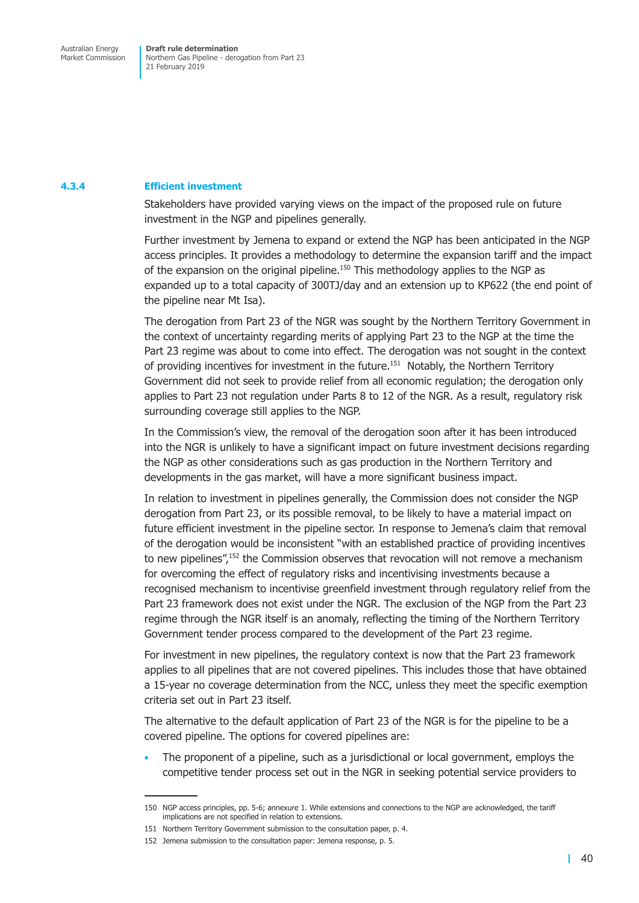### 4.3.4 Efficient investment

Stakeholders have provided varying views on the impact of the proposed rule on future investment in the NGP and pipelines generally.

Further investment by Jemena to expand or extend the NGP has been anticipated in the NGP access principles. It provides a methodology to determine the expansion tariff and the impact of the expansion on the original pipeline.[150] This methodology applies to the NGP as expanded up to a total capacity of 300TJ/day and an extension up to KP622 (the end point of the pipeline near Mt Isa).

The derogation from Part 23 of the NGR was sought by the Northern Territory Government in the context of uncertainty regarding merits of applying Part 23 to the NGP at the time the Part 23 regime was about to come into effect. The derogation was not sought in the context of providing incentives for investment in the future.[151] Notably, the Northern Territory Government did not seek to provide relief from all economic regulation; the derogation only applies to Part 23 not regulation under Parts 8 to 12 of the NGR. As a result, regulatory risk surrounding coverage still applies to the NGP.

In the Commission's view, the removal of the derogation soon after it has been introduced into the NGR is unlikely to have a significant impact on future investment decisions regarding the NGP as other considerations such as gas production in the Northern Territory and developments in the gas market, will have a more significant business impact.

In relation to investment in pipelines generally, the Commission does not consider the NGP derogation from Part 23, or its possible removal, to be likely to have a material impact on future efficient investment in the pipeline sector. In response to Jemena's claim that removal of the derogation would be inconsistent "with an established practice of providing incentives to new pipelines",[152] the Commission observes that revocation will not remove a mechanism for overcoming the effect of regulatory risks and incentivising investments because a recognised mechanism to incentivise greenfield investment through regulatory relief from the Part 23 framework does not exist under the NGR. The exclusion of the NGP from the Part 23 regime through the NGR itself is an anomaly, reflecting the timing of the Northern Territory Government tender process compared to the development of the Part 23 regime.

For investment in new pipelines, the regulatory context is now that the Part 23 framework applies to all pipelines that are not covered pipelines. This includes those that have obtained a 15-year no coverage determination from the NCC, unless they meet the specific exemption criteria set out in Part 23 itself.

The alternative to the default application of Part 23 of the NGR is for the pipeline to be a covered pipeline. The options for covered pipelines are:

- The proponent of a pipeline, such as a jurisdictional or local government, employs the competitive tender process set out in the NGR in seeking potential service providers to

---

150 NGP access principles, pp. 5-6; annexure 1. While extensions and connections to the NGP are acknowledged, the tariff implications are not specified in relation to extensions.

151 Northern Territory Government submission to the consultation paper, p. 4.

152 Jemena submission to the consultation paper: Jemena response, p. 5.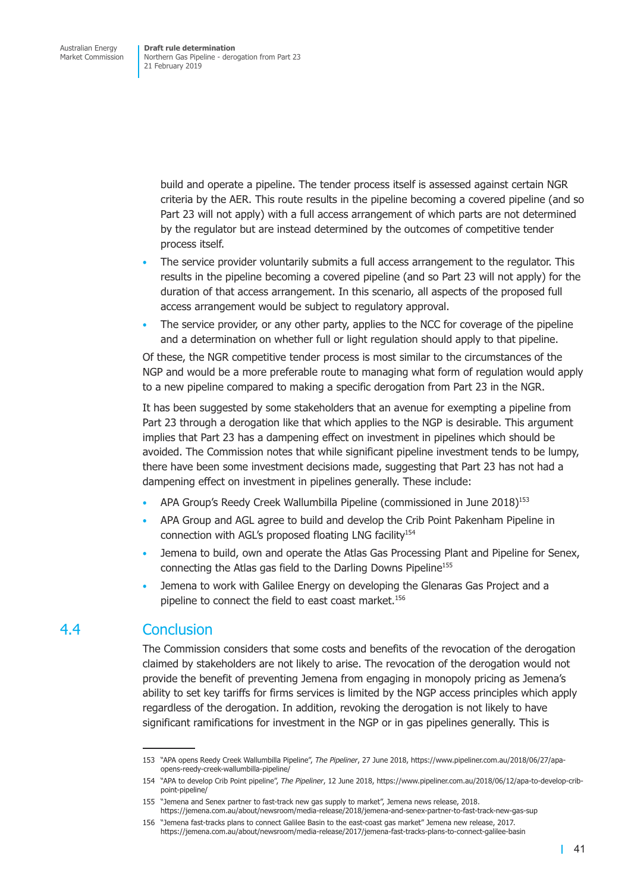build and operate a pipeline. The tender process itself is assessed against certain NGR criteria by the AER. This route results in the pipeline becoming a covered pipeline (and so Part 23 will not apply) with a full access arrangement of which parts are not determined by the regulator but are instead determined by the outcomes of competitive tender process itself.

- The service provider voluntarily submits a full access arrangement to the regulator. This results in the pipeline becoming a covered pipeline (and so Part 23 will not apply) for the duration of that access arrangement. In this scenario, all aspects of the proposed full access arrangement would be subject to regulatory approval.
- The service provider, or any other party, applies to the NCC for coverage of the pipeline and a determination on whether full or light regulation should apply to that pipeline.

Of these, the NGR competitive tender process is most similar to the circumstances of the NGP and would be a more preferable route to managing what form of regulation would apply to a new pipeline compared to making a specific derogation from Part 23 in the NGR.

It has been suggested by some stakeholders that an avenue for exempting a pipeline from Part 23 through a derogation like that which applies to the NGP is desirable. This argument implies that Part 23 has a dampening effect on investment in pipelines which should be avoided. The Commission notes that while significant pipeline investment tends to be lumpy, there have been some investment decisions made, suggesting that Part 23 has not had a dampening effect on investment in pipelines generally. These include:

- APA Group's Reedy Creek Wallumbilla Pipeline (commissioned in June 2018)[153]
- APA Group and AGL agree to build and develop the Crib Point Pakenham Pipeline in connection with AGL's proposed floating LNG facility[154]
- Jemena to build, own and operate the Atlas Gas Processing Plant and Pipeline for Senex, connecting the Atlas gas field to the Darling Downs Pipeline[155]
- Jemena to work with Galilee Energy on developing the Glenaras Gas Project and a pipeline to connect the field to east coast market.[156]

## 4.4 Conclusion

The Commission considers that some costs and benefits of the revocation of the derogation claimed by stakeholders are not likely to arise. The revocation of the derogation would not provide the benefit of preventing Jemena from engaging in monopoly pricing as Jemena's ability to set key tariffs for firms services is limited by the NGP access principles which apply regardless of the derogation. In addition, revoking the derogation is not likely to have significant ramifications for investment in the NGP or in gas pipelines generally. This is

---

153 "APA opens Reedy Creek Wallumbilla Pipeline", *The Pipeliner*, 27 June 2018, https://www.pipeliner.com.au/2018/06/27/apa-opens-reedy-creek-wallumbilla-pipeline/

154 "APA to develop Crib Point pipeline", *The Pipeliner*, 12 June 2018, https://www.pipeliner.com.au/2018/06/12/apa-to-develop-crib-point-pipeline/

155 "Jemena and Senex partner to fast-track new gas supply to market", Jemena news release, 2018. https://jemena.com.au/about/newsroom/media-release/2018/jemena-and-senex-partner-to-fast-track-new-gas-sup

156 "Jemena fast-tracks plans to connect Galilee Basin to the east-coast gas market" Jemena new release, 2017. https://jemena.com.au/about/newsroom/media-release/2017/jemena-fast-tracks-plans-to-connect-galilee-basin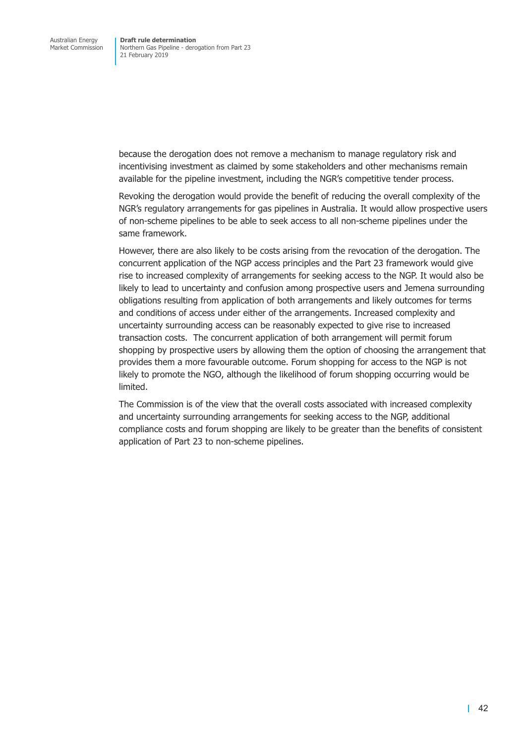because the derogation does not remove a mechanism to manage regulatory risk and incentivising investment as claimed by some stakeholders and other mechanisms remain available for the pipeline investment, including the NGR's competitive tender process.

Revoking the derogation would provide the benefit of reducing the overall complexity of the NGR's regulatory arrangements for gas pipelines in Australia. It would allow prospective users of non-scheme pipelines to be able to seek access to all non-scheme pipelines under the same framework.

However, there are also likely to be costs arising from the revocation of the derogation. The concurrent application of the NGP access principles and the Part 23 framework would give rise to increased complexity of arrangements for seeking access to the NGP. It would also be likely to lead to uncertainty and confusion among prospective users and Jemena surrounding obligations resulting from application of both arrangements and likely outcomes for terms and conditions of access under either of the arrangements. Increased complexity and uncertainty surrounding access can be reasonably expected to give rise to increased transaction costs. The concurrent application of both arrangement will permit forum shopping by prospective users by allowing them the option of choosing the arrangement that provides them a more favourable outcome. Forum shopping for access to the NGP is not likely to promote the NGO, although the likelihood of forum shopping occurring would be limited.

The Commission is of the view that the overall costs associated with increased complexity and uncertainty surrounding arrangements for seeking access to the NGP, additional compliance costs and forum shopping are likely to be greater than the benefits of consistent application of Part 23 to non-scheme pipelines.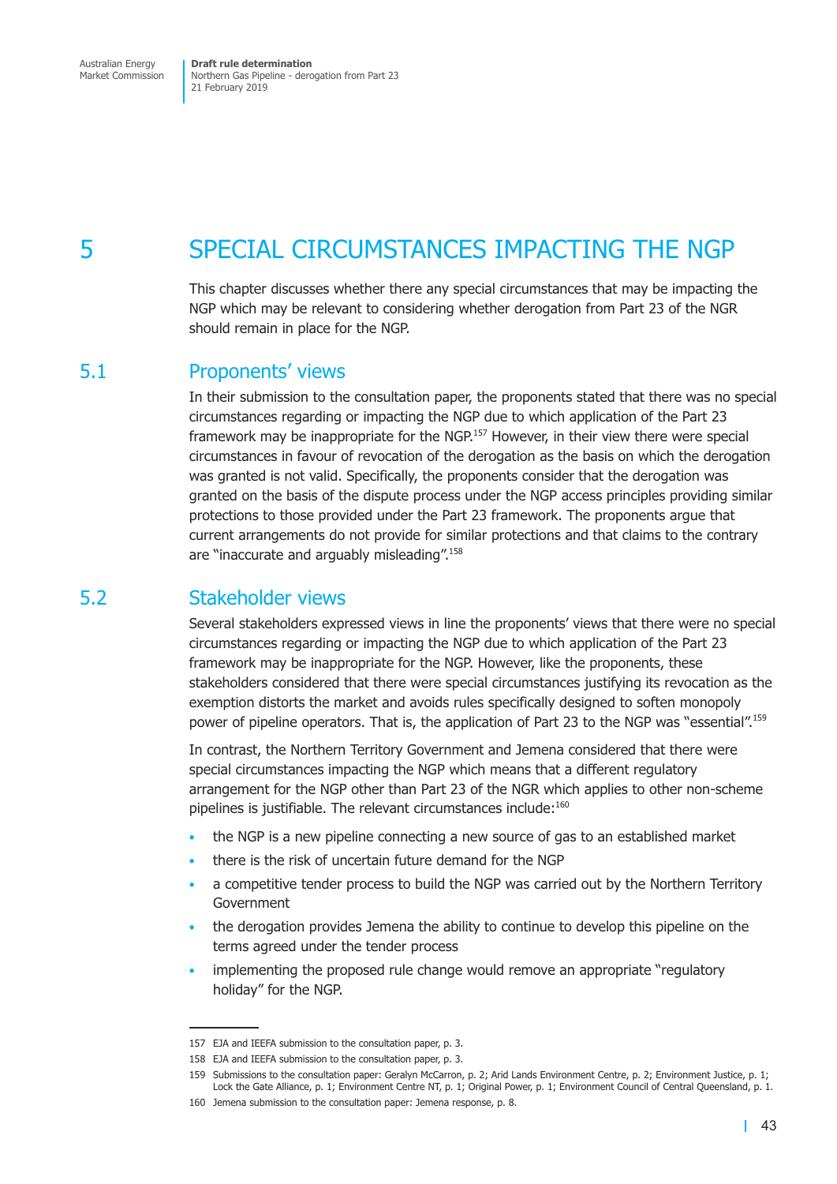# 5 SPECIAL CIRCUMSTANCES IMPACTING THE NGP

This chapter discusses whether there any special circumstances that may be impacting the NGP which may be relevant to considering whether derogation from Part 23 of the NGR should remain in place for the NGP.

## 5.1 Proponents' views

In their submission to the consultation paper, the proponents stated that there was no special circumstances regarding or impacting the NGP due to which application of the Part 23 framework may be inappropriate for the NGP.[157] However, in their view there were special circumstances in favour of revocation of the derogation as the basis on which the derogation was granted is not valid. Specifically, the proponents consider that the derogation was granted on the basis of the dispute process under the NGP access principles providing similar protections to those provided under the Part 23 framework. The proponents argue that current arrangements do not provide for similar protections and that claims to the contrary are "inaccurate and arguably misleading".[158]

## 5.2 Stakeholder views

Several stakeholders expressed views in line the proponents' views that there were no special circumstances regarding or impacting the NGP due to which application of the Part 23 framework may be inappropriate for the NGP. However, like the proponents, these stakeholders considered that there were special circumstances justifying its revocation as the exemption distorts the market and avoids rules specifically designed to soften monopoly power of pipeline operators. That is, the application of Part 23 to the NGP was "essential".[159]

In contrast, the Northern Territory Government and Jemena considered that there were special circumstances impacting the NGP which means that a different regulatory arrangement for the NGP other than Part 23 of the NGR which applies to other non-scheme pipelines is justifiable. The relevant circumstances include:[160]

- the NGP is a new pipeline connecting a new source of gas to an established market
- there is the risk of uncertain future demand for the NGP
- a competitive tender process to build the NGP was carried out by the Northern Territory Government
- the derogation provides Jemena the ability to continue to develop this pipeline on the terms agreed under the tender process
- implementing the proposed rule change would remove an appropriate "regulatory holiday" for the NGP.

---

157 EJA and IEEFA submission to the consultation paper, p. 3.

158 EJA and IEEFA submission to the consultation paper, p. 3.

159 Submissions to the consultation paper: Geralyn McCarron, p. 2; Arid Lands Environment Centre, p. 2; Environment Justice, p. 1; Lock the Gate Alliance, p. 1; Environment Centre NT, p. 1; Original Power, p. 1; Environment Council of Central Queensland, p. 1.

160 Jemena submission to the consultation paper: Jemena response, p. 8.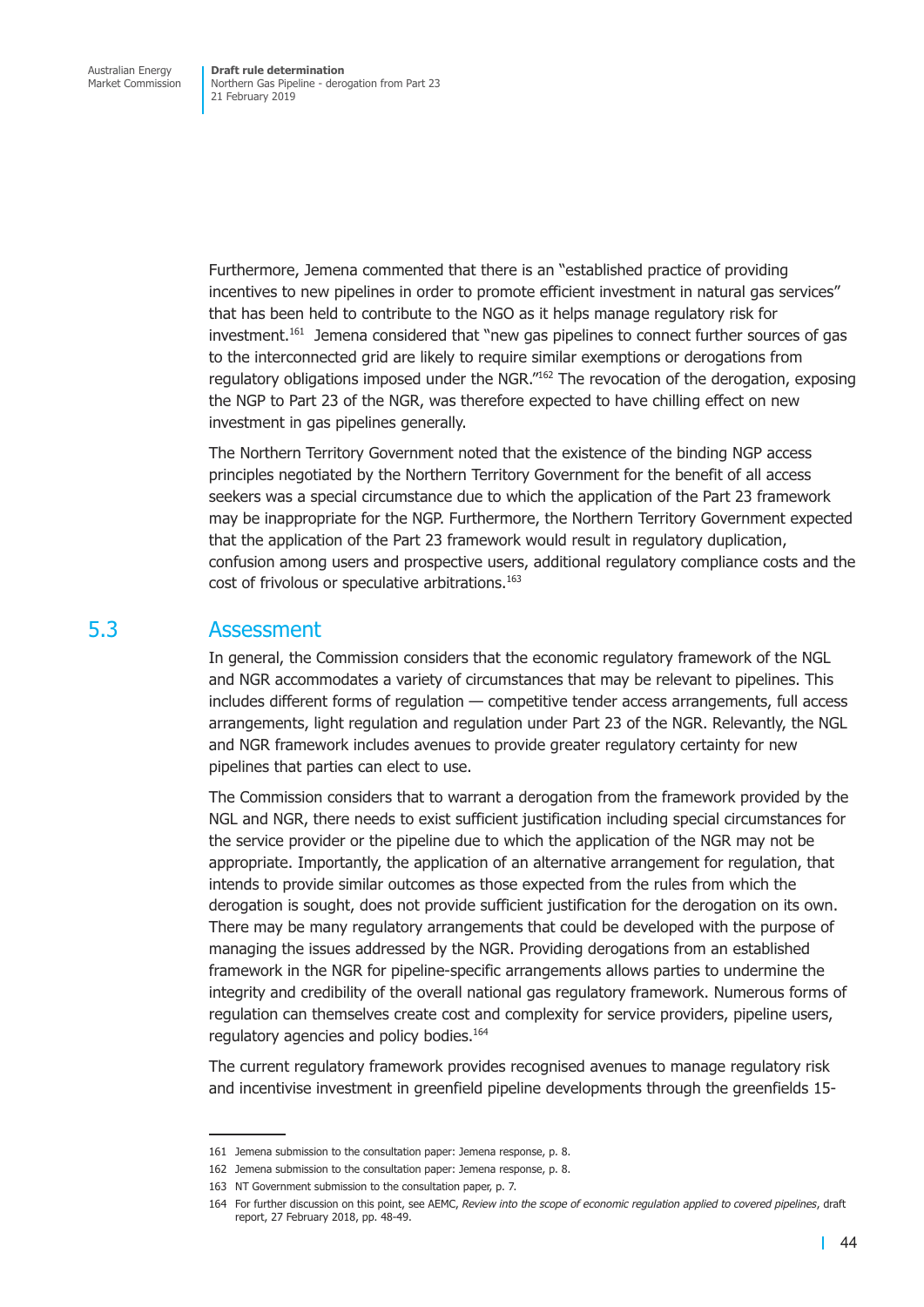Furthermore, Jemena commented that there is an "established practice of providing incentives to new pipelines in order to promote efficient investment in natural gas services" that has been held to contribute to the NGO as it helps manage regulatory risk for investment.[161] Jemena considered that "new gas pipelines to connect further sources of gas to the interconnected grid are likely to require similar exemptions or derogations from regulatory obligations imposed under the NGR."[162] The revocation of the derogation, exposing the NGP to Part 23 of the NGR, was therefore expected to have chilling effect on new investment in gas pipelines generally.

The Northern Territory Government noted that the existence of the binding NGP access principles negotiated by the Northern Territory Government for the benefit of all access seekers was a special circumstance due to which the application of the Part 23 framework may be inappropriate for the NGP. Furthermore, the Northern Territory Government expected that the application of the Part 23 framework would result in regulatory duplication, confusion among users and prospective users, additional regulatory compliance costs and the cost of frivolous or speculative arbitrations.[163]

## 5.3 Assessment

In general, the Commission considers that the economic regulatory framework of the NGL and NGR accommodates a variety of circumstances that may be relevant to pipelines. This includes different forms of regulation — competitive tender access arrangements, full access arrangements, light regulation and regulation under Part 23 of the NGR. Relevantly, the NGL and NGR framework includes avenues to provide greater regulatory certainty for new pipelines that parties can elect to use.

The Commission considers that to warrant a derogation from the framework provided by the NGL and NGR, there needs to exist sufficient justification including special circumstances for the service provider or the pipeline due to which the application of the NGR may not be appropriate. Importantly, the application of an alternative arrangement for regulation, that intends to provide similar outcomes as those expected from the rules from which the derogation is sought, does not provide sufficient justification for the derogation on its own. There may be many regulatory arrangements that could be developed with the purpose of managing the issues addressed by the NGR. Providing derogations from an established framework in the NGR for pipeline-specific arrangements allows parties to undermine the integrity and credibility of the overall national gas regulatory framework. Numerous forms of regulation can themselves create cost and complexity for service providers, pipeline users, regulatory agencies and policy bodies.[164]

The current regulatory framework provides recognised avenues to manage regulatory risk and incentivise investment in greenfield pipeline developments through the greenfields 15-

---

161 Jemena submission to the consultation paper: Jemena response, p. 8.

162 Jemena submission to the consultation paper: Jemena response, p. 8.

163 NT Government submission to the consultation paper, p. 7.

164 For further discussion on this point, see AEMC, *Review into the scope of economic regulation applied to covered pipelines*, draft report, 27 February 2018, pp. 48-49.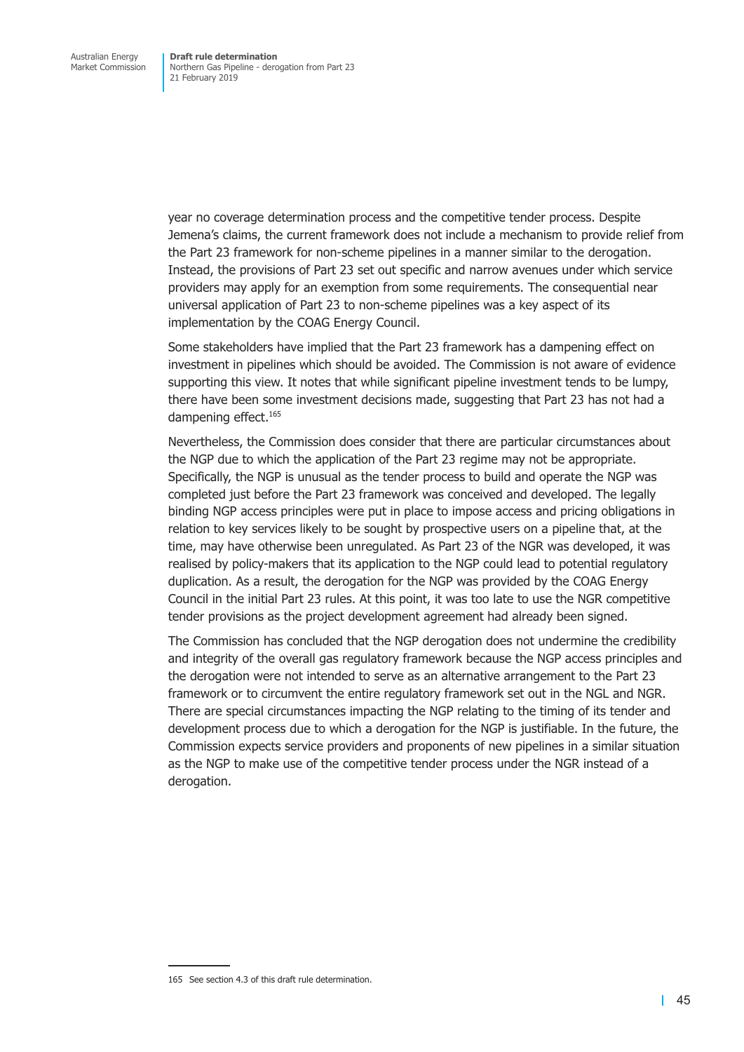year no coverage determination process and the competitive tender process. Despite Jemena's claims, the current framework does not include a mechanism to provide relief from the Part 23 framework for non-scheme pipelines in a manner similar to the derogation. Instead, the provisions of Part 23 set out specific and narrow avenues under which service providers may apply for an exemption from some requirements. The consequential near universal application of Part 23 to non-scheme pipelines was a key aspect of its implementation by the COAG Energy Council.

Some stakeholders have implied that the Part 23 framework has a dampening effect on investment in pipelines which should be avoided. The Commission is not aware of evidence supporting this view. It notes that while significant pipeline investment tends to be lumpy, there have been some investment decisions made, suggesting that Part 23 has not had a dampening effect.[165]

Nevertheless, the Commission does consider that there are particular circumstances about the NGP due to which the application of the Part 23 regime may not be appropriate. Specifically, the NGP is unusual as the tender process to build and operate the NGP was completed just before the Part 23 framework was conceived and developed. The legally binding NGP access principles were put in place to impose access and pricing obligations in relation to key services likely to be sought by prospective users on a pipeline that, at the time, may have otherwise been unregulated. As Part 23 of the NGR was developed, it was realised by policy-makers that its application to the NGP could lead to potential regulatory duplication. As a result, the derogation for the NGP was provided by the COAG Energy Council in the initial Part 23 rules. At this point, it was too late to use the NGR competitive tender provisions as the project development agreement had already been signed.

The Commission has concluded that the NGP derogation does not undermine the credibility and integrity of the overall gas regulatory framework because the NGP access principles and the derogation were not intended to serve as an alternative arrangement to the Part 23 framework or to circumvent the entire regulatory framework set out in the NGL and NGR. There are special circumstances impacting the NGP relating to the timing of its tender and development process due to which a derogation for the NGP is justifiable. In the future, the Commission expects service providers and proponents of new pipelines in a similar situation as the NGP to make use of the competitive tender process under the NGR instead of a derogation.

165 See section 4.3 of this draft rule determination.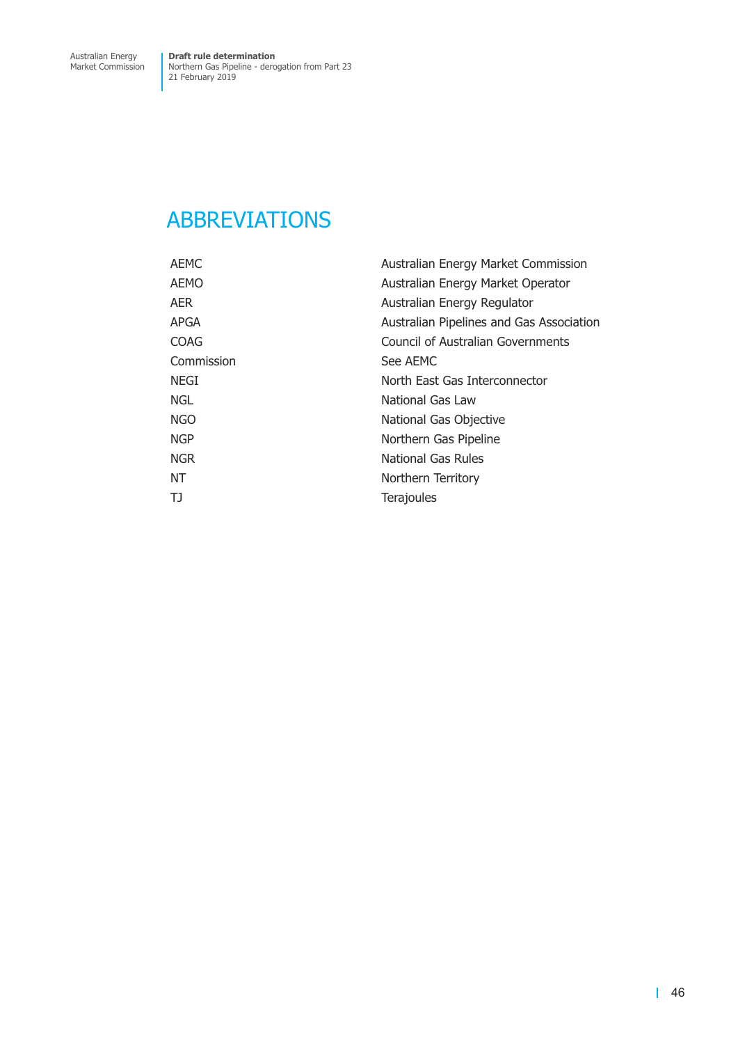# ABBREVIATIONS

| | |
|---|---|
| AEMC | Australian Energy Market Commission |
| AEMO | Australian Energy Market Operator |
| AER | Australian Energy Regulator |
| APGA | Australian Pipelines and Gas Association |
| COAG | Council of Australian Governments |
| Commission | See AEMC |
| NEGI | North East Gas Interconnector |
| NGL | National Gas Law |
| NGO | National Gas Objective |
| NGP | Northern Gas Pipeline |
| NGR | National Gas Rules |
| NT | Northern Territory |
| TJ | Terajoules |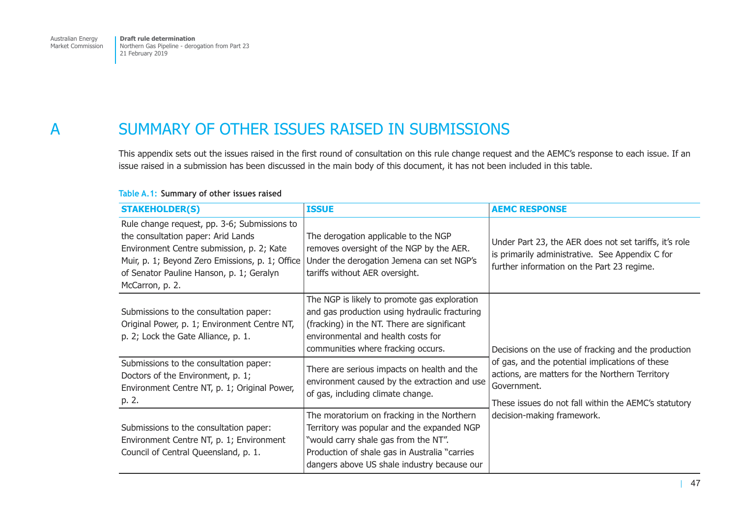# A SUMMARY OF OTHER ISSUES RAISED IN SUBMISSIONS

This appendix sets out the issues raised in the first round of consultation on this rule change request and the AEMC's response to each issue. If an issue raised in a submission has been discussed in the main body of this document, it has not been included in this table.

**Table A.1: Summary of other issues raised**

| STAKEHOLDER(S) | ISSUE | AEMC RESPONSE |
|---|---|---|
| Rule change request, pp. 3-6; Submissions to the consultation paper: Arid Lands Environment Centre submission, p. 2; Kate Muir, p. 1; Beyond Zero Emissions, p. 1; Office of Senator Pauline Hanson, p. 1; Geralyn McCarron, p. 2. | The derogation applicable to the NGP removes oversight of the NGP by the AER. Under the derogation Jemena can set NGP's tariffs without AER oversight. | Under Part 23, the AER does not set tariffs, it's role is primarily administrative. See Appendix C for further information on the Part 23 regime. |
| Submissions to the consultation paper: Original Power, p. 1; Environment Centre NT, p. 2; Lock the Gate Alliance, p. 1. | The NGP is likely to promote gas exploration and gas production using hydraulic fracturing (fracking) in the NT. There are significant environmental and health costs for communities where fracking occurs. | Decisions on the use of fracking and the production of gas, and the potential implications of these actions, are matters for the Northern Territory Government.<br><br>These issues do not fall within the AEMC's statutory decision-making framework. |
| Submissions to the consultation paper: Doctors of the Environment, p. 1; Environment Centre NT, p. 1; Original Power, p. 2. | There are serious impacts on health and the environment caused by the extraction and use of gas, including climate change. | |
| Submissions to the consultation paper: Environment Centre NT, p. 1; Environment Council of Central Queensland, p. 1. | The moratorium on fracking in the Northern Territory was popular and the expanded NGP "would carry shale gas from the NT". Production of shale gas in Australia "carries dangers above US shale industry because our | |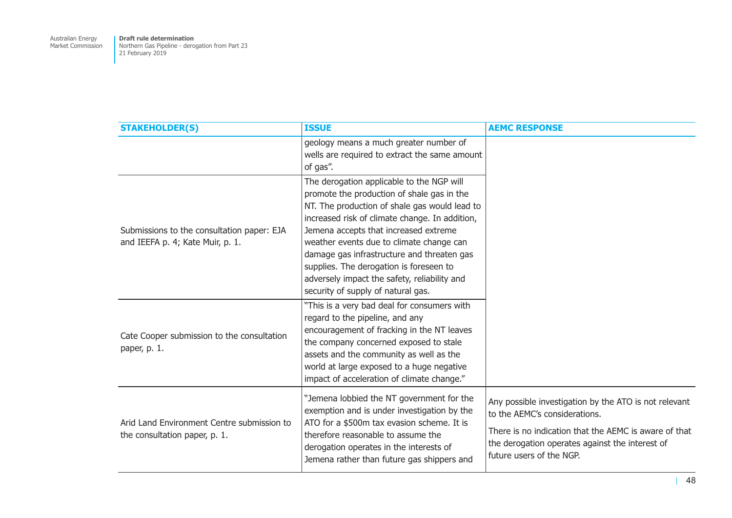| STAKEHOLDER(S) | ISSUE | AEMC RESPONSE |
|---|---|---|
| | geology means a much greater number of wells are required to extract the same amount of gas". | |
| Submissions to the consultation paper: EJA and IEEFA p. 4; Kate Muir, p. 1. | The derogation applicable to the NGP will promote the production of shale gas in the NT. The production of shale gas would lead to increased risk of climate change. In addition, Jemena accepts that increased extreme weather events due to climate change can damage gas infrastructure and threaten gas supplies. The derogation is foreseen to adversely impact the safety, reliability and security of supply of natural gas. | |
| Cate Cooper submission to the consultation paper, p. 1. | "This is a very bad deal for consumers with regard to the pipeline, and any encouragement of fracking in the NT leaves the company concerned exposed to stale assets and the community as well as the world at large exposed to a huge negative impact of acceleration of climate change." | |
| Arid Land Environment Centre submission to the consultation paper, p. 1. | "Jemena lobbied the NT government for the exemption and is under investigation by the ATO for a $500m tax evasion scheme. It is therefore reasonable to assume the derogation operates in the interests of Jemena rather than future gas shippers and | Any possible investigation by the ATO is not relevant to the AEMC's considerations.<br><br>There is no indication that the AEMC is aware of that the derogation operates against the interest of future users of the NGP. |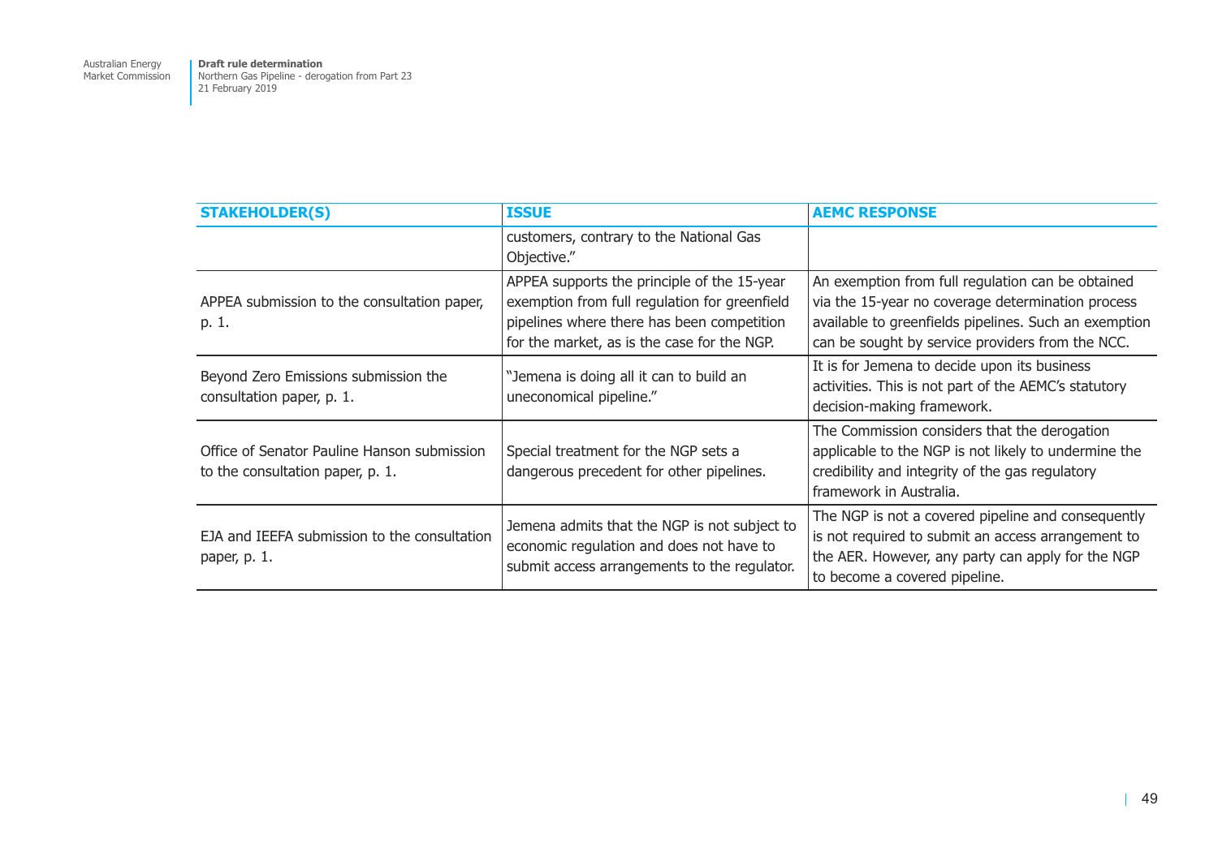| STAKEHOLDER(S) | ISSUE | AEMC RESPONSE |
|---|---|---|
| | customers, contrary to the National Gas Objective." | |
| APPEA submission to the consultation paper, p. 1. | APPEA supports the principle of the 15-year exemption from full regulation for greenfield pipelines where there has been competition for the market, as is the case for the NGP. | An exemption from full regulation can be obtained via the 15-year no coverage determination process available to greenfields pipelines. Such an exemption can be sought by service providers from the NCC. |
| Beyond Zero Emissions submission the consultation paper, p. 1. | "Jemena is doing all it can to build an uneconomical pipeline." | It is for Jemena to decide upon its business activities. This is not part of the AEMC's statutory decision-making framework. |
| Office of Senator Pauline Hanson submission to the consultation paper, p. 1. | Special treatment for the NGP sets a dangerous precedent for other pipelines. | The Commission considers that the derogation applicable to the NGP is not likely to undermine the credibility and integrity of the gas regulatory framework in Australia. |
| EJA and IEEFA submission to the consultation paper, p. 1. | Jemena admits that the NGP is not subject to economic regulation and does not have to submit access arrangements to the regulator. | The NGP is not a covered pipeline and consequently is not required to submit an access arrangement to the AER. However, any party can apply for the NGP to become a covered pipeline. |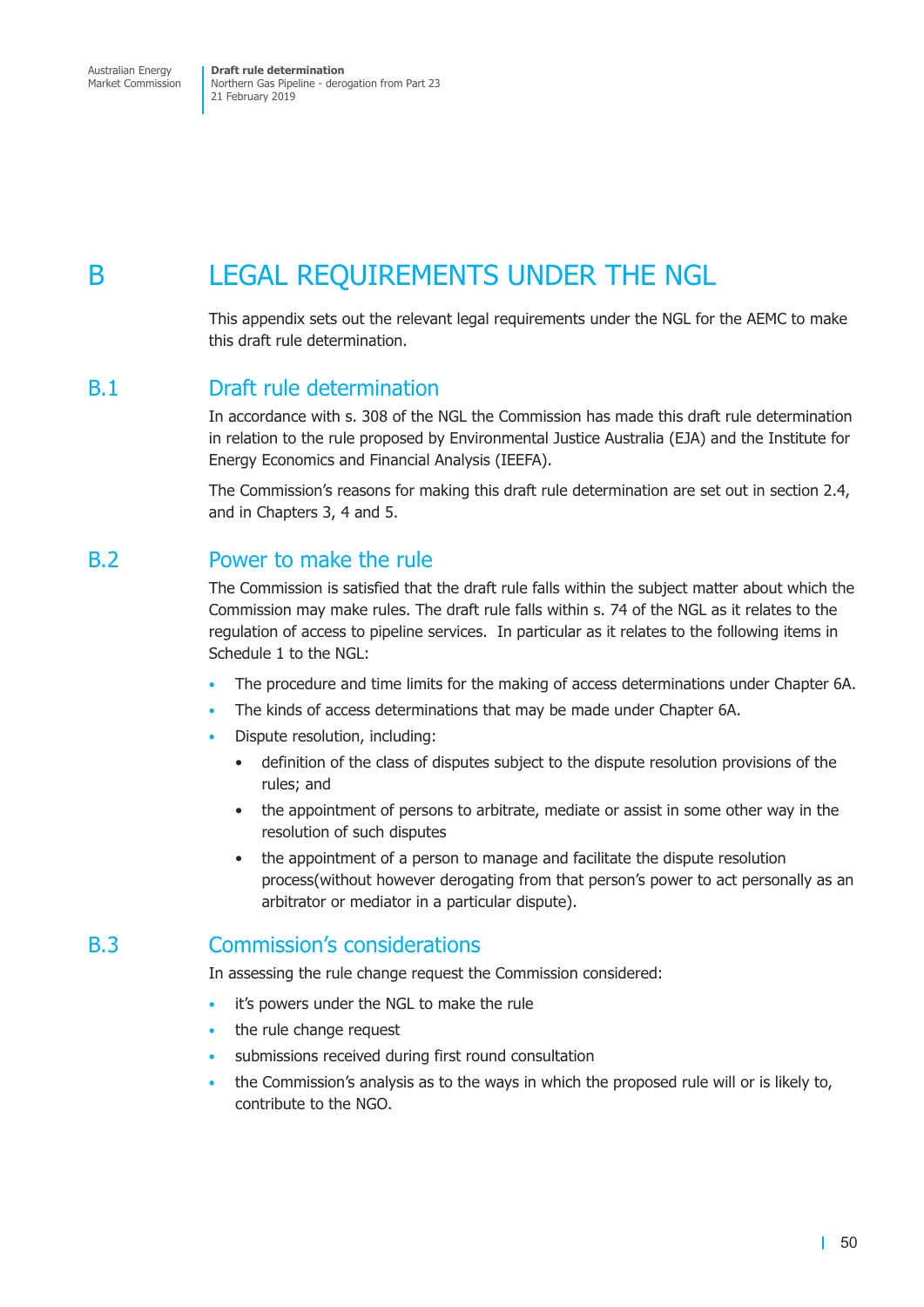# B LEGAL REQUIREMENTS UNDER THE NGL

This appendix sets out the relevant legal requirements under the NGL for the AEMC to make this draft rule determination.

## B.1 Draft rule determination

In accordance with s. 308 of the NGL the Commission has made this draft rule determination in relation to the rule proposed by Environmental Justice Australia (EJA) and the Institute for Energy Economics and Financial Analysis (IEEFA).

The Commission's reasons for making this draft rule determination are set out in section 2.4, and in Chapters 3, 4 and 5.

## B.2 Power to make the rule

The Commission is satisfied that the draft rule falls within the subject matter about which the Commission may make rules. The draft rule falls within s. 74 of the NGL as it relates to the regulation of access to pipeline services. In particular as it relates to the following items in Schedule 1 to the NGL:

- The procedure and time limits for the making of access determinations under Chapter 6A.
- The kinds of access determinations that may be made under Chapter 6A.
- Dispute resolution, including:
  - definition of the class of disputes subject to the dispute resolution provisions of the rules; and
  - the appointment of persons to arbitrate, mediate or assist in some other way in the resolution of such disputes
  - the appointment of a person to manage and facilitate the dispute resolution process(without however derogating from that person's power to act personally as an arbitrator or mediator in a particular dispute).

## B.3 Commission's considerations

In assessing the rule change request the Commission considered:

- it's powers under the NGL to make the rule
- the rule change request
- submissions received during first round consultation
- the Commission's analysis as to the ways in which the proposed rule will or is likely to, contribute to the NGO.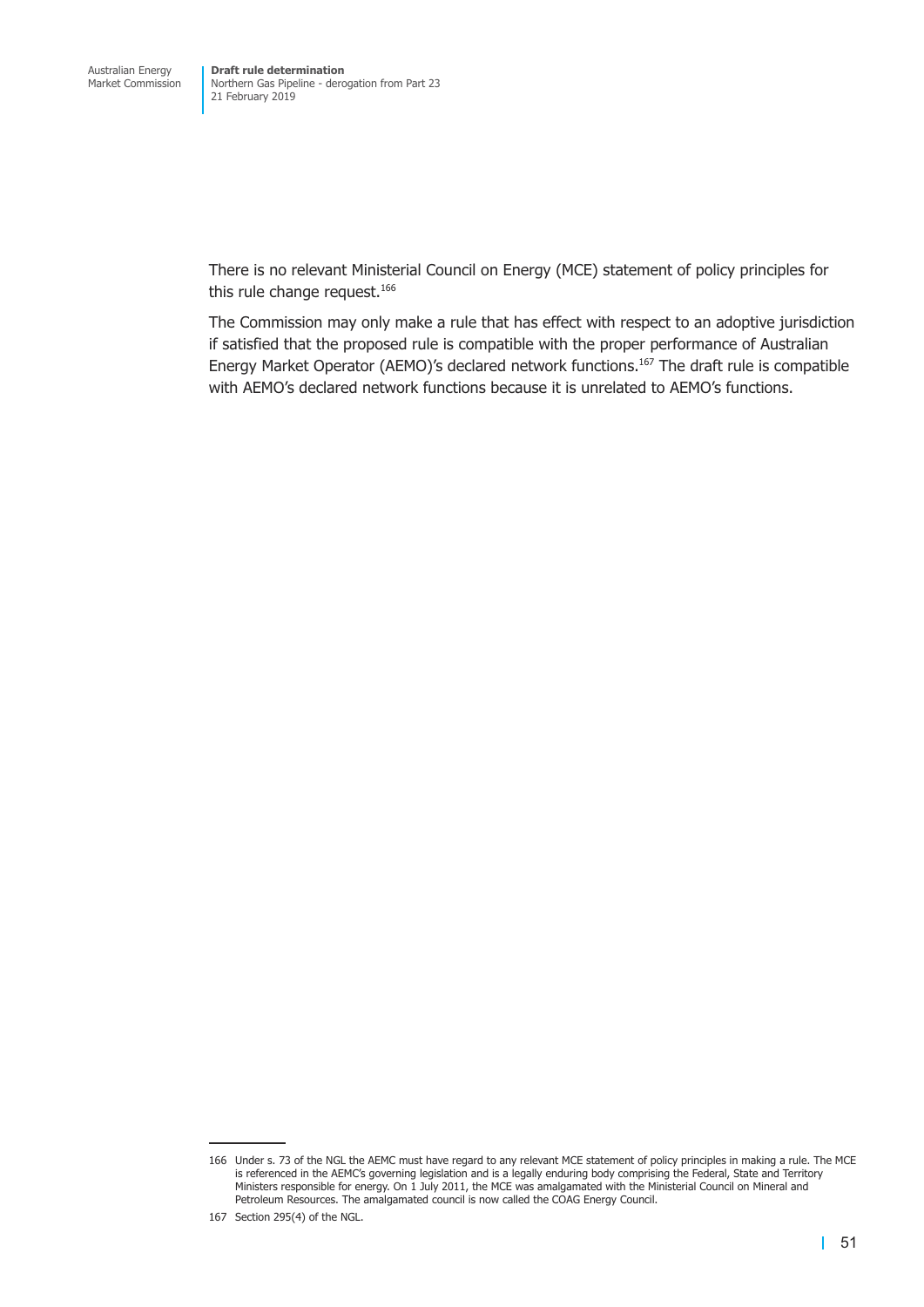There is no relevant Ministerial Council on Energy (MCE) statement of policy principles for this rule change request.[166]

The Commission may only make a rule that has effect with respect to an adoptive jurisdiction if satisfied that the proposed rule is compatible with the proper performance of Australian Energy Market Operator (AEMO)'s declared network functions.[167] The draft rule is compatible with AEMO's declared network functions because it is unrelated to AEMO's functions.

---

166 Under s. 73 of the NGL the AEMC must have regard to any relevant MCE statement of policy principles in making a rule. The MCE is referenced in the AEMC's governing legislation and is a legally enduring body comprising the Federal, State and Territory Ministers responsible for energy. On 1 July 2011, the MCE was amalgamated with the Ministerial Council on Mineral and Petroleum Resources. The amalgamated council is now called the COAG Energy Council.

167 Section 295(4) of the NGL.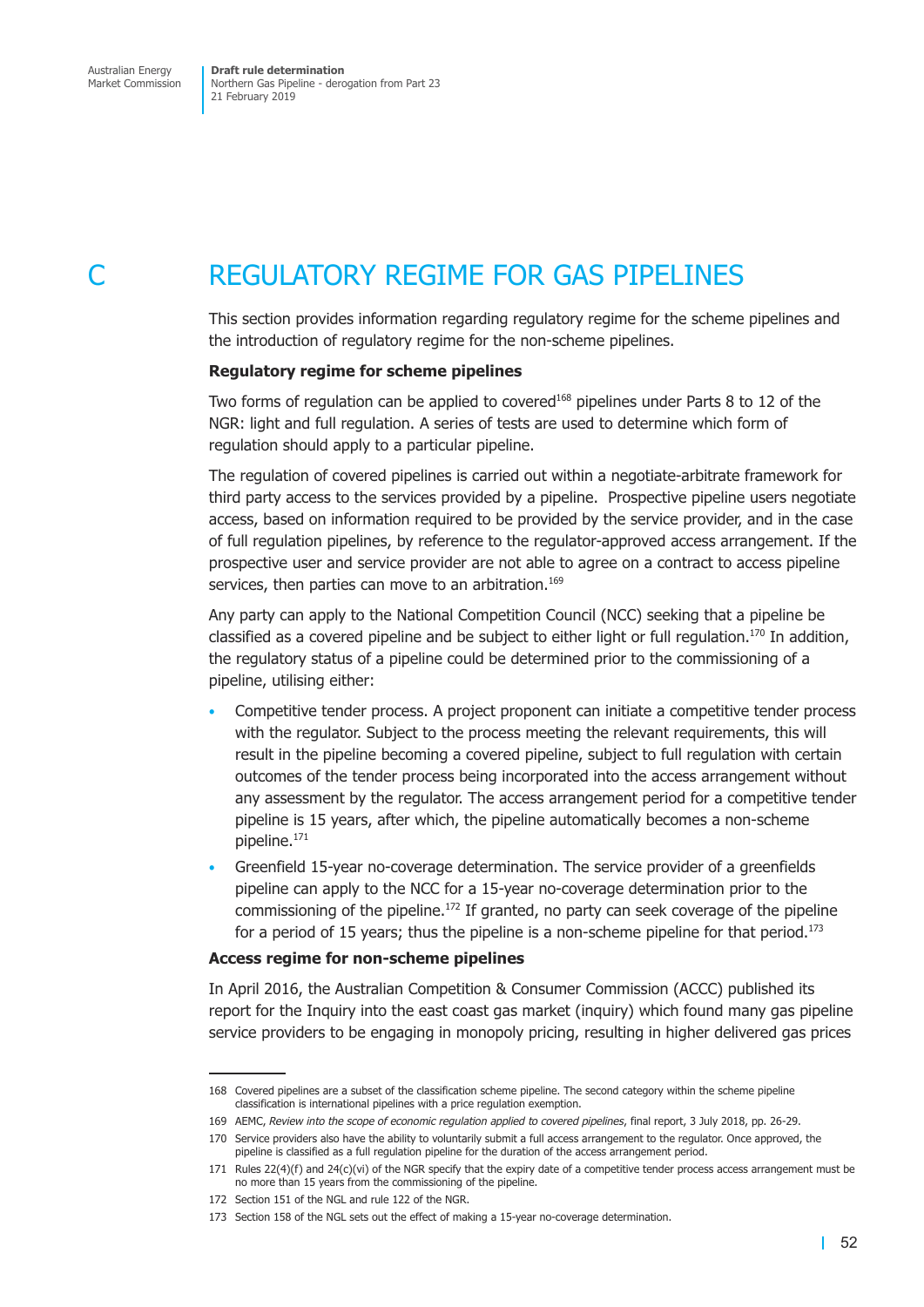# C REGULATORY REGIME FOR GAS PIPELINES

This section provides information regarding regulatory regime for the scheme pipelines and the introduction of regulatory regime for the non-scheme pipelines.

**Regulatory regime for scheme pipelines**

Two forms of regulation can be applied to covered[168] pipelines under Parts 8 to 12 of the NGR: light and full regulation. A series of tests are used to determine which form of regulation should apply to a particular pipeline.

The regulation of covered pipelines is carried out within a negotiate-arbitrate framework for third party access to the services provided by a pipeline. Prospective pipeline users negotiate access, based on information required to be provided by the service provider, and in the case of full regulation pipelines, by reference to the regulator-approved access arrangement. If the prospective user and service provider are not able to agree on a contract to access pipeline services, then parties can move to an arbitration.[169]

Any party can apply to the National Competition Council (NCC) seeking that a pipeline be classified as a covered pipeline and be subject to either light or full regulation.[170] In addition, the regulatory status of a pipeline could be determined prior to the commissioning of a pipeline, utilising either:

- Competitive tender process. A project proponent can initiate a competitive tender process with the regulator. Subject to the process meeting the relevant requirements, this will result in the pipeline becoming a covered pipeline, subject to full regulation with certain outcomes of the tender process being incorporated into the access arrangement without any assessment by the regulator. The access arrangement period for a competitive tender pipeline is 15 years, after which, the pipeline automatically becomes a non-scheme pipeline.[171]
- Greenfield 15-year no-coverage determination. The service provider of a greenfields pipeline can apply to the NCC for a 15-year no-coverage determination prior to the commissioning of the pipeline.[172] If granted, no party can seek coverage of the pipeline for a period of 15 years; thus the pipeline is a non-scheme pipeline for that period.[173]

**Access regime for non-scheme pipelines**

In April 2016, the Australian Competition & Consumer Commission (ACCC) published its report for the Inquiry into the east coast gas market (inquiry) which found many gas pipeline service providers to be engaging in monopoly pricing, resulting in higher delivered gas prices

---

168 Covered pipelines are a subset of the classification scheme pipeline. The second category within the scheme pipeline classification is international pipelines with a price regulation exemption.

169 AEMC, *Review into the scope of economic regulation applied to covered pipelines*, final report, 3 July 2018, pp. 26-29.

170 Service providers also have the ability to voluntarily submit a full access arrangement to the regulator. Once approved, the pipeline is classified as a full regulation pipeline for the duration of the access arrangement period.

171 Rules 22(4)(f) and 24(c)(vi) of the NGR specify that the expiry date of a competitive tender process access arrangement must be no more than 15 years from the commissioning of the pipeline.

172 Section 151 of the NGL and rule 122 of the NGR.

173 Section 158 of the NGL sets out the effect of making a 15-year no-coverage determination.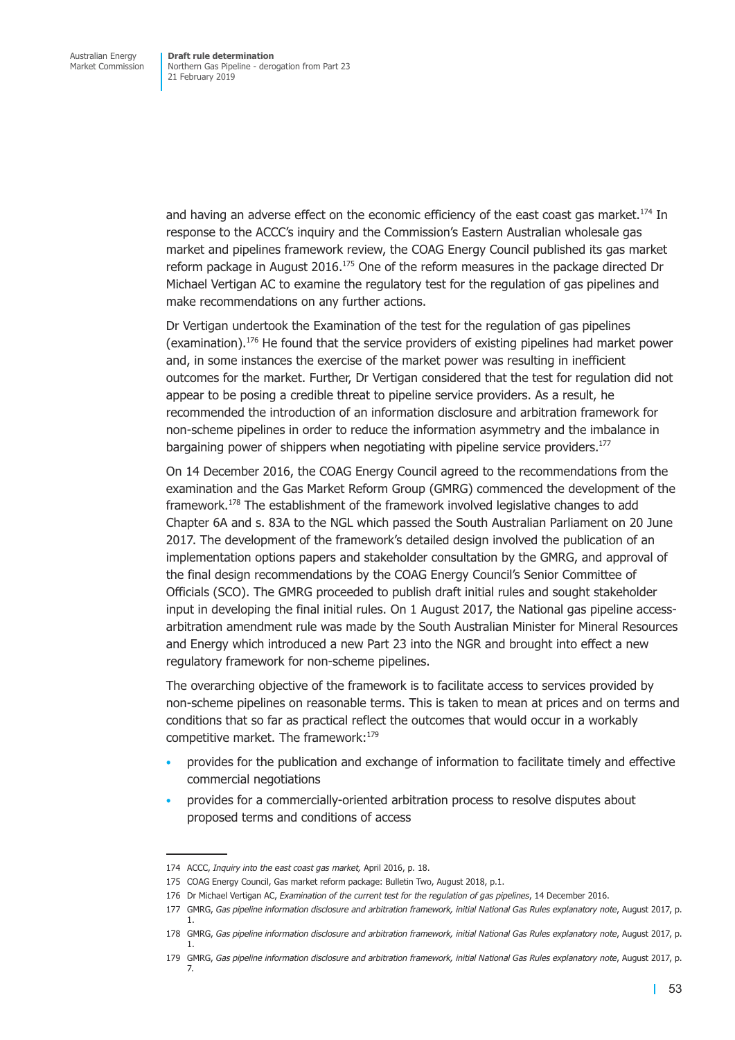and having an adverse effect on the economic efficiency of the east coast gas market.[174] In response to the ACCC's inquiry and the Commission's Eastern Australian wholesale gas market and pipelines framework review, the COAG Energy Council published its gas market reform package in August 2016.[175] One of the reform measures in the package directed Dr Michael Vertigan AC to examine the regulatory test for the regulation of gas pipelines and make recommendations on any further actions.

Dr Vertigan undertook the Examination of the test for the regulation of gas pipelines (examination).[176] He found that the service providers of existing pipelines had market power and, in some instances the exercise of the market power was resulting in inefficient outcomes for the market. Further, Dr Vertigan considered that the test for regulation did not appear to be posing a credible threat to pipeline service providers. As a result, he recommended the introduction of an information disclosure and arbitration framework for non-scheme pipelines in order to reduce the information asymmetry and the imbalance in bargaining power of shippers when negotiating with pipeline service providers.[177]

On 14 December 2016, the COAG Energy Council agreed to the recommendations from the examination and the Gas Market Reform Group (GMRG) commenced the development of the framework.[178] The establishment of the framework involved legislative changes to add Chapter 6A and s. 83A to the NGL which passed the South Australian Parliament on 20 June 2017. The development of the framework's detailed design involved the publication of an implementation options papers and stakeholder consultation by the GMRG, and approval of the final design recommendations by the COAG Energy Council's Senior Committee of Officials (SCO). The GMRG proceeded to publish draft initial rules and sought stakeholder input in developing the final initial rules. On 1 August 2017, the National gas pipeline access-arbitration amendment rule was made by the South Australian Minister for Mineral Resources and Energy which introduced a new Part 23 into the NGR and brought into effect a new regulatory framework for non-scheme pipelines.

The overarching objective of the framework is to facilitate access to services provided by non-scheme pipelines on reasonable terms. This is taken to mean at prices and on terms and conditions that so far as practical reflect the outcomes that would occur in a workably competitive market. The framework:[179]

- provides for the publication and exchange of information to facilitate timely and effective commercial negotiations
- provides for a commercially-oriented arbitration process to resolve disputes about proposed terms and conditions of access

---

174 ACCC, *Inquiry into the east coast gas market,* April 2016, p. 18.

175 COAG Energy Council, Gas market reform package: Bulletin Two, August 2018, p.1.

176 Dr Michael Vertigan AC, *Examination of the current test for the regulation of gas pipelines*, 14 December 2016.

177 GMRG, *Gas pipeline information disclosure and arbitration framework, initial National Gas Rules explanatory note*, August 2017, p. 1.

178 GMRG, *Gas pipeline information disclosure and arbitration framework, initial National Gas Rules explanatory note*, August 2017, p. 1.

179 GMRG, *Gas pipeline information disclosure and arbitration framework, initial National Gas Rules explanatory note*, August 2017, p. 7.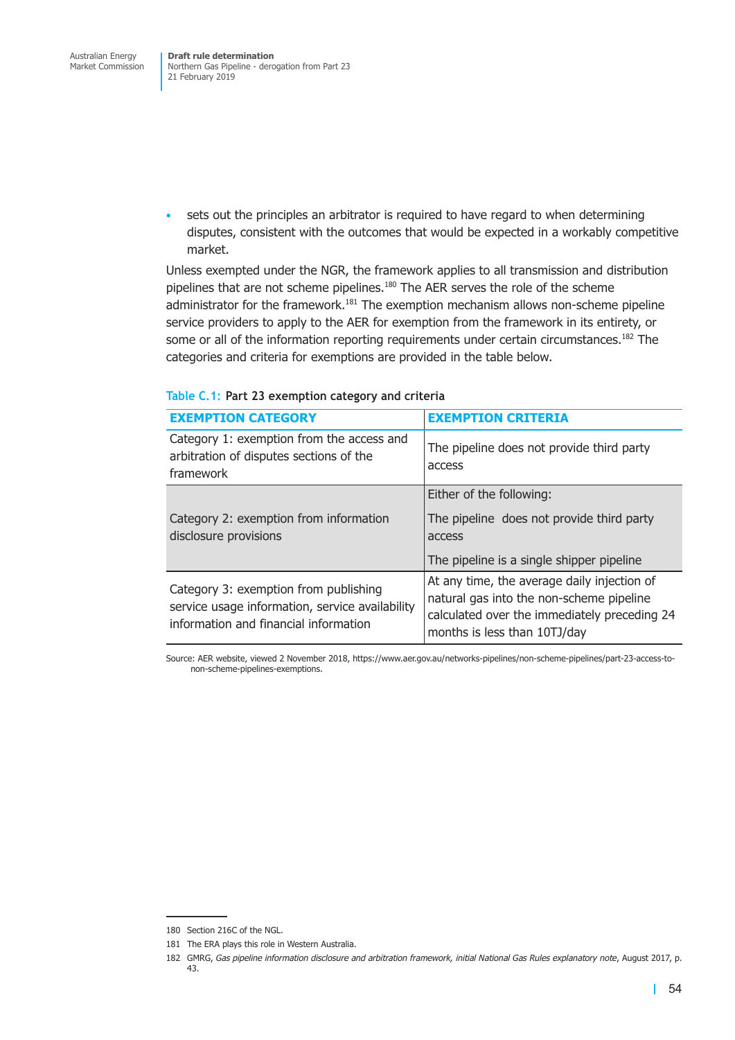- sets out the principles an arbitrator is required to have regard to when determining disputes, consistent with the outcomes that would be expected in a workably competitive market.

Unless exempted under the NGR, the framework applies to all transmission and distribution pipelines that are not scheme pipelines.[180] The AER serves the role of the scheme administrator for the framework.[181] The exemption mechanism allows non-scheme pipeline service providers to apply to the AER for exemption from the framework in its entirety, or some or all of the information reporting requirements under certain circumstances.[182] The categories and criteria for exemptions are provided in the table below.

Table C.1: **Part 23 exemption category and criteria**

| EXEMPTION CATEGORY | EXEMPTION CRITERIA |
|---|---|
| Category 1: exemption from the access and arbitration of disputes sections of the framework | The pipeline does not provide third party access |
| Category 2: exemption from information disclosure provisions | Either of the following:<br>The pipeline does not provide third party access<br>The pipeline is a single shipper pipeline |
| Category 3: exemption from publishing service usage information, service availability information and financial information | At any time, the average daily injection of natural gas into the non-scheme pipeline calculated over the immediately preceding 24 months is less than 10TJ/day |

Source: AER website, viewed 2 November 2018, https://www.aer.gov.au/networks-pipelines/non-scheme-pipelines/part-23-access-to-non-scheme-pipelines-exemptions.

180 Section 216C of the NGL.

181 The ERA plays this role in Western Australia.

182 GMRG, *Gas pipeline information disclosure and arbitration framework, initial National Gas Rules explanatory note*, August 2017, p. 43.